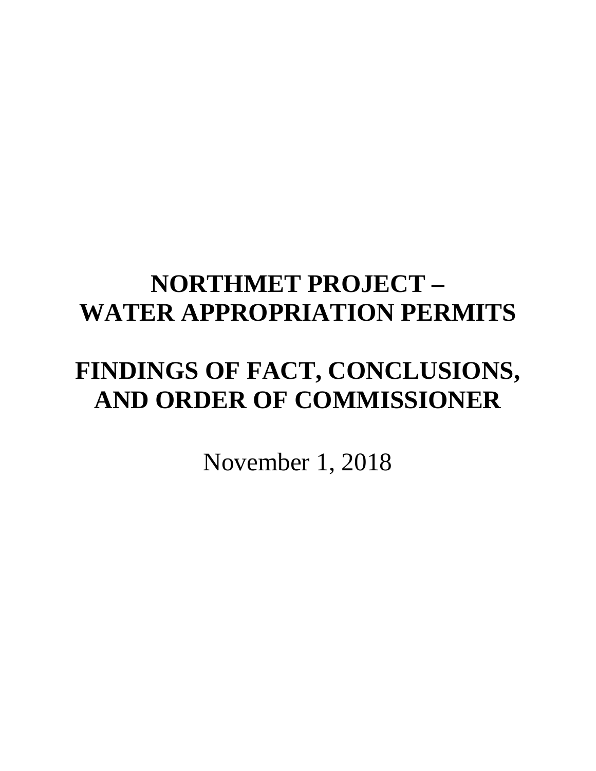# NORTHMET PROJECT –
# WATER APPROPRIATION PERMITS

# FINDINGS OF FACT, CONCLUSIONS, AND ORDER OF COMMISSIONER

November 1, 2018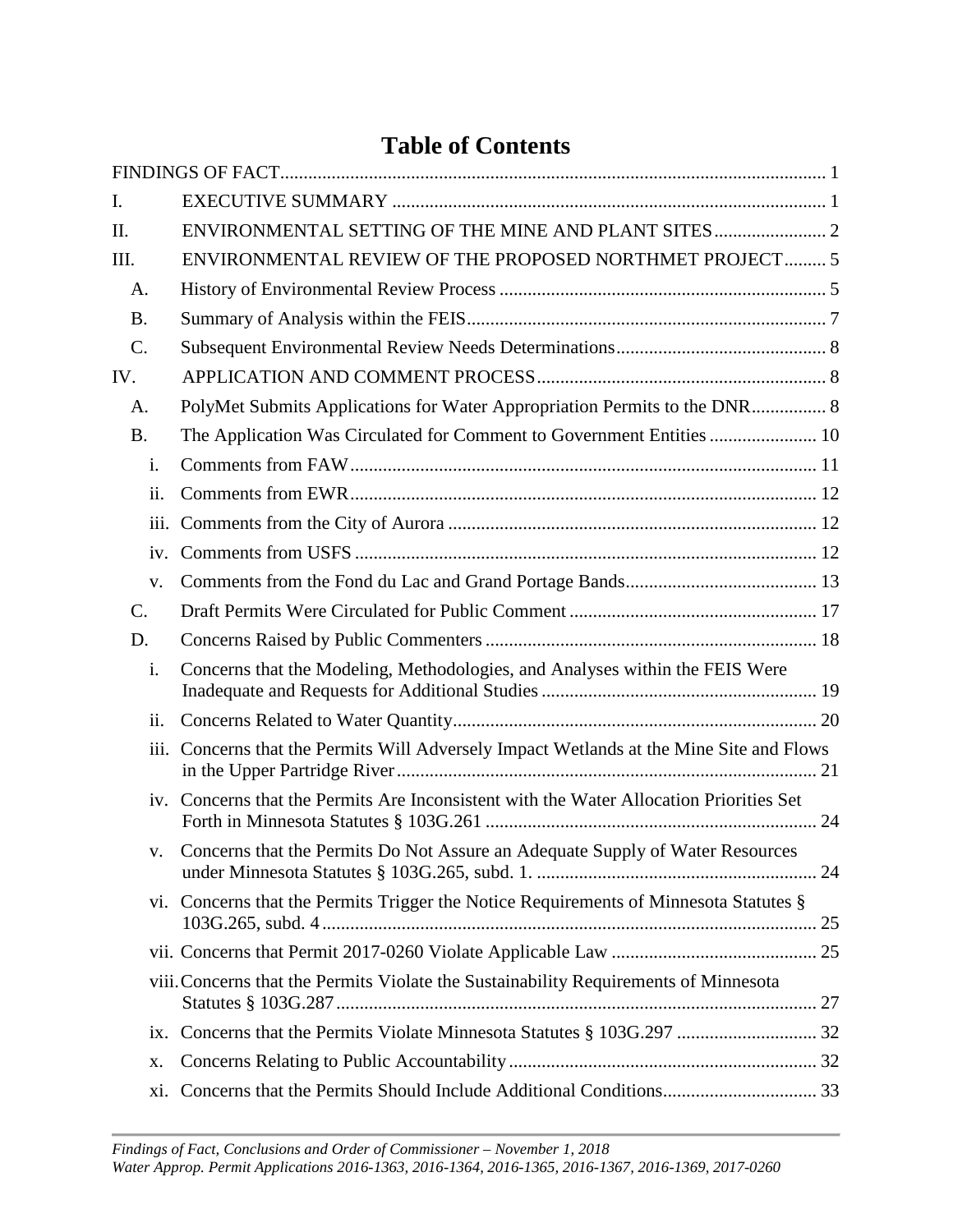# Table of Contents

FINDINGS OF FACT .................................................. 1

I. EXECUTIVE SUMMARY .................................................. 1

II. ENVIRONMENTAL SETTING OF THE MINE AND PLANT SITES .................................................. 2

III. ENVIRONMENTAL REVIEW OF THE PROPOSED NORTHMET PROJECT .................................................. 5

- A. History of Environmental Review Process .................................................. 5
- B. Summary of Analysis within the FEIS .................................................. 7
- C. Subsequent Environmental Review Needs Determinations .................................................. 8

IV. APPLICATION AND COMMENT PROCESS .................................................. 8

- A. PolyMet Submits Applications for Water Appropriation Permits to the DNR .................................................. 8
- B. The Application Was Circulated for Comment to Government Entities .................................................. 10
  - i. Comments from FAW .................................................. 11
  - ii. Comments from EWR .................................................. 12
  - iii. Comments from the City of Aurora .................................................. 12
  - iv. Comments from USFS .................................................. 12
  - v. Comments from the Fond du Lac and Grand Portage Bands .................................................. 13
- C. Draft Permits Were Circulated for Public Comment .................................................. 17
- D. Concerns Raised by Public Commenters .................................................. 18
  - i. Concerns that the Modeling, Methodologies, and Analyses within the FEIS Were Inadequate and Requests for Additional Studies .................................................. 19
  - ii. Concerns Related to Water Quantity .................................................. 20
  - iii. Concerns that the Permits Will Adversely Impact Wetlands at the Mine Site and Flows in the Upper Partridge River .................................................. 21
  - iv. Concerns that the Permits Are Inconsistent with the Water Allocation Priorities Set Forth in Minnesota Statutes § 103G.261 .................................................. 24
  - v. Concerns that the Permits Do Not Assure an Adequate Supply of Water Resources under Minnesota Statutes § 103G.265, subd. 1. .................................................. 24
  - vi. Concerns that the Permits Trigger the Notice Requirements of Minnesota Statutes § 103G.265, subd. 4 .................................................. 25
  - vii. Concerns that Permit 2017-0260 Violate Applicable Law .................................................. 25
  - viii. Concerns that the Permits Violate the Sustainability Requirements of Minnesota Statutes § 103G.287 .................................................. 27
  - ix. Concerns that the Permits Violate Minnesota Statutes § 103G.297 .................................................. 32
  - x. Concerns Relating to Public Accountability .................................................. 32
  - xi. Concerns that the Permits Should Include Additional Conditions .................................................. 33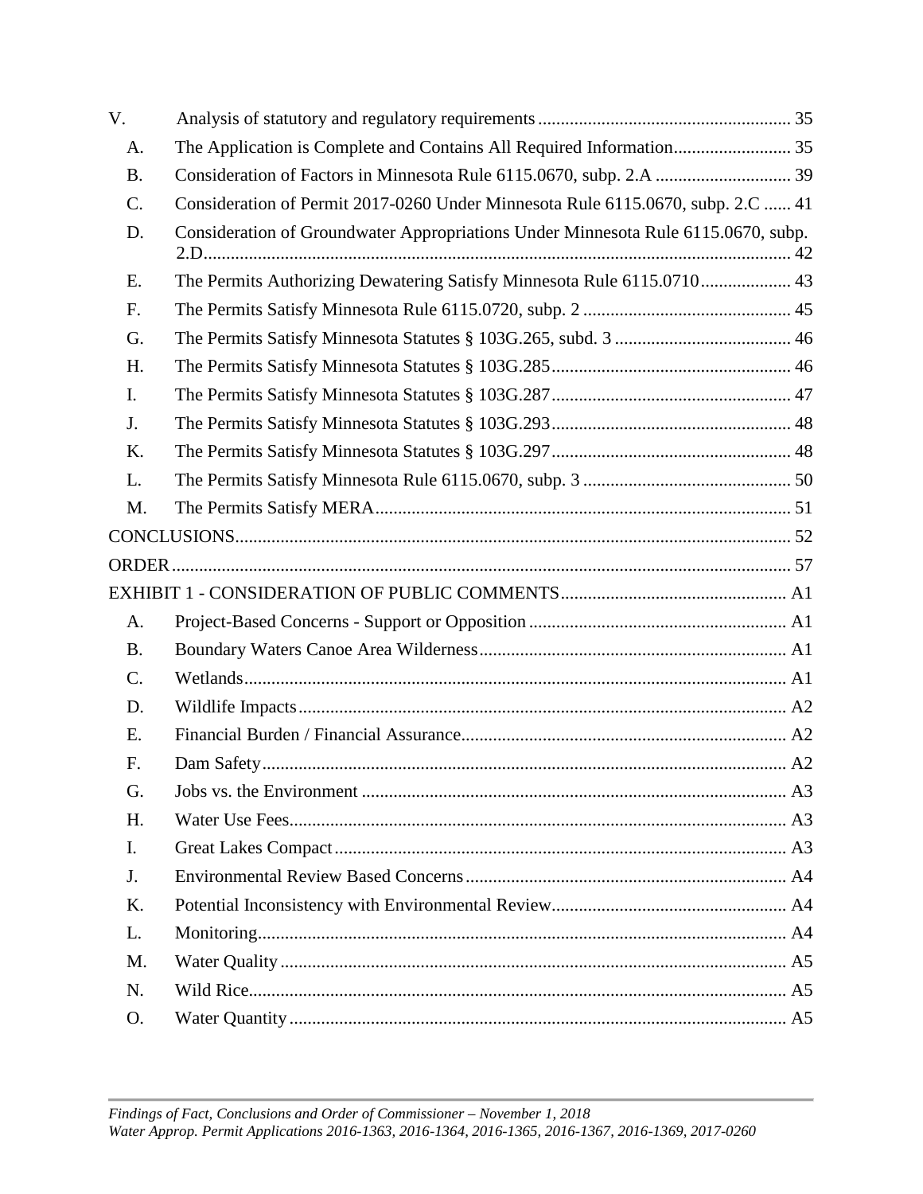V. Analysis of statutory and regulatory requirements ........................................................ 35

- A. The Application is Complete and Contains All Required Information .......................... 35
- B. Consideration of Factors in Minnesota Rule 6115.0670, subp. 2.A .............................. 39
- C. Consideration of Permit 2017-0260 Under Minnesota Rule 6115.0670, subp. 2.C ...... 41
- D. Consideration of Groundwater Appropriations Under Minnesota Rule 6115.0670, subp. 2.D ................................................................................................................. 42
- E. The Permits Authorizing Dewatering Satisfy Minnesota Rule 6115.0710 .................... 43
- F. The Permits Satisfy Minnesota Rule 6115.0720, subp. 2 .............................................. 45
- G. The Permits Satisfy Minnesota Statutes § 103G.265, subd. 3 ....................................... 46
- H. The Permits Satisfy Minnesota Statutes § 103G.285 ..................................................... 46
- I. The Permits Satisfy Minnesota Statutes § 103G.287 ..................................................... 47
- J. The Permits Satisfy Minnesota Statutes § 103G.293 ..................................................... 48
- K. The Permits Satisfy Minnesota Statutes § 103G.297 ..................................................... 48
- L. The Permits Satisfy Minnesota Rule 6115.0670, subp. 3 .............................................. 50
- M. The Permits Satisfy MERA ............................................................................................ 51

CONCLUSIONS .......................................................................................................................... 52

ORDER ........................................................................................................................................ 57

EXHIBIT 1 - CONSIDERATION OF PUBLIC COMMENTS .................................................. A1

- A. Project-Based Concerns - Support or Opposition .......................................................... A1
- B. Boundary Waters Canoe Area Wilderness ..................................................................... A1
- C. Wetlands ......................................................................................................................... A1
- D. Wildlife Impacts ............................................................................................................. A2
- E. Financial Burden / Financial Assurance ......................................................................... A2
- F. Dam Safety ..................................................................................................................... A2
- G. Jobs vs. the Environment .............................................................................................. A3
- H. Water Use Fees .............................................................................................................. A3
- I. Great Lakes Compact ..................................................................................................... A3
- J. Environmental Review Based Concerns ........................................................................ A4
- K. Potential Inconsistency with Environmental Review ..................................................... A4
- L. Monitoring ..................................................................................................................... A4
- M. Water Quality ................................................................................................................. A5
- N. Wild Rice ....................................................................................................................... A5
- O. Water Quantity .............................................................................................................. A5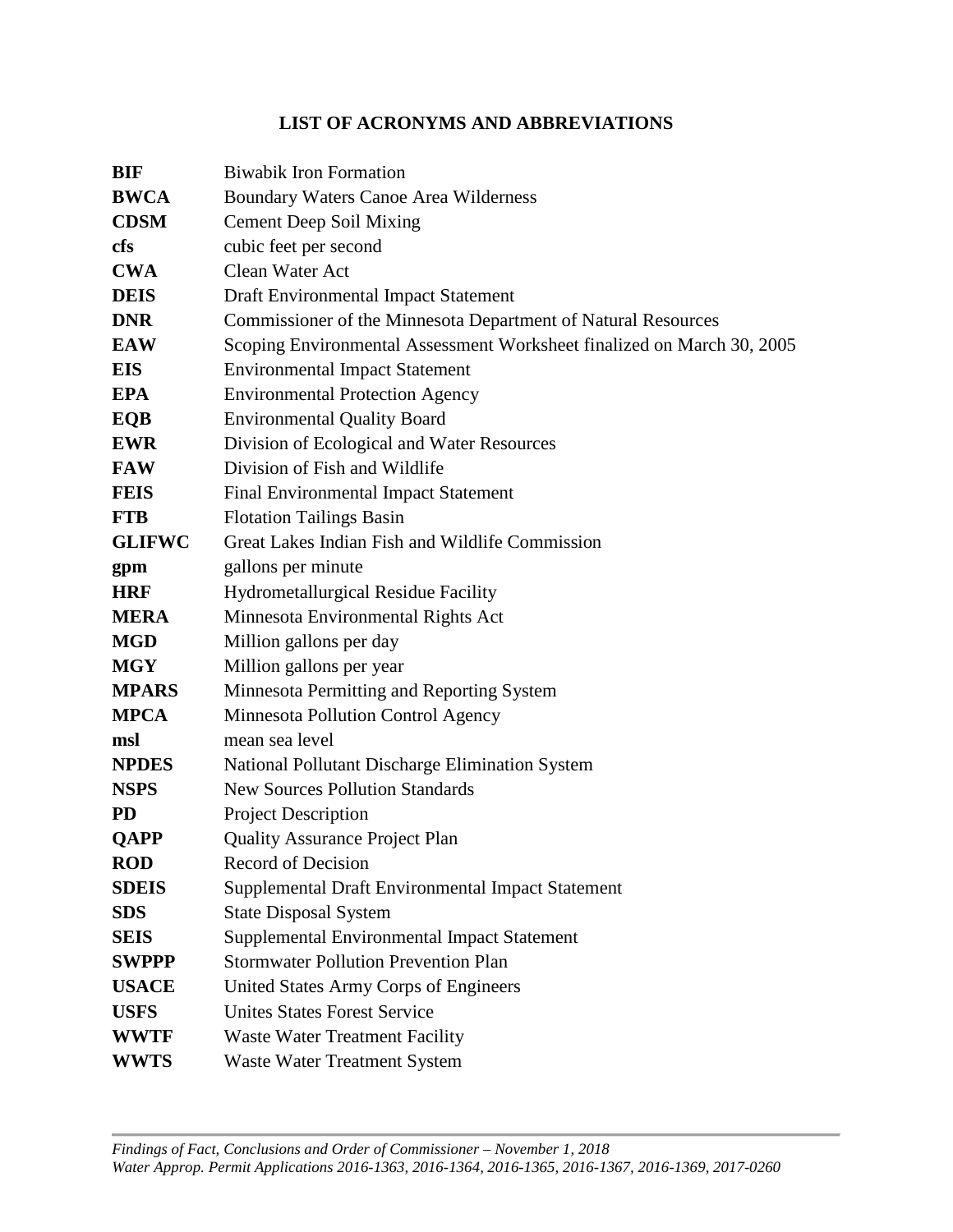## LIST OF ACRONYMS AND ABBREVIATIONS

| | |
|---|---|
| **BIF** | Biwabik Iron Formation |
| **BWCA** | Boundary Waters Canoe Area Wilderness |
| **CDSM** | Cement Deep Soil Mixing |
| **cfs** | cubic feet per second |
| **CWA** | Clean Water Act |
| **DEIS** | Draft Environmental Impact Statement |
| **DNR** | Commissioner of the Minnesota Department of Natural Resources |
| **EAW** | Scoping Environmental Assessment Worksheet finalized on March 30, 2005 |
| **EIS** | Environmental Impact Statement |
| **EPA** | Environmental Protection Agency |
| **EQB** | Environmental Quality Board |
| **EWR** | Division of Ecological and Water Resources |
| **FAW** | Division of Fish and Wildlife |
| **FEIS** | Final Environmental Impact Statement |
| **FTB** | Flotation Tailings Basin |
| **GLIFWC** | Great Lakes Indian Fish and Wildlife Commission |
| **gpm** | gallons per minute |
| **HRF** | Hydrometallurgical Residue Facility |
| **MERA** | Minnesota Environmental Rights Act |
| **MGD** | Million gallons per day |
| **MGY** | Million gallons per year |
| **MPARS** | Minnesota Permitting and Reporting System |
| **MPCA** | Minnesota Pollution Control Agency |
| **msl** | mean sea level |
| **NPDES** | National Pollutant Discharge Elimination System |
| **NSPS** | New Sources Pollution Standards |
| **PD** | Project Description |
| **QAPP** | Quality Assurance Project Plan |
| **ROD** | Record of Decision |
| **SDEIS** | Supplemental Draft Environmental Impact Statement |
| **SDS** | State Disposal System |
| **SEIS** | Supplemental Environmental Impact Statement |
| **SWPPP** | Stormwater Pollution Prevention Plan |
| **USACE** | United States Army Corps of Engineers |
| **USFS** | Unites States Forest Service |
| **WWTF** | Waste Water Treatment Facility |
| **WWTS** | Waste Water Treatment System |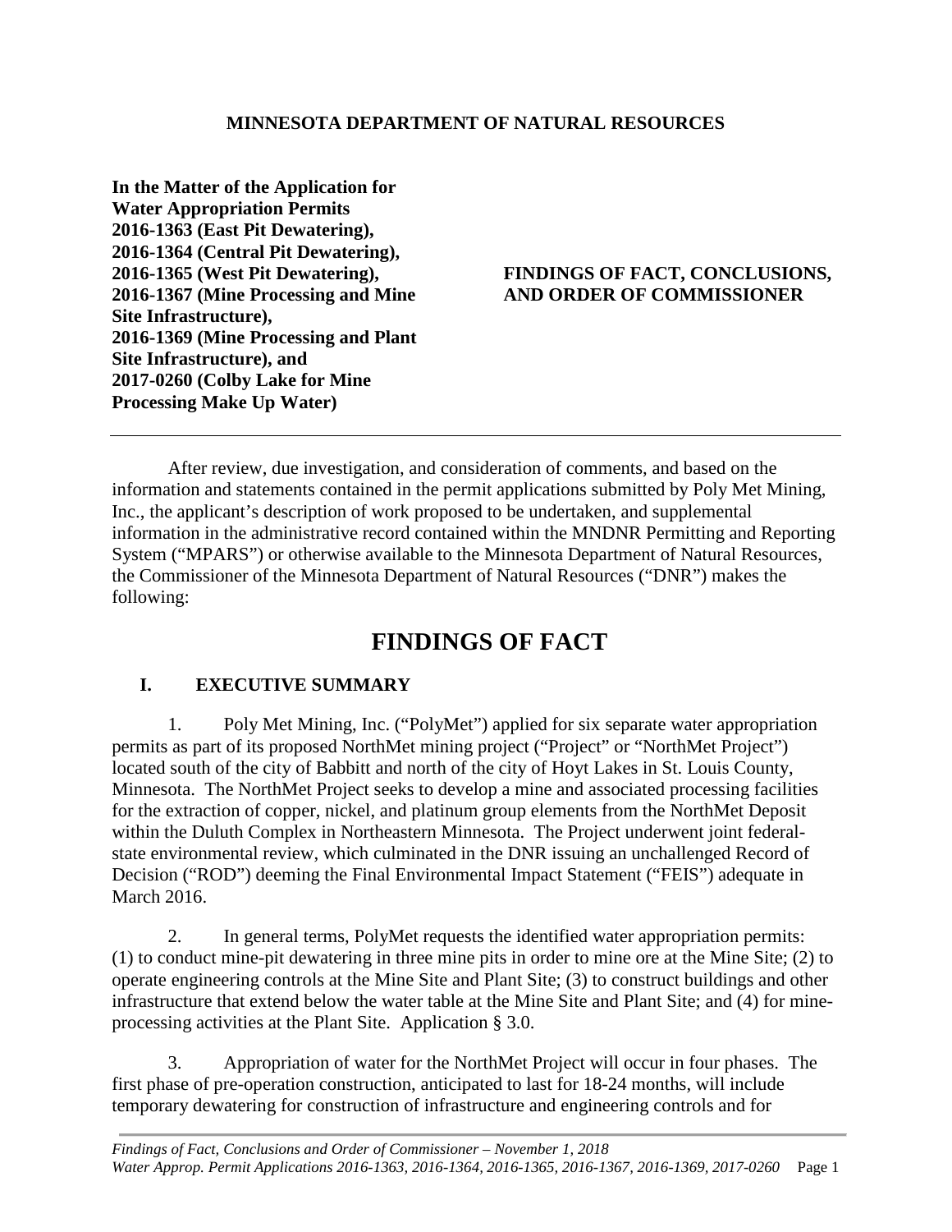**MINNESOTA DEPARTMENT OF NATURAL RESOURCES**

**In the Matter of the Application for Water Appropriation Permits 2016-1363 (East Pit Dewatering), 2016-1364 (Central Pit Dewatering), 2016-1365 (West Pit Dewatering), 2016-1367 (Mine Processing and Mine Site Infrastructure), 2016-1369 (Mine Processing and Plant Site Infrastructure), and 2017-0260 (Colby Lake for Mine Processing Make Up Water)**

**FINDINGS OF FACT, CONCLUSIONS, AND ORDER OF COMMISSIONER**

---

After review, due investigation, and consideration of comments, and based on the information and statements contained in the permit applications submitted by Poly Met Mining, Inc., the applicant's description of work proposed to be undertaken, and supplemental information in the administrative record contained within the MNDNR Permitting and Reporting System ("MPARS") or otherwise available to the Minnesota Department of Natural Resources, the Commissioner of the Minnesota Department of Natural Resources ("DNR") makes the following:

# FINDINGS OF FACT

## I. EXECUTIVE SUMMARY

1. Poly Met Mining, Inc. ("PolyMet") applied for six separate water appropriation permits as part of its proposed NorthMet mining project ("Project" or "NorthMet Project") located south of the city of Babbitt and north of the city of Hoyt Lakes in St. Louis County, Minnesota. The NorthMet Project seeks to develop a mine and associated processing facilities for the extraction of copper, nickel, and platinum group elements from the NorthMet Deposit within the Duluth Complex in Northeastern Minnesota. The Project underwent joint federal-state environmental review, which culminated in the DNR issuing an unchallenged Record of Decision ("ROD") deeming the Final Environmental Impact Statement ("FEIS") adequate in March 2016.

2. In general terms, PolyMet requests the identified water appropriation permits: (1) to conduct mine-pit dewatering in three mine pits in order to mine ore at the Mine Site; (2) to operate engineering controls at the Mine Site and Plant Site; (3) to construct buildings and other infrastructure that extend below the water table at the Mine Site and Plant Site; and (4) for mine-processing activities at the Plant Site. Application § 3.0.

3. Appropriation of water for the NorthMet Project will occur in four phases. The first phase of pre-operation construction, anticipated to last for 18-24 months, will include temporary dewatering for construction of infrastructure and engineering controls and for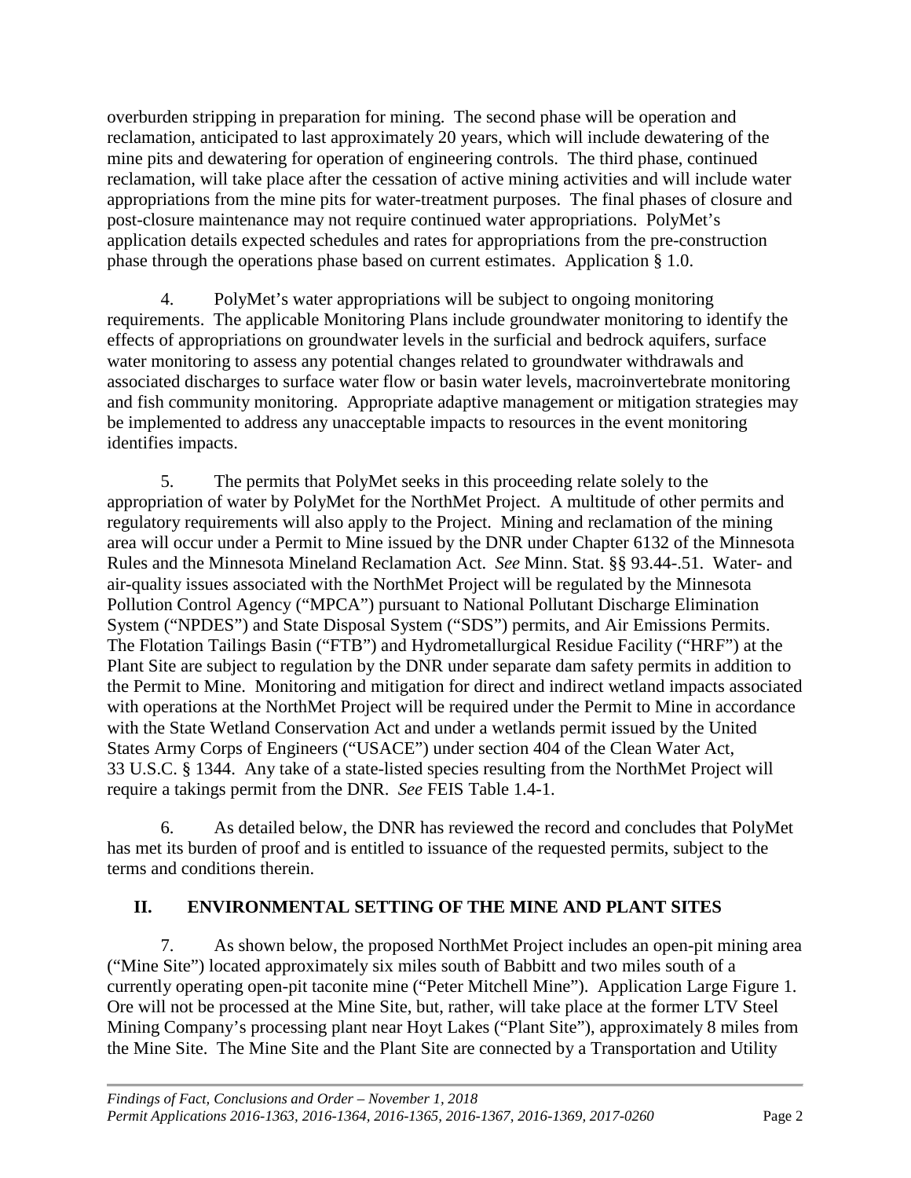overburden stripping in preparation for mining. The second phase will be operation and reclamation, anticipated to last approximately 20 years, which will include dewatering of the mine pits and dewatering for operation of engineering controls. The third phase, continued reclamation, will take place after the cessation of active mining activities and will include water appropriations from the mine pits for water-treatment purposes. The final phases of closure and post-closure maintenance may not require continued water appropriations. PolyMet's application details expected schedules and rates for appropriations from the pre-construction phase through the operations phase based on current estimates. Application § 1.0.

4. PolyMet's water appropriations will be subject to ongoing monitoring requirements. The applicable Monitoring Plans include groundwater monitoring to identify the effects of appropriations on groundwater levels in the surficial and bedrock aquifers, surface water monitoring to assess any potential changes related to groundwater withdrawals and associated discharges to surface water flow or basin water levels, macroinvertebrate monitoring and fish community monitoring. Appropriate adaptive management or mitigation strategies may be implemented to address any unacceptable impacts to resources in the event monitoring identifies impacts.

5. The permits that PolyMet seeks in this proceeding relate solely to the appropriation of water by PolyMet for the NorthMet Project. A multitude of other permits and regulatory requirements will also apply to the Project. Mining and reclamation of the mining area will occur under a Permit to Mine issued by the DNR under Chapter 6132 of the Minnesota Rules and the Minnesota Mineland Reclamation Act. *See* Minn. Stat. §§ 93.44-.51. Water- and air-quality issues associated with the NorthMet Project will be regulated by the Minnesota Pollution Control Agency ("MPCA") pursuant to National Pollutant Discharge Elimination System ("NPDES") and State Disposal System ("SDS") permits, and Air Emissions Permits. The Flotation Tailings Basin ("FTB") and Hydrometallurgical Residue Facility ("HRF") at the Plant Site are subject to regulation by the DNR under separate dam safety permits in addition to the Permit to Mine. Monitoring and mitigation for direct and indirect wetland impacts associated with operations at the NorthMet Project will be required under the Permit to Mine in accordance with the State Wetland Conservation Act and under a wetlands permit issued by the United States Army Corps of Engineers ("USACE") under section 404 of the Clean Water Act, 33 U.S.C. § 1344. Any take of a state-listed species resulting from the NorthMet Project will require a takings permit from the DNR. *See* FEIS Table 1.4-1.

6. As detailed below, the DNR has reviewed the record and concludes that PolyMet has met its burden of proof and is entitled to issuance of the requested permits, subject to the terms and conditions therein.

## II. ENVIRONMENTAL SETTING OF THE MINE AND PLANT SITES

7. As shown below, the proposed NorthMet Project includes an open-pit mining area ("Mine Site") located approximately six miles south of Babbitt and two miles south of a currently operating open-pit taconite mine ("Peter Mitchell Mine"). Application Large Figure 1. Ore will not be processed at the Mine Site, but, rather, will take place at the former LTV Steel Mining Company's processing plant near Hoyt Lakes ("Plant Site"), approximately 8 miles from the Mine Site. The Mine Site and the Plant Site are connected by a Transportation and Utility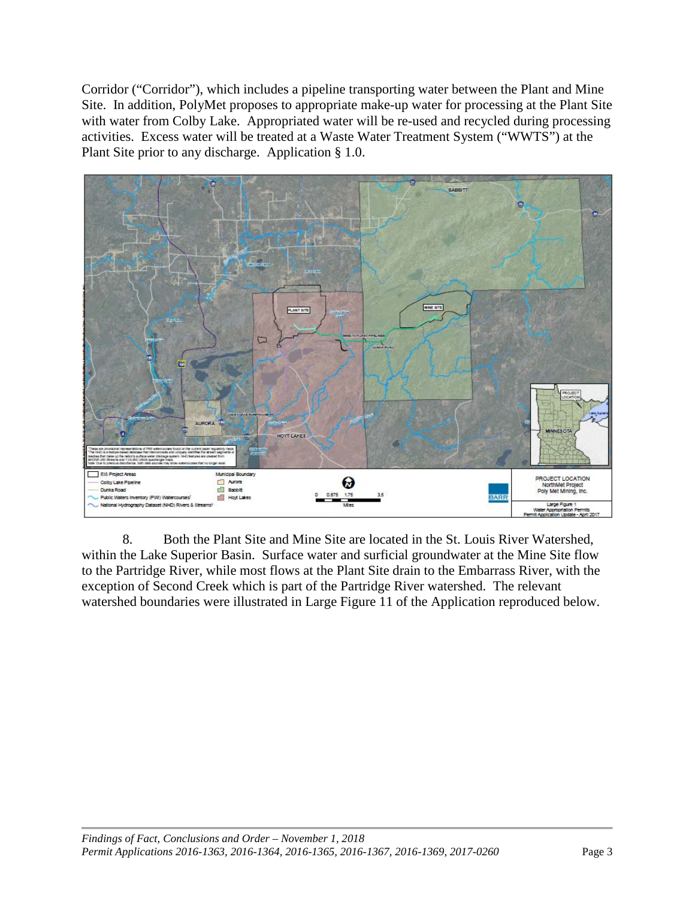Corridor ("Corridor"), which includes a pipeline transporting water between the Plant and Mine Site. In addition, PolyMet proposes to appropriate make-up water for processing at the Plant Site with water from Colby Lake. Appropriated water will be re-used and recycled during processing activities. Excess water will be treated at a Waste Water Treatment System ("WWTS") at the Plant Site prior to any discharge. Application § 1.0.

8. Both the Plant Site and Mine Site are located in the St. Louis River Watershed, within the Lake Superior Basin. Surface water and surficial groundwater at the Mine Site flow to the Partridge River, while most flows at the Plant Site drain to the Embarrass River, with the exception of Second Creek which is part of the Partridge River watershed. The relevant watershed boundaries were illustrated in Large Figure 11 of the Application reproduced below.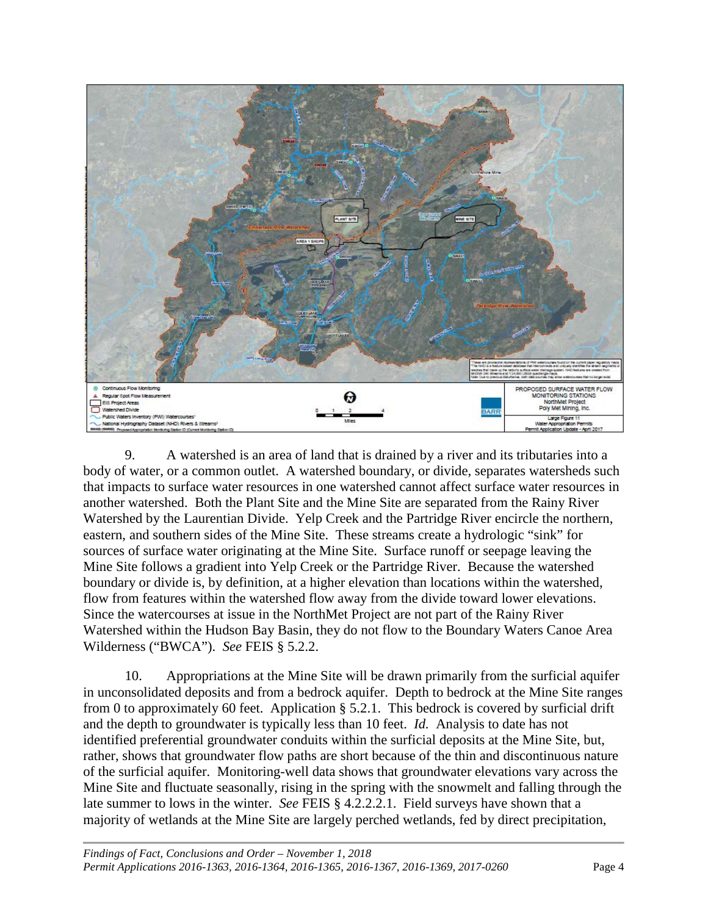9. A watershed is an area of land that is drained by a river and its tributaries into a body of water, or a common outlet. A watershed boundary, or divide, separates watersheds such that impacts to surface water resources in one watershed cannot affect surface water resources in another watershed. Both the Plant Site and the Mine Site are separated from the Rainy River Watershed by the Laurentian Divide. Yelp Creek and the Partridge River encircle the northern, eastern, and southern sides of the Mine Site. These streams create a hydrologic "sink" for sources of surface water originating at the Mine Site. Surface runoff or seepage leaving the Mine Site follows a gradient into Yelp Creek or the Partridge River. Because the watershed boundary or divide is, by definition, at a higher elevation than locations within the watershed, flow from features within the watershed flow away from the divide toward lower elevations. Since the watercourses at issue in the NorthMet Project are not part of the Rainy River Watershed within the Hudson Bay Basin, they do not flow to the Boundary Waters Canoe Area Wilderness ("BWCA"). *See* FEIS § 5.2.2.

10. Appropriations at the Mine Site will be drawn primarily from the surficial aquifer in unconsolidated deposits and from a bedrock aquifer. Depth to bedrock at the Mine Site ranges from 0 to approximately 60 feet. Application § 5.2.1. This bedrock is covered by surficial drift and the depth to groundwater is typically less than 10 feet. *Id.* Analysis to date has not identified preferential groundwater conduits within the surficial deposits at the Mine Site, but, rather, shows that groundwater flow paths are short because of the thin and discontinuous nature of the surficial aquifer. Monitoring-well data shows that groundwater elevations vary across the Mine Site and fluctuate seasonally, rising in the spring with the snowmelt and falling through the late summer to lows in the winter. *See* FEIS § 4.2.2.2.1. Field surveys have shown that a majority of wetlands at the Mine Site are largely perched wetlands, fed by direct precipitation,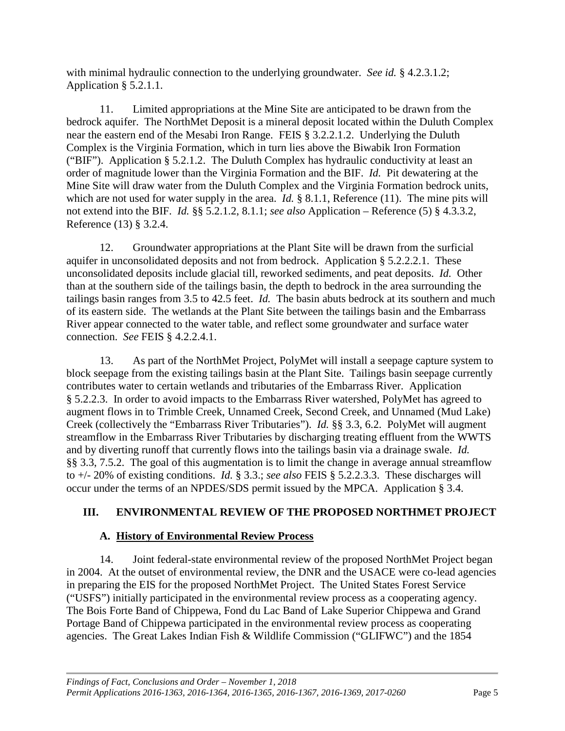with minimal hydraulic connection to the underlying groundwater. *See id.* § 4.2.3.1.2; Application § 5.2.1.1.

11. Limited appropriations at the Mine Site are anticipated to be drawn from the bedrock aquifer. The NorthMet Deposit is a mineral deposit located within the Duluth Complex near the eastern end of the Mesabi Iron Range. FEIS § 3.2.2.1.2. Underlying the Duluth Complex is the Virginia Formation, which in turn lies above the Biwabik Iron Formation ("BIF"). Application § 5.2.1.2. The Duluth Complex has hydraulic conductivity at least an order of magnitude lower than the Virginia Formation and the BIF. *Id.* Pit dewatering at the Mine Site will draw water from the Duluth Complex and the Virginia Formation bedrock units, which are not used for water supply in the area. *Id.* § 8.1.1, Reference (11). The mine pits will not extend into the BIF. *Id.* §§ 5.2.1.2, 8.1.1; *see also* Application – Reference (5) § 4.3.3.2, Reference (13) § 3.2.4.

12. Groundwater appropriations at the Plant Site will be drawn from the surficial aquifer in unconsolidated deposits and not from bedrock. Application § 5.2.2.2.1. These unconsolidated deposits include glacial till, reworked sediments, and peat deposits. *Id.* Other than at the southern side of the tailings basin, the depth to bedrock in the area surrounding the tailings basin ranges from 3.5 to 42.5 feet. *Id.* The basin abuts bedrock at its southern and much of its eastern side. The wetlands at the Plant Site between the tailings basin and the Embarrass River appear connected to the water table, and reflect some groundwater and surface water connection. *See* FEIS § 4.2.2.4.1.

13. As part of the NorthMet Project, PolyMet will install a seepage capture system to block seepage from the existing tailings basin at the Plant Site. Tailings basin seepage currently contributes water to certain wetlands and tributaries of the Embarrass River. Application § 5.2.2.3. In order to avoid impacts to the Embarrass River watershed, PolyMet has agreed to augment flows in to Trimble Creek, Unnamed Creek, Second Creek, and Unnamed (Mud Lake) Creek (collectively the "Embarrass River Tributaries"). *Id.* §§ 3.3, 6.2. PolyMet will augment streamflow in the Embarrass River Tributaries by discharging treating effluent from the WWTS and by diverting runoff that currently flows into the tailings basin via a drainage swale. *Id.* §§ 3.3, 7.5.2. The goal of this augmentation is to limit the change in average annual streamflow to +/- 20% of existing conditions. *Id.* § 3.3.; *see also* FEIS § 5.2.2.3.3. These discharges will occur under the terms of an NPDES/SDS permit issued by the MPCA. Application § 3.4.

## III. ENVIRONMENTAL REVIEW OF THE PROPOSED NORTHMET PROJECT

### A. History of Environmental Review Process

14. Joint federal-state environmental review of the proposed NorthMet Project began in 2004. At the outset of environmental review, the DNR and the USACE were co-lead agencies in preparing the EIS for the proposed NorthMet Project. The United States Forest Service ("USFS") initially participated in the environmental review process as a cooperating agency. The Bois Forte Band of Chippewa, Fond du Lac Band of Lake Superior Chippewa and Grand Portage Band of Chippewa participated in the environmental review process as cooperating agencies. The Great Lakes Indian Fish & Wildlife Commission ("GLIFWC") and the 1854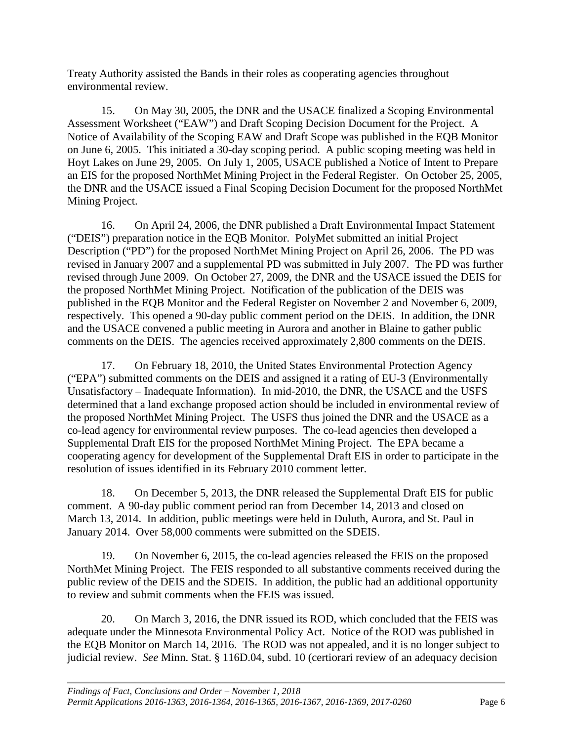Treaty Authority assisted the Bands in their roles as cooperating agencies throughout environmental review.

15. On May 30, 2005, the DNR and the USACE finalized a Scoping Environmental Assessment Worksheet ("EAW") and Draft Scoping Decision Document for the Project. A Notice of Availability of the Scoping EAW and Draft Scope was published in the EQB Monitor on June 6, 2005. This initiated a 30-day scoping period. A public scoping meeting was held in Hoyt Lakes on June 29, 2005. On July 1, 2005, USACE published a Notice of Intent to Prepare an EIS for the proposed NorthMet Mining Project in the Federal Register. On October 25, 2005, the DNR and the USACE issued a Final Scoping Decision Document for the proposed NorthMet Mining Project.

16. On April 24, 2006, the DNR published a Draft Environmental Impact Statement ("DEIS") preparation notice in the EQB Monitor. PolyMet submitted an initial Project Description ("PD") for the proposed NorthMet Mining Project on April 26, 2006. The PD was revised in January 2007 and a supplemental PD was submitted in July 2007. The PD was further revised through June 2009. On October 27, 2009, the DNR and the USACE issued the DEIS for the proposed NorthMet Mining Project. Notification of the publication of the DEIS was published in the EQB Monitor and the Federal Register on November 2 and November 6, 2009, respectively. This opened a 90-day public comment period on the DEIS. In addition, the DNR and the USACE convened a public meeting in Aurora and another in Blaine to gather public comments on the DEIS. The agencies received approximately 2,800 comments on the DEIS.

17. On February 18, 2010, the United States Environmental Protection Agency ("EPA") submitted comments on the DEIS and assigned it a rating of EU-3 (Environmentally Unsatisfactory – Inadequate Information). In mid-2010, the DNR, the USACE and the USFS determined that a land exchange proposed action should be included in environmental review of the proposed NorthMet Mining Project. The USFS thus joined the DNR and the USACE as a co-lead agency for environmental review purposes. The co-lead agencies then developed a Supplemental Draft EIS for the proposed NorthMet Mining Project. The EPA became a cooperating agency for development of the Supplemental Draft EIS in order to participate in the resolution of issues identified in its February 2010 comment letter.

18. On December 5, 2013, the DNR released the Supplemental Draft EIS for public comment. A 90-day public comment period ran from December 14, 2013 and closed on March 13, 2014. In addition, public meetings were held in Duluth, Aurora, and St. Paul in January 2014. Over 58,000 comments were submitted on the SDEIS.

19. On November 6, 2015, the co-lead agencies released the FEIS on the proposed NorthMet Mining Project. The FEIS responded to all substantive comments received during the public review of the DEIS and the SDEIS. In addition, the public had an additional opportunity to review and submit comments when the FEIS was issued.

20. On March 3, 2016, the DNR issued its ROD, which concluded that the FEIS was adequate under the Minnesota Environmental Policy Act. Notice of the ROD was published in the EQB Monitor on March 14, 2016. The ROD was not appealed, and it is no longer subject to judicial review. *See* Minn. Stat. § 116D.04, subd. 10 (certiorari review of an adequacy decision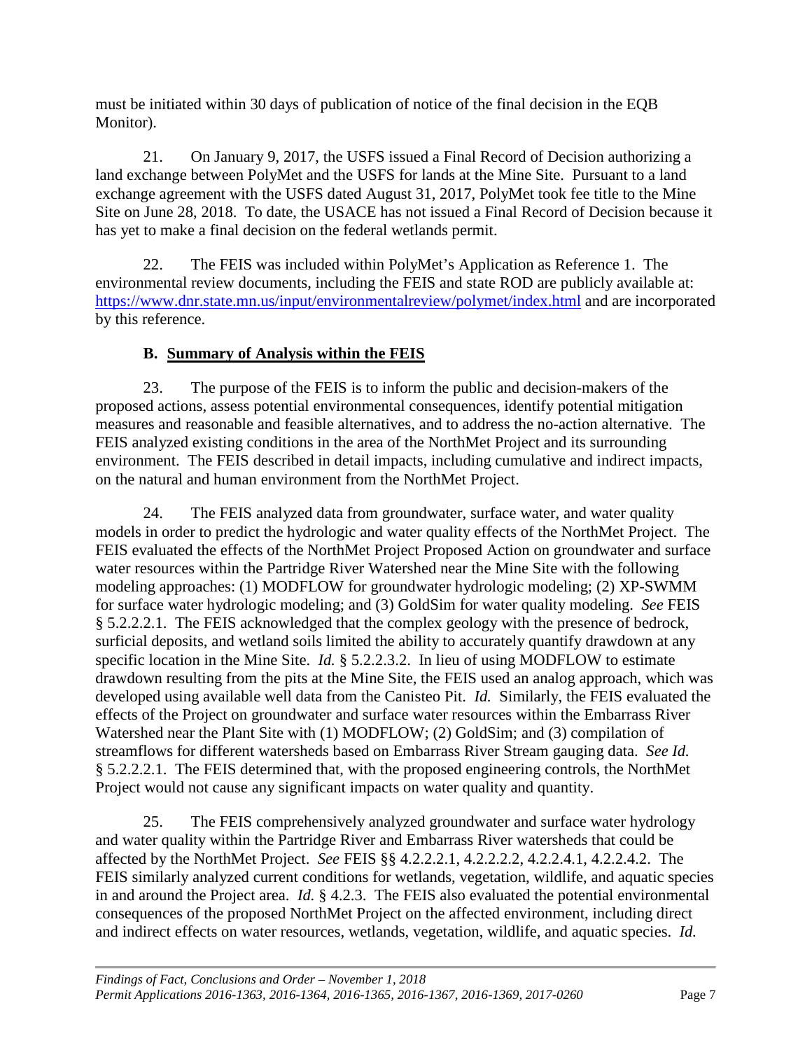must be initiated within 30 days of publication of notice of the final decision in the EQB Monitor).

21. On January 9, 2017, the USFS issued a Final Record of Decision authorizing a land exchange between PolyMet and the USFS for lands at the Mine Site. Pursuant to a land exchange agreement with the USFS dated August 31, 2017, PolyMet took fee title to the Mine Site on June 28, 2018. To date, the USACE has not issued a Final Record of Decision because it has yet to make a final decision on the federal wetlands permit.

22. The FEIS was included within PolyMet's Application as Reference 1. The environmental review documents, including the FEIS and state ROD are publicly available at: https://www.dnr.state.mn.us/input/environmentalreview/polymet/index.html and are incorporated by this reference.

### B. <u>Summary of Analysis within the FEIS</u>

23. The purpose of the FEIS is to inform the public and decision-makers of the proposed actions, assess potential environmental consequences, identify potential mitigation measures and reasonable and feasible alternatives, and to address the no-action alternative. The FEIS analyzed existing conditions in the area of the NorthMet Project and its surrounding environment. The FEIS described in detail impacts, including cumulative and indirect impacts, on the natural and human environment from the NorthMet Project.

24. The FEIS analyzed data from groundwater, surface water, and water quality models in order to predict the hydrologic and water quality effects of the NorthMet Project. The FEIS evaluated the effects of the NorthMet Project Proposed Action on groundwater and surface water resources within the Partridge River Watershed near the Mine Site with the following modeling approaches: (1) MODFLOW for groundwater hydrologic modeling; (2) XP-SWMM for surface water hydrologic modeling; and (3) GoldSim for water quality modeling. *See* FEIS § 5.2.2.2.1. The FEIS acknowledged that the complex geology with the presence of bedrock, surficial deposits, and wetland soils limited the ability to accurately quantify drawdown at any specific location in the Mine Site. *Id.* § 5.2.2.3.2. In lieu of using MODFLOW to estimate drawdown resulting from the pits at the Mine Site, the FEIS used an analog approach, which was developed using available well data from the Canisteo Pit. *Id.* Similarly, the FEIS evaluated the effects of the Project on groundwater and surface water resources within the Embarrass River Watershed near the Plant Site with (1) MODFLOW; (2) GoldSim; and (3) compilation of streamflows for different watersheds based on Embarrass River Stream gauging data. *See Id.* § 5.2.2.2.1. The FEIS determined that, with the proposed engineering controls, the NorthMet Project would not cause any significant impacts on water quality and quantity.

25. The FEIS comprehensively analyzed groundwater and surface water hydrology and water quality within the Partridge River and Embarrass River watersheds that could be affected by the NorthMet Project. *See* FEIS §§ 4.2.2.2.1, 4.2.2.2.2, 4.2.2.4.1, 4.2.2.4.2. The FEIS similarly analyzed current conditions for wetlands, vegetation, wildlife, and aquatic species in and around the Project area. *Id.* § 4.2.3. The FEIS also evaluated the potential environmental consequences of the proposed NorthMet Project on the affected environment, including direct and indirect effects on water resources, wetlands, vegetation, wildlife, and aquatic species. *Id.*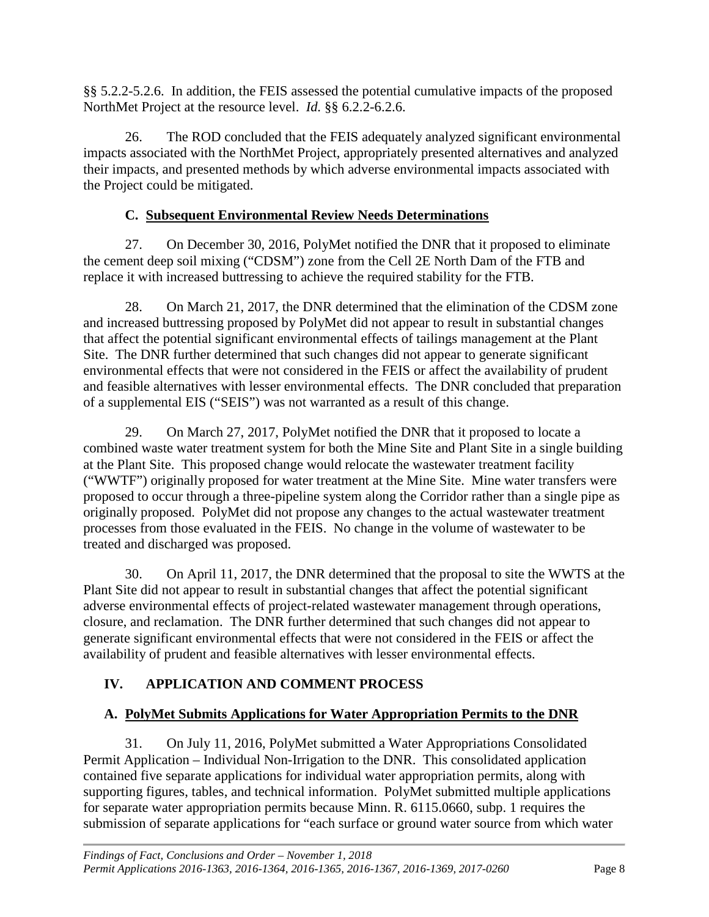§§ 5.2.2-5.2.6. In addition, the FEIS assessed the potential cumulative impacts of the proposed NorthMet Project at the resource level. *Id.* §§ 6.2.2-6.2.6.

26. The ROD concluded that the FEIS adequately analyzed significant environmental impacts associated with the NorthMet Project, appropriately presented alternatives and analyzed their impacts, and presented methods by which adverse environmental impacts associated with the Project could be mitigated.

### C. Subsequent Environmental Review Needs Determinations

27. On December 30, 2016, PolyMet notified the DNR that it proposed to eliminate the cement deep soil mixing ("CDSM") zone from the Cell 2E North Dam of the FTB and replace it with increased buttressing to achieve the required stability for the FTB.

28. On March 21, 2017, the DNR determined that the elimination of the CDSM zone and increased buttressing proposed by PolyMet did not appear to result in substantial changes that affect the potential significant environmental effects of tailings management at the Plant Site. The DNR further determined that such changes did not appear to generate significant environmental effects that were not considered in the FEIS or affect the availability of prudent and feasible alternatives with lesser environmental effects. The DNR concluded that preparation of a supplemental EIS ("SEIS") was not warranted as a result of this change.

29. On March 27, 2017, PolyMet notified the DNR that it proposed to locate a combined waste water treatment system for both the Mine Site and Plant Site in a single building at the Plant Site. This proposed change would relocate the wastewater treatment facility ("WWTF") originally proposed for water treatment at the Mine Site. Mine water transfers were proposed to occur through a three-pipeline system along the Corridor rather than a single pipe as originally proposed. PolyMet did not propose any changes to the actual wastewater treatment processes from those evaluated in the FEIS. No change in the volume of wastewater to be treated and discharged was proposed.

30. On April 11, 2017, the DNR determined that the proposal to site the WWTS at the Plant Site did not appear to result in substantial changes that affect the potential significant adverse environmental effects of project-related wastewater management through operations, closure, and reclamation. The DNR further determined that such changes did not appear to generate significant environmental effects that were not considered in the FEIS or affect the availability of prudent and feasible alternatives with lesser environmental effects.

## IV. APPLICATION AND COMMENT PROCESS

### A. PolyMet Submits Applications for Water Appropriation Permits to the DNR

31. On July 11, 2016, PolyMet submitted a Water Appropriations Consolidated Permit Application – Individual Non-Irrigation to the DNR. This consolidated application contained five separate applications for individual water appropriation permits, along with supporting figures, tables, and technical information. PolyMet submitted multiple applications for separate water appropriation permits because Minn. R. 6115.0660, subp. 1 requires the submission of separate applications for "each surface or ground water source from which water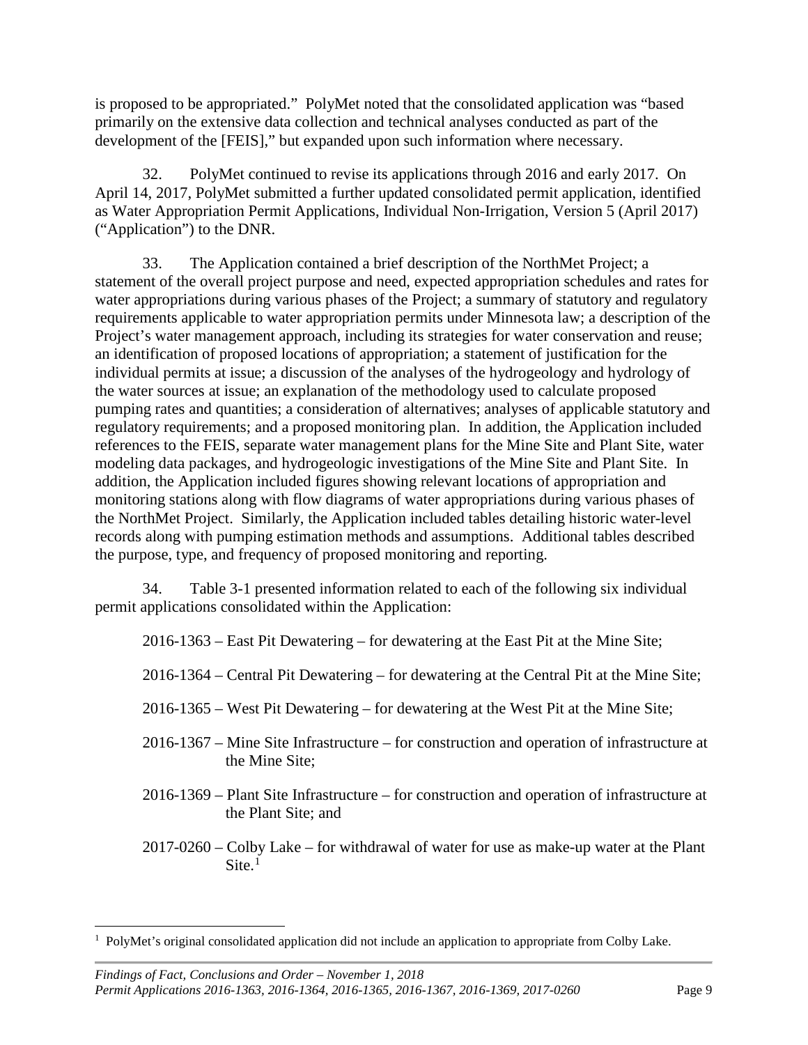is proposed to be appropriated." PolyMet noted that the consolidated application was "based primarily on the extensive data collection and technical analyses conducted as part of the development of the [FEIS]," but expanded upon such information where necessary.

32. PolyMet continued to revise its applications through 2016 and early 2017. On April 14, 2017, PolyMet submitted a further updated consolidated permit application, identified as Water Appropriation Permit Applications, Individual Non-Irrigation, Version 5 (April 2017) ("Application") to the DNR.

33. The Application contained a brief description of the NorthMet Project; a statement of the overall project purpose and need, expected appropriation schedules and rates for water appropriations during various phases of the Project; a summary of statutory and regulatory requirements applicable to water appropriation permits under Minnesota law; a description of the Project's water management approach, including its strategies for water conservation and reuse; an identification of proposed locations of appropriation; a statement of justification for the individual permits at issue; a discussion of the analyses of the hydrogeology and hydrology of the water sources at issue; an explanation of the methodology used to calculate proposed pumping rates and quantities; a consideration of alternatives; analyses of applicable statutory and regulatory requirements; and a proposed monitoring plan. In addition, the Application included references to the FEIS, separate water management plans for the Mine Site and Plant Site, water modeling data packages, and hydrogeologic investigations of the Mine Site and Plant Site. In addition, the Application included figures showing relevant locations of appropriation and monitoring stations along with flow diagrams of water appropriations during various phases of the NorthMet Project. Similarly, the Application included tables detailing historic water-level records along with pumping estimation methods and assumptions. Additional tables described the purpose, type, and frequency of proposed monitoring and reporting.

34. Table 3-1 presented information related to each of the following six individual permit applications consolidated within the Application:

2016-1363 – East Pit Dewatering – for dewatering at the East Pit at the Mine Site;

2016-1364 – Central Pit Dewatering – for dewatering at the Central Pit at the Mine Site;

2016-1365 – West Pit Dewatering – for dewatering at the West Pit at the Mine Site;

2016-1367 – Mine Site Infrastructure – for construction and operation of infrastructure at the Mine Site;

2016-1369 – Plant Site Infrastructure – for construction and operation of infrastructure at the Plant Site; and

2017-0260 – Colby Lake – for withdrawal of water for use as make-up water at the Plant Site.[1]

[1] PolyMet's original consolidated application did not include an application to appropriate from Colby Lake.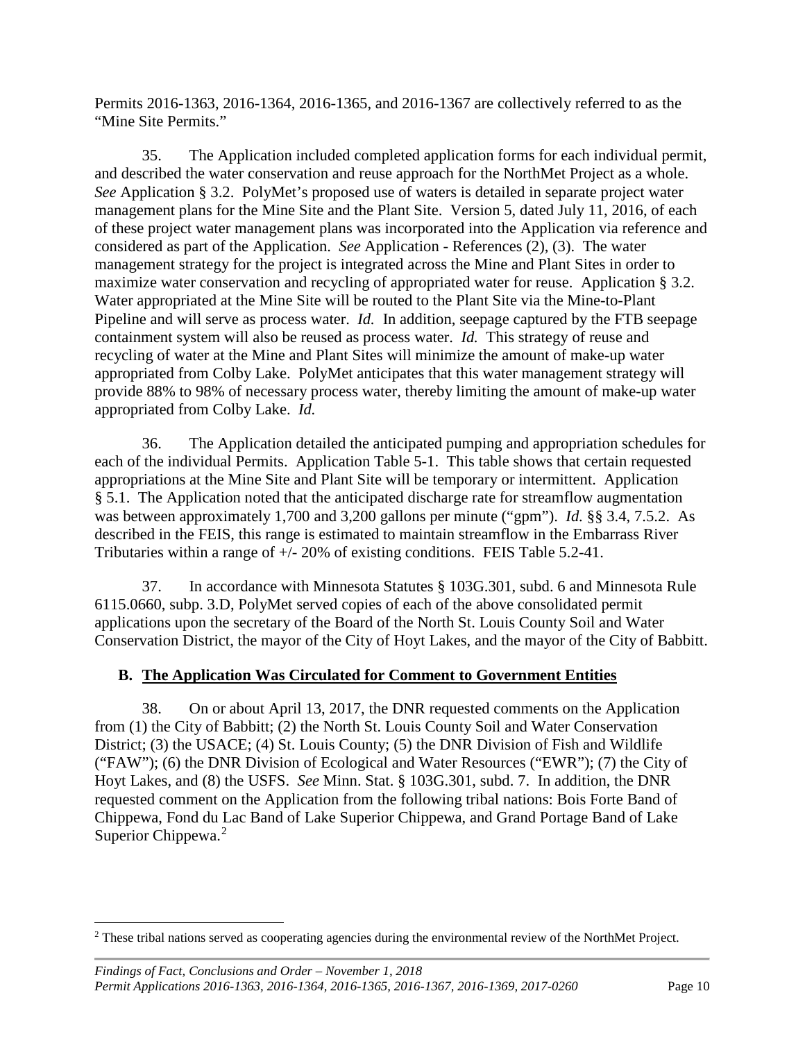Permits 2016-1363, 2016-1364, 2016-1365, and 2016-1367 are collectively referred to as the "Mine Site Permits."

35. The Application included completed application forms for each individual permit, and described the water conservation and reuse approach for the NorthMet Project as a whole. *See* Application § 3.2. PolyMet's proposed use of waters is detailed in separate project water management plans for the Mine Site and the Plant Site. Version 5, dated July 11, 2016, of each of these project water management plans was incorporated into the Application via reference and considered as part of the Application. *See* Application - References (2), (3). The water management strategy for the project is integrated across the Mine and Plant Sites in order to maximize water conservation and recycling of appropriated water for reuse. Application § 3.2. Water appropriated at the Mine Site will be routed to the Plant Site via the Mine-to-Plant Pipeline and will serve as process water. *Id.* In addition, seepage captured by the FTB seepage containment system will also be reused as process water. *Id.* This strategy of reuse and recycling of water at the Mine and Plant Sites will minimize the amount of make-up water appropriated from Colby Lake. PolyMet anticipates that this water management strategy will provide 88% to 98% of necessary process water, thereby limiting the amount of make-up water appropriated from Colby Lake. *Id.*

36. The Application detailed the anticipated pumping and appropriation schedules for each of the individual Permits. Application Table 5-1. This table shows that certain requested appropriations at the Mine Site and Plant Site will be temporary or intermittent. Application § 5.1. The Application noted that the anticipated discharge rate for streamflow augmentation was between approximately 1,700 and 3,200 gallons per minute ("gpm"). *Id.* §§ 3.4, 7.5.2. As described in the FEIS, this range is estimated to maintain streamflow in the Embarrass River Tributaries within a range of +/- 20% of existing conditions. FEIS Table 5.2-41.

37. In accordance with Minnesota Statutes § 103G.301, subd. 6 and Minnesota Rule 6115.0660, subp. 3.D, PolyMet served copies of each of the above consolidated permit applications upon the secretary of the Board of the North St. Louis County Soil and Water Conservation District, the mayor of the City of Hoyt Lakes, and the mayor of the City of Babbitt.

### B. The Application Was Circulated for Comment to Government Entities

38. On or about April 13, 2017, the DNR requested comments on the Application from (1) the City of Babbitt; (2) the North St. Louis County Soil and Water Conservation District; (3) the USACE; (4) St. Louis County; (5) the DNR Division of Fish and Wildlife ("FAW"); (6) the DNR Division of Ecological and Water Resources ("EWR"); (7) the City of Hoyt Lakes, and (8) the USFS. *See* Minn. Stat. § 103G.301, subd. 7. In addition, the DNR requested comment on the Application from the following tribal nations: Bois Forte Band of Chippewa, Fond du Lac Band of Lake Superior Chippewa, and Grand Portage Band of Lake Superior Chippewa.[2]

[2] These tribal nations served as cooperating agencies during the environmental review of the NorthMet Project.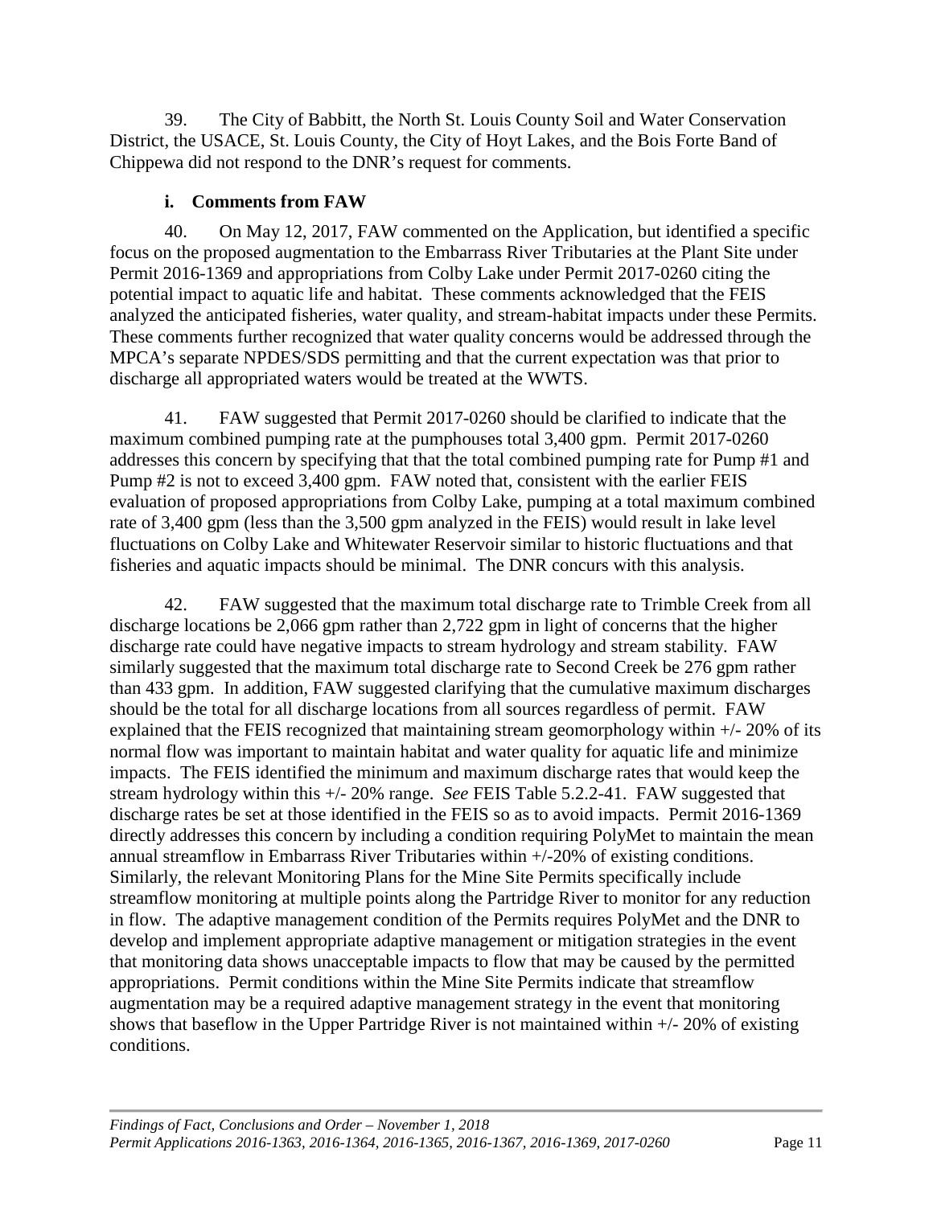39. The City of Babbitt, the North St. Louis County Soil and Water Conservation District, the USACE, St. Louis County, the City of Hoyt Lakes, and the Bois Forte Band of Chippewa did not respond to the DNR's request for comments.

### i. Comments from FAW

40. On May 12, 2017, FAW commented on the Application, but identified a specific focus on the proposed augmentation to the Embarrass River Tributaries at the Plant Site under Permit 2016-1369 and appropriations from Colby Lake under Permit 2017-0260 citing the potential impact to aquatic life and habitat. These comments acknowledged that the FEIS analyzed the anticipated fisheries, water quality, and stream-habitat impacts under these Permits. These comments further recognized that water quality concerns would be addressed through the MPCA's separate NPDES/SDS permitting and that the current expectation was that prior to discharge all appropriated waters would be treated at the WWTS.

41. FAW suggested that Permit 2017-0260 should be clarified to indicate that the maximum combined pumping rate at the pumphouses total 3,400 gpm. Permit 2017-0260 addresses this concern by specifying that that the total combined pumping rate for Pump #1 and Pump #2 is not to exceed 3,400 gpm. FAW noted that, consistent with the earlier FEIS evaluation of proposed appropriations from Colby Lake, pumping at a total maximum combined rate of 3,400 gpm (less than the 3,500 gpm analyzed in the FEIS) would result in lake level fluctuations on Colby Lake and Whitewater Reservoir similar to historic fluctuations and that fisheries and aquatic impacts should be minimal. The DNR concurs with this analysis.

42. FAW suggested that the maximum total discharge rate to Trimble Creek from all discharge locations be 2,066 gpm rather than 2,722 gpm in light of concerns that the higher discharge rate could have negative impacts to stream hydrology and stream stability. FAW similarly suggested that the maximum total discharge rate to Second Creek be 276 gpm rather than 433 gpm. In addition, FAW suggested clarifying that the cumulative maximum discharges should be the total for all discharge locations from all sources regardless of permit. FAW explained that the FEIS recognized that maintaining stream geomorphology within +/- 20% of its normal flow was important to maintain habitat and water quality for aquatic life and minimize impacts. The FEIS identified the minimum and maximum discharge rates that would keep the stream hydrology within this +/- 20% range. *See* FEIS Table 5.2.2-41. FAW suggested that discharge rates be set at those identified in the FEIS so as to avoid impacts. Permit 2016-1369 directly addresses this concern by including a condition requiring PolyMet to maintain the mean annual streamflow in Embarrass River Tributaries within +/-20% of existing conditions. Similarly, the relevant Monitoring Plans for the Mine Site Permits specifically include streamflow monitoring at multiple points along the Partridge River to monitor for any reduction in flow. The adaptive management condition of the Permits requires PolyMet and the DNR to develop and implement appropriate adaptive management or mitigation strategies in the event that monitoring data shows unacceptable impacts to flow that may be caused by the permitted appropriations. Permit conditions within the Mine Site Permits indicate that streamflow augmentation may be a required adaptive management strategy in the event that monitoring shows that baseflow in the Upper Partridge River is not maintained within +/- 20% of existing conditions.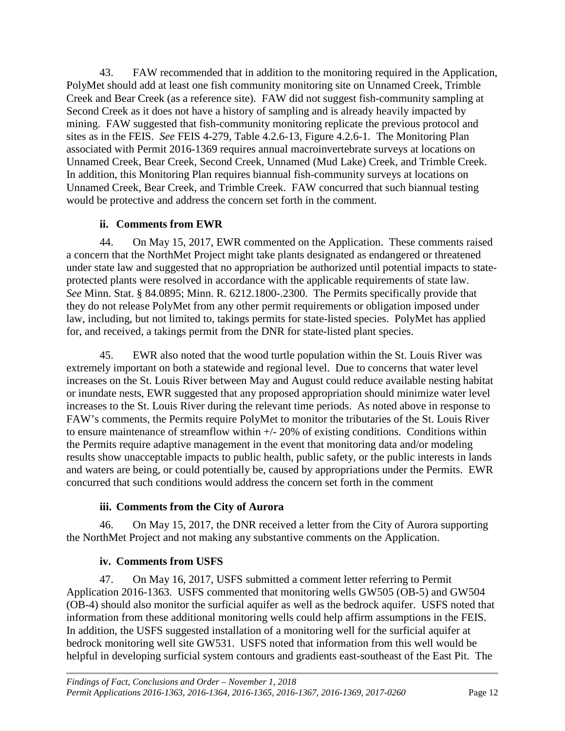43. FAW recommended that in addition to the monitoring required in the Application, PolyMet should add at least one fish community monitoring site on Unnamed Creek, Trimble Creek and Bear Creek (as a reference site). FAW did not suggest fish-community sampling at Second Creek as it does not have a history of sampling and is already heavily impacted by mining. FAW suggested that fish-community monitoring replicate the previous protocol and sites as in the FEIS. *See* FEIS 4-279, Table 4.2.6-13, Figure 4.2.6-1. The Monitoring Plan associated with Permit 2016-1369 requires annual macroinvertebrate surveys at locations on Unnamed Creek, Bear Creek, Second Creek, Unnamed (Mud Lake) Creek, and Trimble Creek. In addition, this Monitoring Plan requires biannual fish-community surveys at locations on Unnamed Creek, Bear Creek, and Trimble Creek. FAW concurred that such biannual testing would be protective and address the concern set forth in the comment.

### ii. Comments from EWR

44. On May 15, 2017, EWR commented on the Application. These comments raised a concern that the NorthMet Project might take plants designated as endangered or threatened under state law and suggested that no appropriation be authorized until potential impacts to state-protected plants were resolved in accordance with the applicable requirements of state law. *See* Minn. Stat. § 84.0895; Minn. R. 6212.1800-.2300. The Permits specifically provide that they do not release PolyMet from any other permit requirements or obligation imposed under law, including, but not limited to, takings permits for state-listed species. PolyMet has applied for, and received, a takings permit from the DNR for state-listed plant species.

45. EWR also noted that the wood turtle population within the St. Louis River was extremely important on both a statewide and regional level. Due to concerns that water level increases on the St. Louis River between May and August could reduce available nesting habitat or inundate nests, EWR suggested that any proposed appropriation should minimize water level increases to the St. Louis River during the relevant time periods. As noted above in response to FAW's comments, the Permits require PolyMet to monitor the tributaries of the St. Louis River to ensure maintenance of streamflow within +/- 20% of existing conditions. Conditions within the Permits require adaptive management in the event that monitoring data and/or modeling results show unacceptable impacts to public health, public safety, or the public interests in lands and waters are being, or could potentially be, caused by appropriations under the Permits. EWR concurred that such conditions would address the concern set forth in the comment

### iii. Comments from the City of Aurora

46. On May 15, 2017, the DNR received a letter from the City of Aurora supporting the NorthMet Project and not making any substantive comments on the Application.

### iv. Comments from USFS

47. On May 16, 2017, USFS submitted a comment letter referring to Permit Application 2016-1363. USFS commented that monitoring wells GW505 (OB-5) and GW504 (OB-4) should also monitor the surficial aquifer as well as the bedrock aquifer. USFS noted that information from these additional monitoring wells could help affirm assumptions in the FEIS. In addition, the USFS suggested installation of a monitoring well for the surficial aquifer at bedrock monitoring well site GW531. USFS noted that information from this well would be helpful in developing surficial system contours and gradients east-southeast of the East Pit. The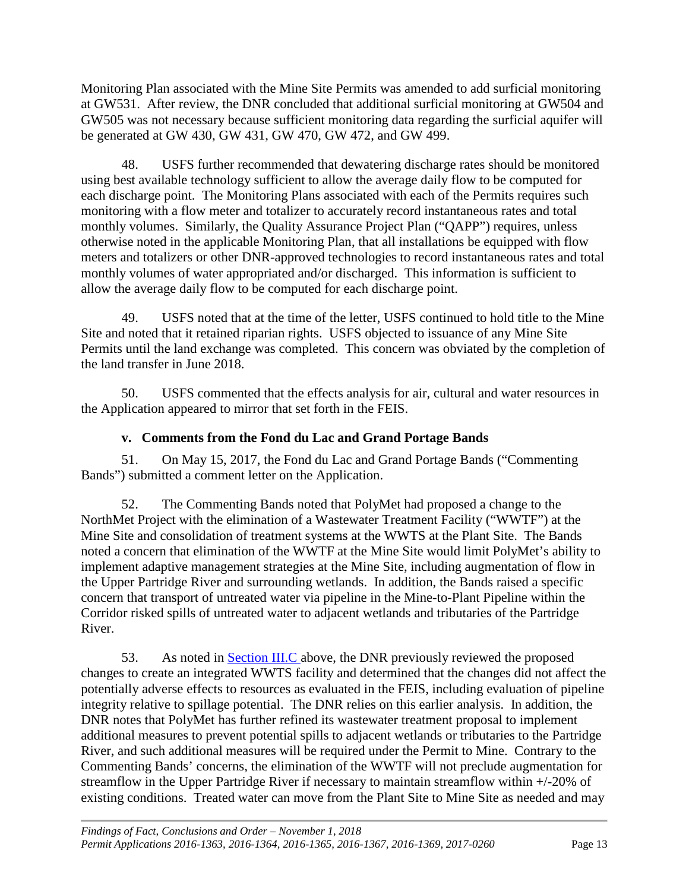Monitoring Plan associated with the Mine Site Permits was amended to add surficial monitoring at GW531. After review, the DNR concluded that additional surficial monitoring at GW504 and GW505 was not necessary because sufficient monitoring data regarding the surficial aquifer will be generated at GW 430, GW 431, GW 470, GW 472, and GW 499.

48. USFS further recommended that dewatering discharge rates should be monitored using best available technology sufficient to allow the average daily flow to be computed for each discharge point. The Monitoring Plans associated with each of the Permits requires such monitoring with a flow meter and totalizer to accurately record instantaneous rates and total monthly volumes. Similarly, the Quality Assurance Project Plan ("QAPP") requires, unless otherwise noted in the applicable Monitoring Plan, that all installations be equipped with flow meters and totalizers or other DNR-approved technologies to record instantaneous rates and total monthly volumes of water appropriated and/or discharged. This information is sufficient to allow the average daily flow to be computed for each discharge point.

49. USFS noted that at the time of the letter, USFS continued to hold title to the Mine Site and noted that it retained riparian rights. USFS objected to issuance of any Mine Site Permits until the land exchange was completed. This concern was obviated by the completion of the land transfer in June 2018.

50. USFS commented that the effects analysis for air, cultural and water resources in the Application appeared to mirror that set forth in the FEIS.

### v. Comments from the Fond du Lac and Grand Portage Bands

51. On May 15, 2017, the Fond du Lac and Grand Portage Bands ("Commenting Bands") submitted a comment letter on the Application.

52. The Commenting Bands noted that PolyMet had proposed a change to the NorthMet Project with the elimination of a Wastewater Treatment Facility ("WWTF") at the Mine Site and consolidation of treatment systems at the WWTS at the Plant Site. The Bands noted a concern that elimination of the WWTF at the Mine Site would limit PolyMet's ability to implement adaptive management strategies at the Mine Site, including augmentation of flow in the Upper Partridge River and surrounding wetlands. In addition, the Bands raised a specific concern that transport of untreated water via pipeline in the Mine-to-Plant Pipeline within the Corridor risked spills of untreated water to adjacent wetlands and tributaries of the Partridge River.

53. As noted in Section III.C above, the DNR previously reviewed the proposed changes to create an integrated WWTS facility and determined that the changes did not affect the potentially adverse effects to resources as evaluated in the FEIS, including evaluation of pipeline integrity relative to spillage potential. The DNR relies on this earlier analysis. In addition, the DNR notes that PolyMet has further refined its wastewater treatment proposal to implement additional measures to prevent potential spills to adjacent wetlands or tributaries to the Partridge River, and such additional measures will be required under the Permit to Mine. Contrary to the Commenting Bands' concerns, the elimination of the WWTF will not preclude augmentation for streamflow in the Upper Partridge River if necessary to maintain streamflow within +/-20% of existing conditions. Treated water can move from the Plant Site to Mine Site as needed and may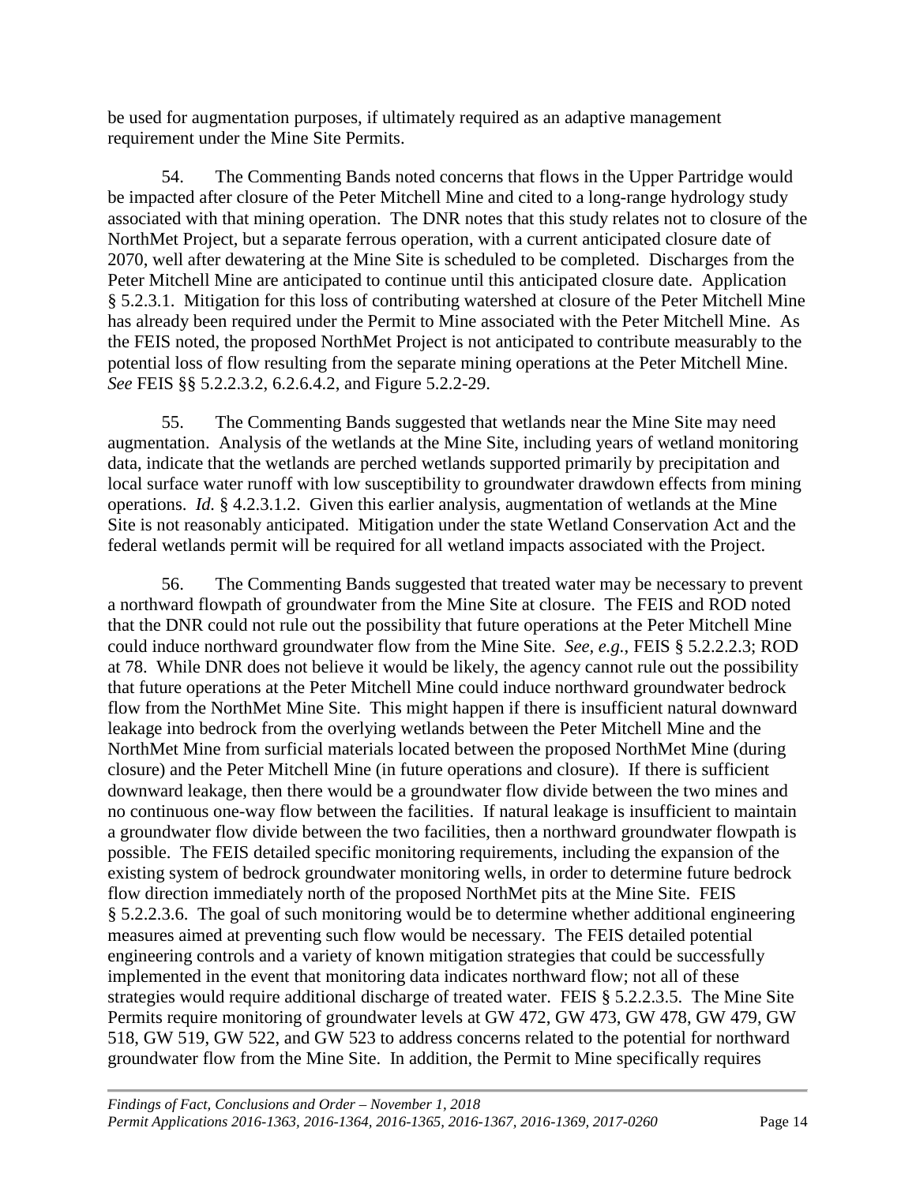be used for augmentation purposes, if ultimately required as an adaptive management requirement under the Mine Site Permits.

54. The Commenting Bands noted concerns that flows in the Upper Partridge would be impacted after closure of the Peter Mitchell Mine and cited to a long-range hydrology study associated with that mining operation. The DNR notes that this study relates not to closure of the NorthMet Project, but a separate ferrous operation, with a current anticipated closure date of 2070, well after dewatering at the Mine Site is scheduled to be completed. Discharges from the Peter Mitchell Mine are anticipated to continue until this anticipated closure date. Application § 5.2.3.1. Mitigation for this loss of contributing watershed at closure of the Peter Mitchell Mine has already been required under the Permit to Mine associated with the Peter Mitchell Mine. As the FEIS noted, the proposed NorthMet Project is not anticipated to contribute measurably to the potential loss of flow resulting from the separate mining operations at the Peter Mitchell Mine. *See* FEIS §§ 5.2.2.3.2, 6.2.6.4.2, and Figure 5.2.2-29.

55. The Commenting Bands suggested that wetlands near the Mine Site may need augmentation. Analysis of the wetlands at the Mine Site, including years of wetland monitoring data, indicate that the wetlands are perched wetlands supported primarily by precipitation and local surface water runoff with low susceptibility to groundwater drawdown effects from mining operations. *Id.* § 4.2.3.1.2. Given this earlier analysis, augmentation of wetlands at the Mine Site is not reasonably anticipated. Mitigation under the state Wetland Conservation Act and the federal wetlands permit will be required for all wetland impacts associated with the Project.

56. The Commenting Bands suggested that treated water may be necessary to prevent a northward flowpath of groundwater from the Mine Site at closure. The FEIS and ROD noted that the DNR could not rule out the possibility that future operations at the Peter Mitchell Mine could induce northward groundwater flow from the Mine Site. *See, e.g.*, FEIS § 5.2.2.2.3; ROD at 78. While DNR does not believe it would be likely, the agency cannot rule out the possibility that future operations at the Peter Mitchell Mine could induce northward groundwater bedrock flow from the NorthMet Mine Site. This might happen if there is insufficient natural downward leakage into bedrock from the overlying wetlands between the Peter Mitchell Mine and the NorthMet Mine from surficial materials located between the proposed NorthMet Mine (during closure) and the Peter Mitchell Mine (in future operations and closure). If there is sufficient downward leakage, then there would be a groundwater flow divide between the two mines and no continuous one-way flow between the facilities. If natural leakage is insufficient to maintain a groundwater flow divide between the two facilities, then a northward groundwater flowpath is possible. The FEIS detailed specific monitoring requirements, including the expansion of the existing system of bedrock groundwater monitoring wells, in order to determine future bedrock flow direction immediately north of the proposed NorthMet pits at the Mine Site. FEIS § 5.2.2.3.6. The goal of such monitoring would be to determine whether additional engineering measures aimed at preventing such flow would be necessary. The FEIS detailed potential engineering controls and a variety of known mitigation strategies that could be successfully implemented in the event that monitoring data indicates northward flow; not all of these strategies would require additional discharge of treated water. FEIS § 5.2.2.3.5. The Mine Site Permits require monitoring of groundwater levels at GW 472, GW 473, GW 478, GW 479, GW 518, GW 519, GW 522, and GW 523 to address concerns related to the potential for northward groundwater flow from the Mine Site. In addition, the Permit to Mine specifically requires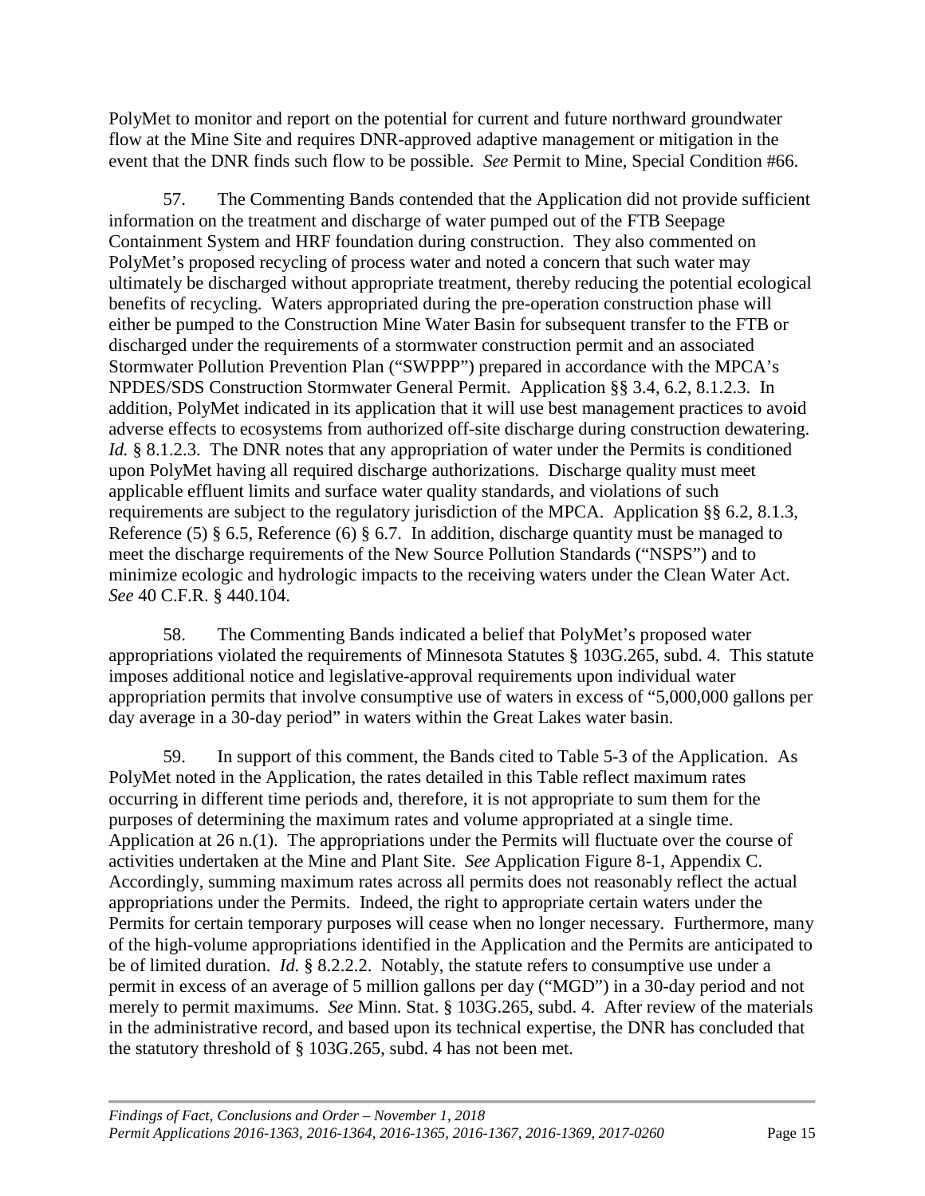PolyMet to monitor and report on the potential for current and future northward groundwater flow at the Mine Site and requires DNR-approved adaptive management or mitigation in the event that the DNR finds such flow to be possible. *See* Permit to Mine, Special Condition #66.

57. The Commenting Bands contended that the Application did not provide sufficient information on the treatment and discharge of water pumped out of the FTB Seepage Containment System and HRF foundation during construction. They also commented on PolyMet's proposed recycling of process water and noted a concern that such water may ultimately be discharged without appropriate treatment, thereby reducing the potential ecological benefits of recycling. Waters appropriated during the pre-operation construction phase will either be pumped to the Construction Mine Water Basin for subsequent transfer to the FTB or discharged under the requirements of a stormwater construction permit and an associated Stormwater Pollution Prevention Plan ("SWPPP") prepared in accordance with the MPCA's NPDES/SDS Construction Stormwater General Permit. Application §§ 3.4, 6.2, 8.1.2.3. In addition, PolyMet indicated in its application that it will use best management practices to avoid adverse effects to ecosystems from authorized off-site discharge during construction dewatering. *Id.* § 8.1.2.3. The DNR notes that any appropriation of water under the Permits is conditioned upon PolyMet having all required discharge authorizations. Discharge quality must meet applicable effluent limits and surface water quality standards, and violations of such requirements are subject to the regulatory jurisdiction of the MPCA. Application §§ 6.2, 8.1.3, Reference (5) § 6.5, Reference (6) § 6.7. In addition, discharge quantity must be managed to meet the discharge requirements of the New Source Pollution Standards ("NSPS") and to minimize ecologic and hydrologic impacts to the receiving waters under the Clean Water Act. *See* 40 C.F.R. § 440.104.

58. The Commenting Bands indicated a belief that PolyMet's proposed water appropriations violated the requirements of Minnesota Statutes § 103G.265, subd. 4. This statute imposes additional notice and legislative-approval requirements upon individual water appropriation permits that involve consumptive use of waters in excess of "5,000,000 gallons per day average in a 30-day period" in waters within the Great Lakes water basin.

59. In support of this comment, the Bands cited to Table 5-3 of the Application. As PolyMet noted in the Application, the rates detailed in this Table reflect maximum rates occurring in different time periods and, therefore, it is not appropriate to sum them for the purposes of determining the maximum rates and volume appropriated at a single time. Application at 26 n.(1). The appropriations under the Permits will fluctuate over the course of activities undertaken at the Mine and Plant Site. *See* Application Figure 8-1, Appendix C. Accordingly, summing maximum rates across all permits does not reasonably reflect the actual appropriations under the Permits. Indeed, the right to appropriate certain waters under the Permits for certain temporary purposes will cease when no longer necessary. Furthermore, many of the high-volume appropriations identified in the Application and the Permits are anticipated to be of limited duration. *Id.* § 8.2.2.2. Notably, the statute refers to consumptive use under a permit in excess of an average of 5 million gallons per day ("MGD") in a 30-day period and not merely to permit maximums. *See* Minn. Stat. § 103G.265, subd. 4. After review of the materials in the administrative record, and based upon its technical expertise, the DNR has concluded that the statutory threshold of § 103G.265, subd. 4 has not been met.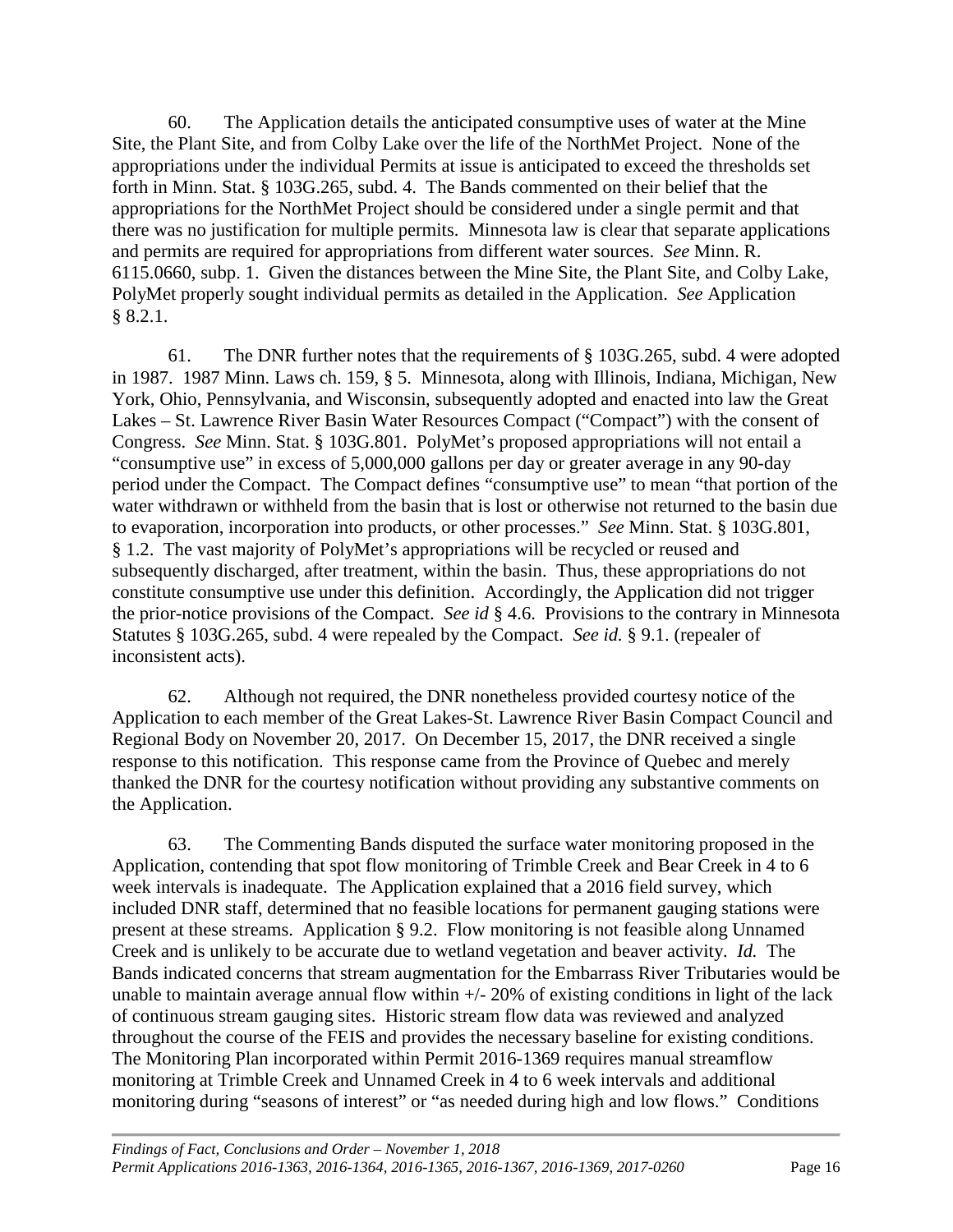60. The Application details the anticipated consumptive uses of water at the Mine Site, the Plant Site, and from Colby Lake over the life of the NorthMet Project. None of the appropriations under the individual Permits at issue is anticipated to exceed the thresholds set forth in Minn. Stat. § 103G.265, subd. 4. The Bands commented on their belief that the appropriations for the NorthMet Project should be considered under a single permit and that there was no justification for multiple permits. Minnesota law is clear that separate applications and permits are required for appropriations from different water sources. *See* Minn. R. 6115.0660, subp. 1. Given the distances between the Mine Site, the Plant Site, and Colby Lake, PolyMet properly sought individual permits as detailed in the Application. *See* Application § 8.2.1.

61. The DNR further notes that the requirements of § 103G.265, subd. 4 were adopted in 1987. 1987 Minn. Laws ch. 159, § 5. Minnesota, along with Illinois, Indiana, Michigan, New York, Ohio, Pennsylvania, and Wisconsin, subsequently adopted and enacted into law the Great Lakes – St. Lawrence River Basin Water Resources Compact ("Compact") with the consent of Congress. *See* Minn. Stat. § 103G.801. PolyMet's proposed appropriations will not entail a "consumptive use" in excess of 5,000,000 gallons per day or greater average in any 90-day period under the Compact. The Compact defines "consumptive use" to mean "that portion of the water withdrawn or withheld from the basin that is lost or otherwise not returned to the basin due to evaporation, incorporation into products, or other processes." *See* Minn. Stat. § 103G.801, § 1.2. The vast majority of PolyMet's appropriations will be recycled or reused and subsequently discharged, after treatment, within the basin. Thus, these appropriations do not constitute consumptive use under this definition. Accordingly, the Application did not trigger the prior-notice provisions of the Compact. *See id* § 4.6. Provisions to the contrary in Minnesota Statutes § 103G.265, subd. 4 were repealed by the Compact. *See id.* § 9.1. (repealer of inconsistent acts).

62. Although not required, the DNR nonetheless provided courtesy notice of the Application to each member of the Great Lakes-St. Lawrence River Basin Compact Council and Regional Body on November 20, 2017. On December 15, 2017, the DNR received a single response to this notification. This response came from the Province of Quebec and merely thanked the DNR for the courtesy notification without providing any substantive comments on the Application.

63. The Commenting Bands disputed the surface water monitoring proposed in the Application, contending that spot flow monitoring of Trimble Creek and Bear Creek in 4 to 6 week intervals is inadequate. The Application explained that a 2016 field survey, which included DNR staff, determined that no feasible locations for permanent gauging stations were present at these streams. Application § 9.2. Flow monitoring is not feasible along Unnamed Creek and is unlikely to be accurate due to wetland vegetation and beaver activity. *Id.* The Bands indicated concerns that stream augmentation for the Embarrass River Tributaries would be unable to maintain average annual flow within +/- 20% of existing conditions in light of the lack of continuous stream gauging sites. Historic stream flow data was reviewed and analyzed throughout the course of the FEIS and provides the necessary baseline for existing conditions. The Monitoring Plan incorporated within Permit 2016-1369 requires manual streamflow monitoring at Trimble Creek and Unnamed Creek in 4 to 6 week intervals and additional monitoring during "seasons of interest" or "as needed during high and low flows." Conditions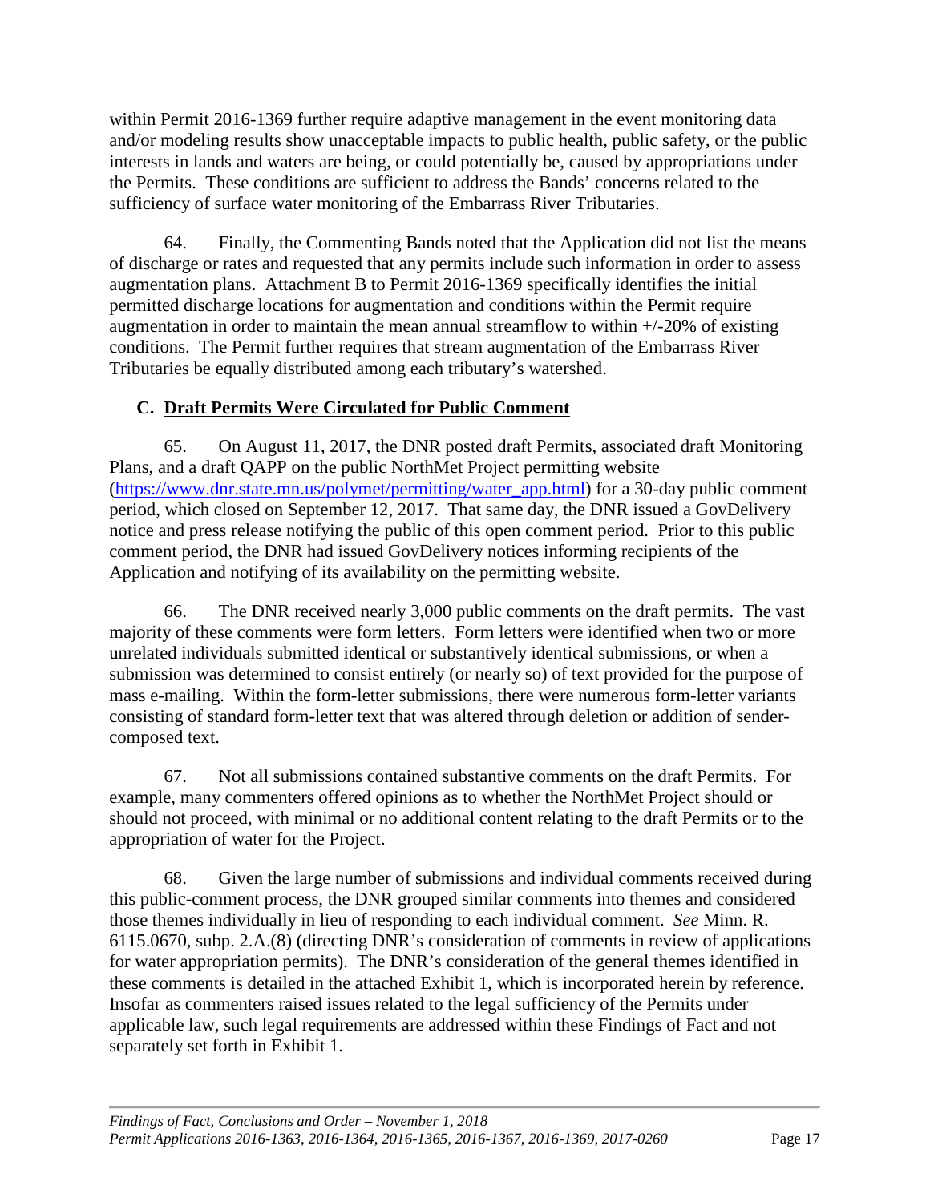within Permit 2016-1369 further require adaptive management in the event monitoring data and/or modeling results show unacceptable impacts to public health, public safety, or the public interests in lands and waters are being, or could potentially be, caused by appropriations under the Permits. These conditions are sufficient to address the Bands' concerns related to the sufficiency of surface water monitoring of the Embarrass River Tributaries.

64. Finally, the Commenting Bands noted that the Application did not list the means of discharge or rates and requested that any permits include such information in order to assess augmentation plans. Attachment B to Permit 2016-1369 specifically identifies the initial permitted discharge locations for augmentation and conditions within the Permit require augmentation in order to maintain the mean annual streamflow to within +/-20% of existing conditions. The Permit further requires that stream augmentation of the Embarrass River Tributaries be equally distributed among each tributary's watershed.

### C. Draft Permits Were Circulated for Public Comment

65. On August 11, 2017, the DNR posted draft Permits, associated draft Monitoring Plans, and a draft QAPP on the public NorthMet Project permitting website (https://www.dnr.state.mn.us/polymet/permitting/water_app.html) for a 30-day public comment period, which closed on September 12, 2017. That same day, the DNR issued a GovDelivery notice and press release notifying the public of this open comment period. Prior to this public comment period, the DNR had issued GovDelivery notices informing recipients of the Application and notifying of its availability on the permitting website.

66. The DNR received nearly 3,000 public comments on the draft permits. The vast majority of these comments were form letters. Form letters were identified when two or more unrelated individuals submitted identical or substantively identical submissions, or when a submission was determined to consist entirely (or nearly so) of text provided for the purpose of mass e-mailing. Within the form-letter submissions, there were numerous form-letter variants consisting of standard form-letter text that was altered through deletion or addition of sender-composed text.

67. Not all submissions contained substantive comments on the draft Permits. For example, many commenters offered opinions as to whether the NorthMet Project should or should not proceed, with minimal or no additional content relating to the draft Permits or to the appropriation of water for the Project.

68. Given the large number of submissions and individual comments received during this public-comment process, the DNR grouped similar comments into themes and considered those themes individually in lieu of responding to each individual comment. *See* Minn. R. 6115.0670, subp. 2.A.(8) (directing DNR's consideration of comments in review of applications for water appropriation permits). The DNR's consideration of the general themes identified in these comments is detailed in the attached Exhibit 1, which is incorporated herein by reference. Insofar as commenters raised issues related to the legal sufficiency of the Permits under applicable law, such legal requirements are addressed within these Findings of Fact and not separately set forth in Exhibit 1.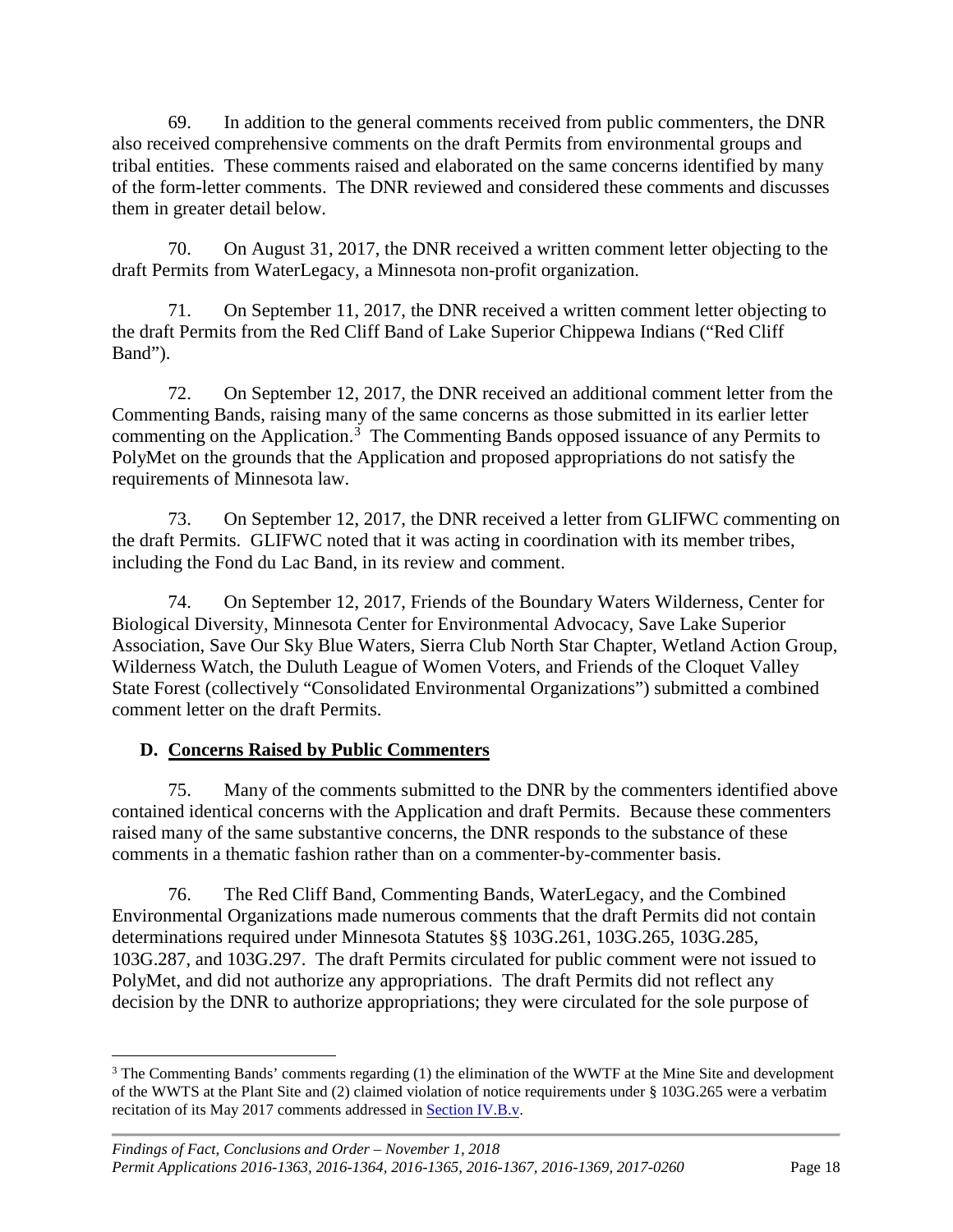69. In addition to the general comments received from public commenters, the DNR also received comprehensive comments on the draft Permits from environmental groups and tribal entities. These comments raised and elaborated on the same concerns identified by many of the form-letter comments. The DNR reviewed and considered these comments and discusses them in greater detail below.

70. On August 31, 2017, the DNR received a written comment letter objecting to the draft Permits from WaterLegacy, a Minnesota non-profit organization.

71. On September 11, 2017, the DNR received a written comment letter objecting to the draft Permits from the Red Cliff Band of Lake Superior Chippewa Indians ("Red Cliff Band").

72. On September 12, 2017, the DNR received an additional comment letter from the Commenting Bands, raising many of the same concerns as those submitted in its earlier letter commenting on the Application.[3] The Commenting Bands opposed issuance of any Permits to PolyMet on the grounds that the Application and proposed appropriations do not satisfy the requirements of Minnesota law.

73. On September 12, 2017, the DNR received a letter from GLIFWC commenting on the draft Permits. GLIFWC noted that it was acting in coordination with its member tribes, including the Fond du Lac Band, in its review and comment.

74. On September 12, 2017, Friends of the Boundary Waters Wilderness, Center for Biological Diversity, Minnesota Center for Environmental Advocacy, Save Lake Superior Association, Save Our Sky Blue Waters, Sierra Club North Star Chapter, Wetland Action Group, Wilderness Watch, the Duluth League of Women Voters, and Friends of the Cloquet Valley State Forest (collectively "Consolidated Environmental Organizations") submitted a combined comment letter on the draft Permits.

### D. Concerns Raised by Public Commenters

75. Many of the comments submitted to the DNR by the commenters identified above contained identical concerns with the Application and draft Permits. Because these commenters raised many of the same substantive concerns, the DNR responds to the substance of these comments in a thematic fashion rather than on a commenter-by-commenter basis.

76. The Red Cliff Band, Commenting Bands, WaterLegacy, and the Combined Environmental Organizations made numerous comments that the draft Permits did not contain determinations required under Minnesota Statutes §§ 103G.261, 103G.265, 103G.285, 103G.287, and 103G.297. The draft Permits circulated for public comment were not issued to PolyMet, and did not authorize any appropriations. The draft Permits did not reflect any decision by the DNR to authorize appropriations; they were circulated for the sole purpose of

---

[3] The Commenting Bands' comments regarding (1) the elimination of the WWTF at the Mine Site and development of the WWTS at the Plant Site and (2) claimed violation of notice requirements under § 103G.265 were a verbatim recitation of its May 2017 comments addressed in Section IV.B.v.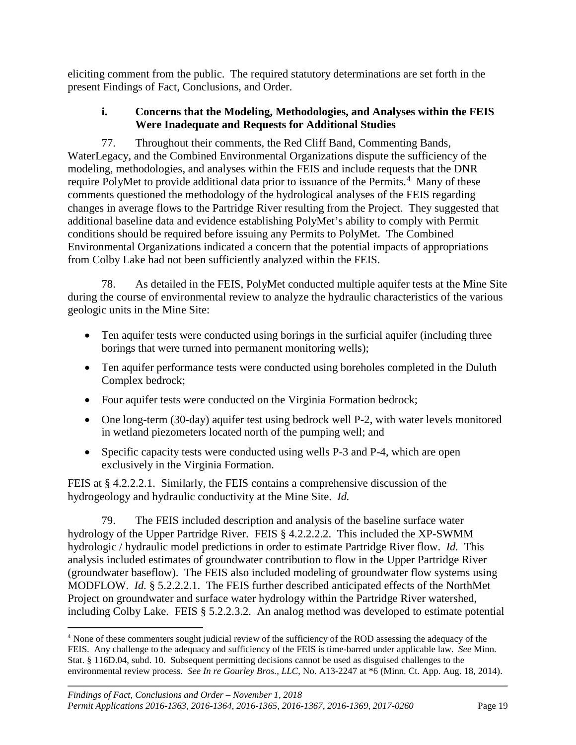eliciting comment from the public. The required statutory determinations are set forth in the present Findings of Fact, Conclusions, and Order.

### i. Concerns that the Modeling, Methodologies, and Analyses within the FEIS Were Inadequate and Requests for Additional Studies

77. Throughout their comments, the Red Cliff Band, Commenting Bands, WaterLegacy, and the Combined Environmental Organizations dispute the sufficiency of the modeling, methodologies, and analyses within the FEIS and include requests that the DNR require PolyMet to provide additional data prior to issuance of the Permits.[4] Many of these comments questioned the methodology of the hydrological analyses of the FEIS regarding changes in average flows to the Partridge River resulting from the Project. They suggested that additional baseline data and evidence establishing PolyMet's ability to comply with Permit conditions should be required before issuing any Permits to PolyMet. The Combined Environmental Organizations indicated a concern that the potential impacts of appropriations from Colby Lake had not been sufficiently analyzed within the FEIS.

78. As detailed in the FEIS, PolyMet conducted multiple aquifer tests at the Mine Site during the course of environmental review to analyze the hydraulic characteristics of the various geologic units in the Mine Site:

- Ten aquifer tests were conducted using borings in the surficial aquifer (including three borings that were turned into permanent monitoring wells);
- Ten aquifer performance tests were conducted using boreholes completed in the Duluth Complex bedrock;
- Four aquifer tests were conducted on the Virginia Formation bedrock;
- One long-term (30-day) aquifer test using bedrock well P-2, with water levels monitored in wetland piezometers located north of the pumping well; and
- Specific capacity tests were conducted using wells P-3 and P-4, which are open exclusively in the Virginia Formation.

FEIS at § 4.2.2.2.1. Similarly, the FEIS contains a comprehensive discussion of the hydrogeology and hydraulic conductivity at the Mine Site. *Id.*

79. The FEIS included description and analysis of the baseline surface water hydrology of the Upper Partridge River. FEIS § 4.2.2.2.2. This included the XP-SWMM hydrologic / hydraulic model predictions in order to estimate Partridge River flow. *Id.* This analysis included estimates of groundwater contribution to flow in the Upper Partridge River (groundwater baseflow). The FEIS also included modeling of groundwater flow systems using MODFLOW. *Id.* § 5.2.2.2.1. The FEIS further described anticipated effects of the NorthMet Project on groundwater and surface water hydrology within the Partridge River watershed, including Colby Lake. FEIS § 5.2.2.3.2. An analog method was developed to estimate potential

---

[4] None of these commenters sought judicial review of the sufficiency of the ROD assessing the adequacy of the FEIS. Any challenge to the adequacy and sufficiency of the FEIS is time-barred under applicable law. *See* Minn. Stat. § 116D.04, subd. 10. Subsequent permitting decisions cannot be used as disguised challenges to the environmental review process. *See In re Gourley Bros., LLC*, No. A13-2247 at *6 (Minn. Ct. App. Aug. 18, 2014).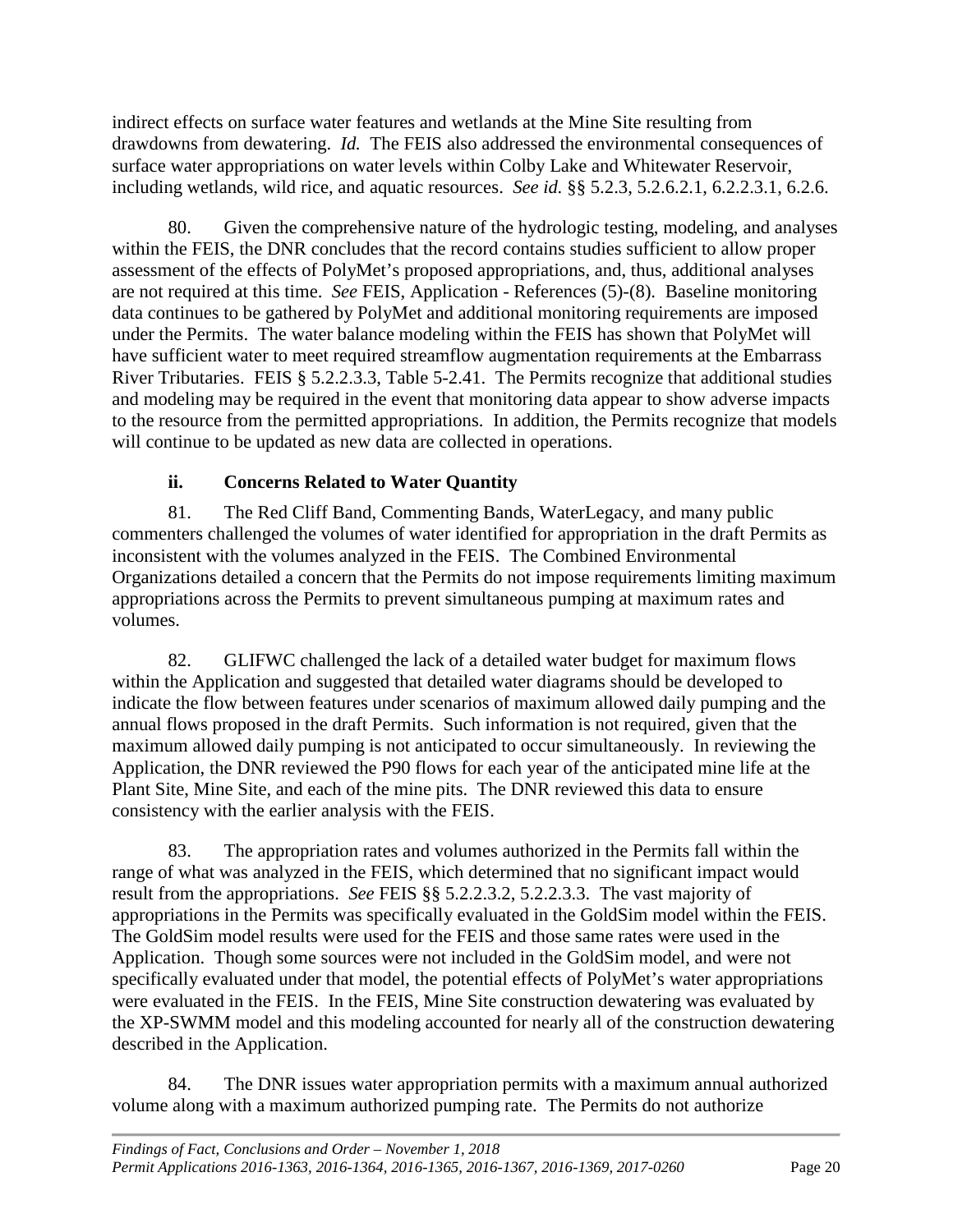indirect effects on surface water features and wetlands at the Mine Site resulting from drawdowns from dewatering. *Id.* The FEIS also addressed the environmental consequences of surface water appropriations on water levels within Colby Lake and Whitewater Reservoir, including wetlands, wild rice, and aquatic resources. *See id.* §§ 5.2.3, 5.2.6.2.1, 6.2.2.3.1, 6.2.6.

80. Given the comprehensive nature of the hydrologic testing, modeling, and analyses within the FEIS, the DNR concludes that the record contains studies sufficient to allow proper assessment of the effects of PolyMet's proposed appropriations, and, thus, additional analyses are not required at this time. *See* FEIS, Application - References (5)-(8). Baseline monitoring data continues to be gathered by PolyMet and additional monitoring requirements are imposed under the Permits. The water balance modeling within the FEIS has shown that PolyMet will have sufficient water to meet required streamflow augmentation requirements at the Embarrass River Tributaries. FEIS § 5.2.2.3.3, Table 5-2.41. The Permits recognize that additional studies and modeling may be required in the event that monitoring data appear to show adverse impacts to the resource from the permitted appropriations. In addition, the Permits recognize that models will continue to be updated as new data are collected in operations.

### ii. Concerns Related to Water Quantity

81. The Red Cliff Band, Commenting Bands, WaterLegacy, and many public commenters challenged the volumes of water identified for appropriation in the draft Permits as inconsistent with the volumes analyzed in the FEIS. The Combined Environmental Organizations detailed a concern that the Permits do not impose requirements limiting maximum appropriations across the Permits to prevent simultaneous pumping at maximum rates and volumes.

82. GLIFWC challenged the lack of a detailed water budget for maximum flows within the Application and suggested that detailed water diagrams should be developed to indicate the flow between features under scenarios of maximum allowed daily pumping and the annual flows proposed in the draft Permits. Such information is not required, given that the maximum allowed daily pumping is not anticipated to occur simultaneously. In reviewing the Application, the DNR reviewed the P90 flows for each year of the anticipated mine life at the Plant Site, Mine Site, and each of the mine pits. The DNR reviewed this data to ensure consistency with the earlier analysis with the FEIS.

83. The appropriation rates and volumes authorized in the Permits fall within the range of what was analyzed in the FEIS, which determined that no significant impact would result from the appropriations. *See* FEIS §§ 5.2.2.3.2, 5.2.2.3.3. The vast majority of appropriations in the Permits was specifically evaluated in the GoldSim model within the FEIS. The GoldSim model results were used for the FEIS and those same rates were used in the Application. Though some sources were not included in the GoldSim model, and were not specifically evaluated under that model, the potential effects of PolyMet's water appropriations were evaluated in the FEIS. In the FEIS, Mine Site construction dewatering was evaluated by the XP-SWMM model and this modeling accounted for nearly all of the construction dewatering described in the Application.

84. The DNR issues water appropriation permits with a maximum annual authorized volume along with a maximum authorized pumping rate. The Permits do not authorize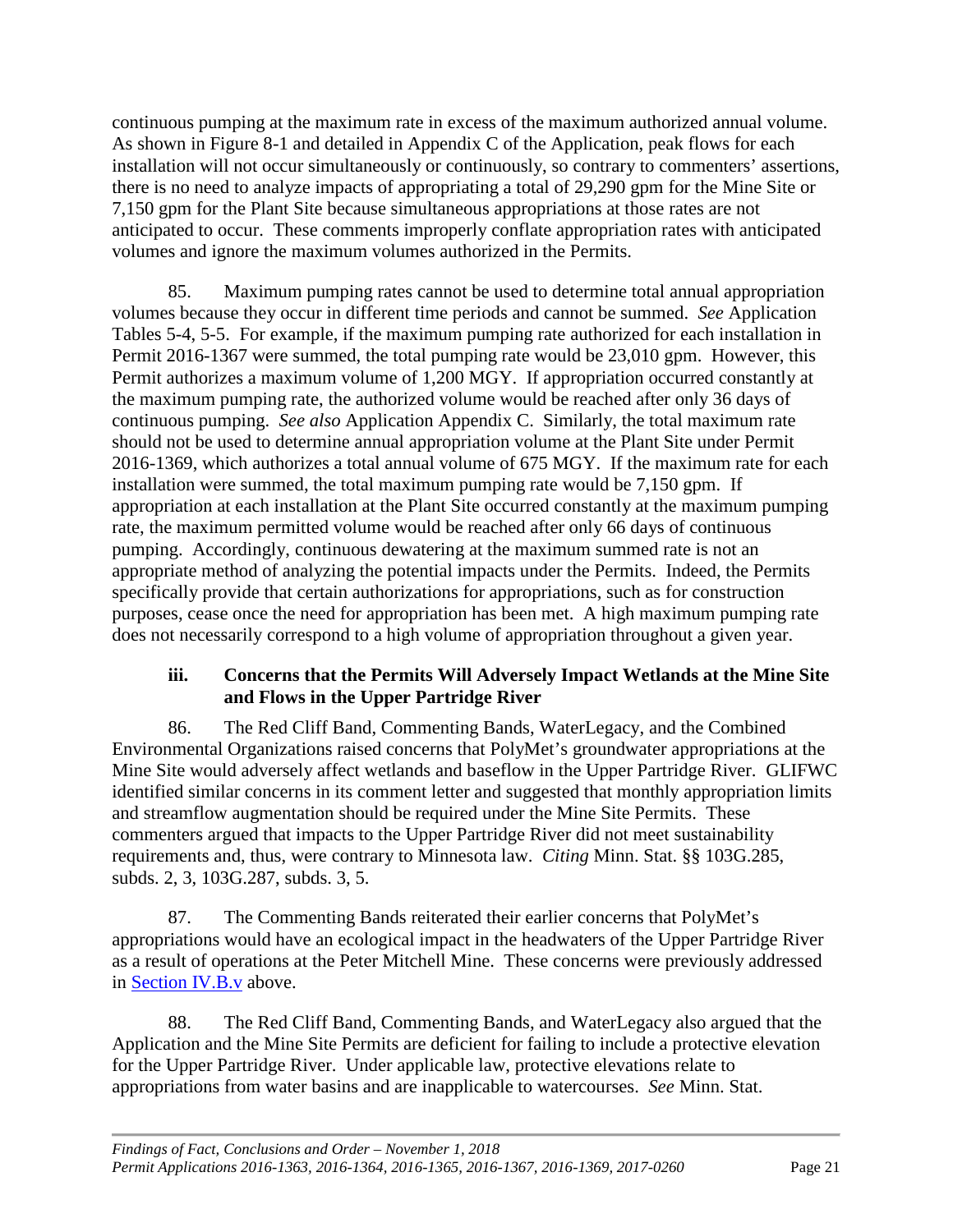continuous pumping at the maximum rate in excess of the maximum authorized annual volume. As shown in Figure 8-1 and detailed in Appendix C of the Application, peak flows for each installation will not occur simultaneously or continuously, so contrary to commenters' assertions, there is no need to analyze impacts of appropriating a total of 29,290 gpm for the Mine Site or 7,150 gpm for the Plant Site because simultaneous appropriations at those rates are not anticipated to occur. These comments improperly conflate appropriation rates with anticipated volumes and ignore the maximum volumes authorized in the Permits.

85. Maximum pumping rates cannot be used to determine total annual appropriation volumes because they occur in different time periods and cannot be summed. *See* Application Tables 5-4, 5-5. For example, if the maximum pumping rate authorized for each installation in Permit 2016-1367 were summed, the total pumping rate would be 23,010 gpm. However, this Permit authorizes a maximum volume of 1,200 MGY. If appropriation occurred constantly at the maximum pumping rate, the authorized volume would be reached after only 36 days of continuous pumping. *See also* Application Appendix C. Similarly, the total maximum rate should not be used to determine annual appropriation volume at the Plant Site under Permit 2016-1369, which authorizes a total annual volume of 675 MGY. If the maximum rate for each installation were summed, the total maximum pumping rate would be 7,150 gpm. If appropriation at each installation at the Plant Site occurred constantly at the maximum pumping rate, the maximum permitted volume would be reached after only 66 days of continuous pumping. Accordingly, continuous dewatering at the maximum summed rate is not an appropriate method of analyzing the potential impacts under the Permits. Indeed, the Permits specifically provide that certain authorizations for appropriations, such as for construction purposes, cease once the need for appropriation has been met. A high maximum pumping rate does not necessarily correspond to a high volume of appropriation throughout a given year.

### iii. Concerns that the Permits Will Adversely Impact Wetlands at the Mine Site and Flows in the Upper Partridge River

86. The Red Cliff Band, Commenting Bands, WaterLegacy, and the Combined Environmental Organizations raised concerns that PolyMet's groundwater appropriations at the Mine Site would adversely affect wetlands and baseflow in the Upper Partridge River. GLIFWC identified similar concerns in its comment letter and suggested that monthly appropriation limits and streamflow augmentation should be required under the Mine Site Permits. These commenters argued that impacts to the Upper Partridge River did not meet sustainability requirements and, thus, were contrary to Minnesota law. *Citing* Minn. Stat. §§ 103G.285, subds. 2, 3, 103G.287, subds. 3, 5.

87. The Commenting Bands reiterated their earlier concerns that PolyMet's appropriations would have an ecological impact in the headwaters of the Upper Partridge River as a result of operations at the Peter Mitchell Mine. These concerns were previously addressed in Section IV.B.v above.

88. The Red Cliff Band, Commenting Bands, and WaterLegacy also argued that the Application and the Mine Site Permits are deficient for failing to include a protective elevation for the Upper Partridge River. Under applicable law, protective elevations relate to appropriations from water basins and are inapplicable to watercourses. *See* Minn. Stat.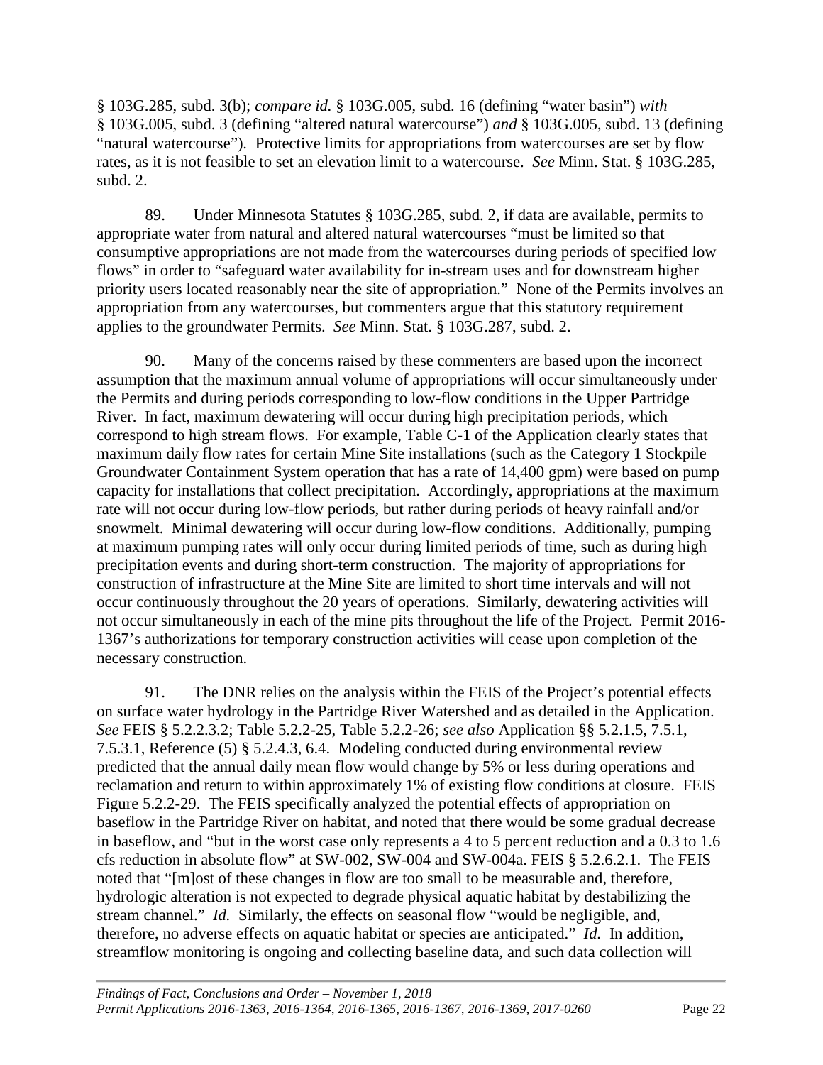§ 103G.285, subd. 3(b); *compare id.* § 103G.005, subd. 16 (defining "water basin") *with* § 103G.005, subd. 3 (defining "altered natural watercourse") *and* § 103G.005, subd. 13 (defining "natural watercourse"). Protective limits for appropriations from watercourses are set by flow rates, as it is not feasible to set an elevation limit to a watercourse. *See* Minn. Stat. § 103G.285, subd. 2.

89. Under Minnesota Statutes § 103G.285, subd. 2, if data are available, permits to appropriate water from natural and altered natural watercourses "must be limited so that consumptive appropriations are not made from the watercourses during periods of specified low flows" in order to "safeguard water availability for in-stream uses and for downstream higher priority users located reasonably near the site of appropriation." None of the Permits involves an appropriation from any watercourses, but commenters argue that this statutory requirement applies to the groundwater Permits. *See* Minn. Stat. § 103G.287, subd. 2.

90. Many of the concerns raised by these commenters are based upon the incorrect assumption that the maximum annual volume of appropriations will occur simultaneously under the Permits and during periods corresponding to low-flow conditions in the Upper Partridge River. In fact, maximum dewatering will occur during high precipitation periods, which correspond to high stream flows. For example, Table C-1 of the Application clearly states that maximum daily flow rates for certain Mine Site installations (such as the Category 1 Stockpile Groundwater Containment System operation that has a rate of 14,400 gpm) were based on pump capacity for installations that collect precipitation. Accordingly, appropriations at the maximum rate will not occur during low-flow periods, but rather during periods of heavy rainfall and/or snowmelt. Minimal dewatering will occur during low-flow conditions. Additionally, pumping at maximum pumping rates will only occur during limited periods of time, such as during high precipitation events and during short-term construction. The majority of appropriations for construction of infrastructure at the Mine Site are limited to short time intervals and will not occur continuously throughout the 20 years of operations. Similarly, dewatering activities will not occur simultaneously in each of the mine pits throughout the life of the Project. Permit 2016-1367's authorizations for temporary construction activities will cease upon completion of the necessary construction.

91. The DNR relies on the analysis within the FEIS of the Project's potential effects on surface water hydrology in the Partridge River Watershed and as detailed in the Application. *See* FEIS § 5.2.2.3.2; Table 5.2.2-25, Table 5.2.2-26; *see also* Application §§ 5.2.1.5, 7.5.1, 7.5.3.1, Reference (5) § 5.2.4.3, 6.4. Modeling conducted during environmental review predicted that the annual daily mean flow would change by 5% or less during operations and reclamation and return to within approximately 1% of existing flow conditions at closure. FEIS Figure 5.2.2-29. The FEIS specifically analyzed the potential effects of appropriation on baseflow in the Partridge River on habitat, and noted that there would be some gradual decrease in baseflow, and "but in the worst case only represents a 4 to 5 percent reduction and a 0.3 to 1.6 cfs reduction in absolute flow" at SW-002, SW-004 and SW-004a. FEIS § 5.2.6.2.1. The FEIS noted that "[m]ost of these changes in flow are too small to be measurable and, therefore, hydrologic alteration is not expected to degrade physical aquatic habitat by destabilizing the stream channel." *Id.* Similarly, the effects on seasonal flow "would be negligible, and, therefore, no adverse effects on aquatic habitat or species are anticipated." *Id.* In addition, streamflow monitoring is ongoing and collecting baseline data, and such data collection will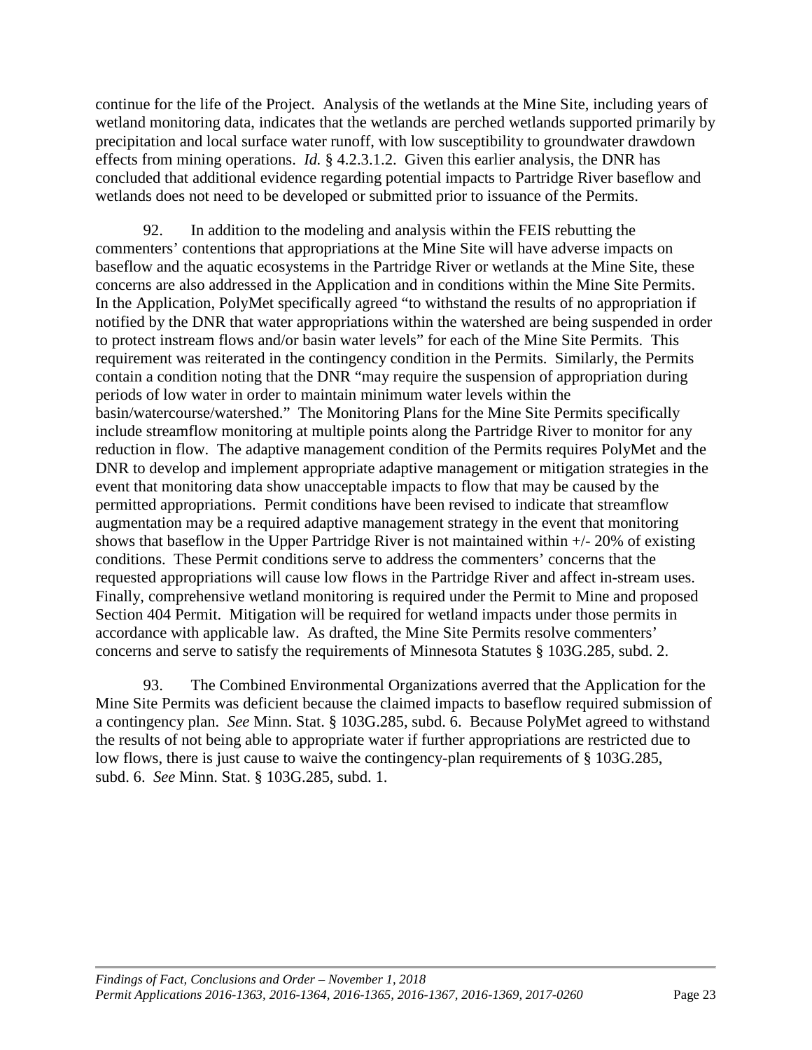continue for the life of the Project. Analysis of the wetlands at the Mine Site, including years of wetland monitoring data, indicates that the wetlands are perched wetlands supported primarily by precipitation and local surface water runoff, with low susceptibility to groundwater drawdown effects from mining operations. *Id.* § 4.2.3.1.2. Given this earlier analysis, the DNR has concluded that additional evidence regarding potential impacts to Partridge River baseflow and wetlands does not need to be developed or submitted prior to issuance of the Permits.

92. In addition to the modeling and analysis within the FEIS rebutting the commenters' contentions that appropriations at the Mine Site will have adverse impacts on baseflow and the aquatic ecosystems in the Partridge River or wetlands at the Mine Site, these concerns are also addressed in the Application and in conditions within the Mine Site Permits. In the Application, PolyMet specifically agreed "to withstand the results of no appropriation if notified by the DNR that water appropriations within the watershed are being suspended in order to protect instream flows and/or basin water levels" for each of the Mine Site Permits. This requirement was reiterated in the contingency condition in the Permits. Similarly, the Permits contain a condition noting that the DNR "may require the suspension of appropriation during periods of low water in order to maintain minimum water levels within the basin/watercourse/watershed." The Monitoring Plans for the Mine Site Permits specifically include streamflow monitoring at multiple points along the Partridge River to monitor for any reduction in flow. The adaptive management condition of the Permits requires PolyMet and the DNR to develop and implement appropriate adaptive management or mitigation strategies in the event that monitoring data show unacceptable impacts to flow that may be caused by the permitted appropriations. Permit conditions have been revised to indicate that streamflow augmentation may be a required adaptive management strategy in the event that monitoring shows that baseflow in the Upper Partridge River is not maintained within +/- 20% of existing conditions. These Permit conditions serve to address the commenters' concerns that the requested appropriations will cause low flows in the Partridge River and affect in-stream uses. Finally, comprehensive wetland monitoring is required under the Permit to Mine and proposed Section 404 Permit. Mitigation will be required for wetland impacts under those permits in accordance with applicable law. As drafted, the Mine Site Permits resolve commenters' concerns and serve to satisfy the requirements of Minnesota Statutes § 103G.285, subd. 2.

93. The Combined Environmental Organizations averred that the Application for the Mine Site Permits was deficient because the claimed impacts to baseflow required submission of a contingency plan. *See* Minn. Stat. § 103G.285, subd. 6. Because PolyMet agreed to withstand the results of not being able to appropriate water if further appropriations are restricted due to low flows, there is just cause to waive the contingency-plan requirements of § 103G.285, subd. 6. *See* Minn. Stat. § 103G.285, subd. 1.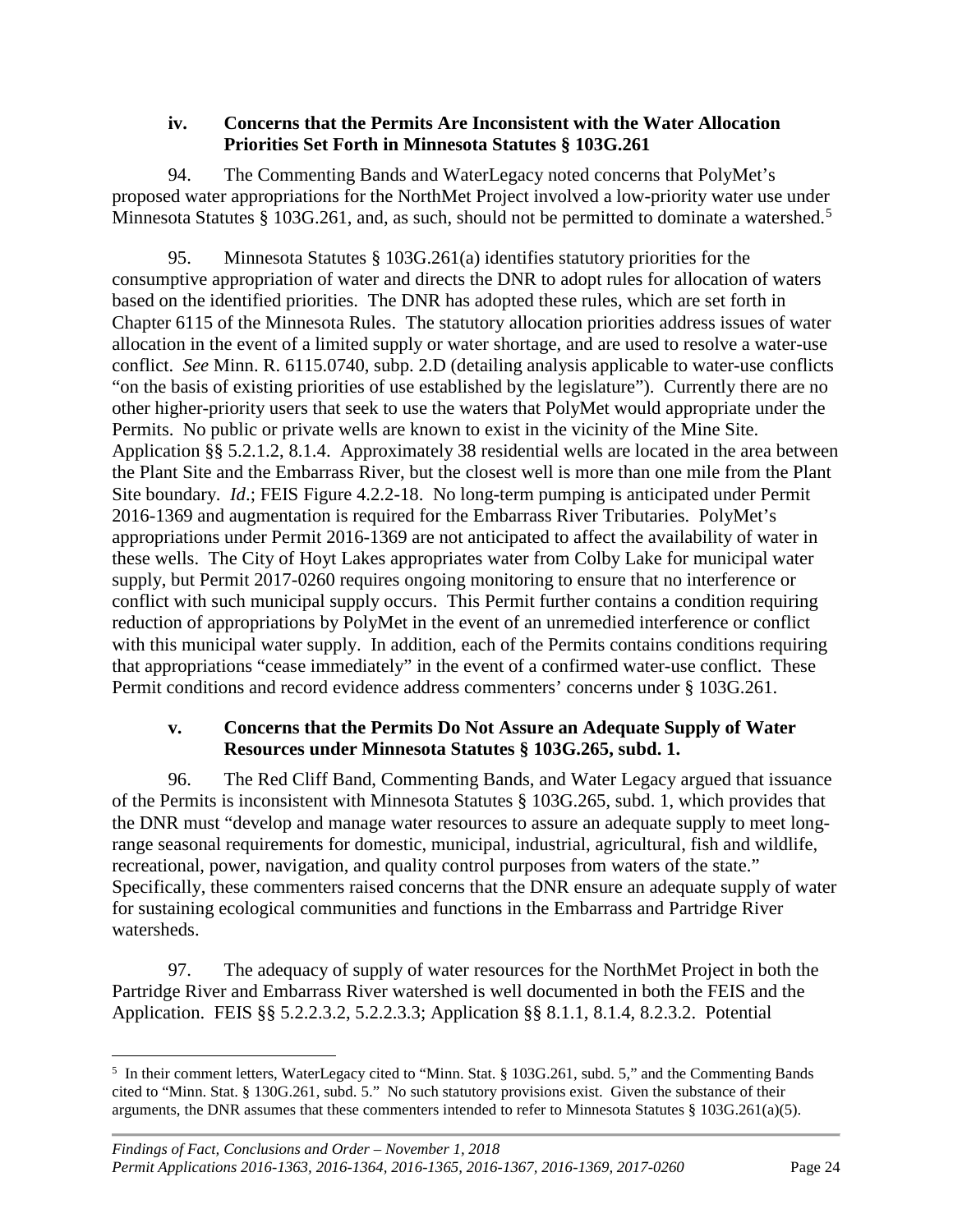### iv. Concerns that the Permits Are Inconsistent with the Water Allocation Priorities Set Forth in Minnesota Statutes § 103G.261

94. The Commenting Bands and WaterLegacy noted concerns that PolyMet's proposed water appropriations for the NorthMet Project involved a low-priority water use under Minnesota Statutes § 103G.261, and, as such, should not be permitted to dominate a watershed.[5]

95. Minnesota Statutes § 103G.261(a) identifies statutory priorities for the consumptive appropriation of water and directs the DNR to adopt rules for allocation of waters based on the identified priorities. The DNR has adopted these rules, which are set forth in Chapter 6115 of the Minnesota Rules. The statutory allocation priorities address issues of water allocation in the event of a limited supply or water shortage, and are used to resolve a water-use conflict. *See* Minn. R. 6115.0740, subp. 2.D (detailing analysis applicable to water-use conflicts "on the basis of existing priorities of use established by the legislature"). Currently there are no other higher-priority users that seek to use the waters that PolyMet would appropriate under the Permits. No public or private wells are known to exist in the vicinity of the Mine Site. Application §§ 5.2.1.2, 8.1.4. Approximately 38 residential wells are located in the area between the Plant Site and the Embarrass River, but the closest well is more than one mile from the Plant Site boundary. *Id*.; FEIS Figure 4.2.2-18. No long-term pumping is anticipated under Permit 2016-1369 and augmentation is required for the Embarrass River Tributaries. PolyMet's appropriations under Permit 2016-1369 are not anticipated to affect the availability of water in these wells. The City of Hoyt Lakes appropriates water from Colby Lake for municipal water supply, but Permit 2017-0260 requires ongoing monitoring to ensure that no interference or conflict with such municipal supply occurs. This Permit further contains a condition requiring reduction of appropriations by PolyMet in the event of an unremedied interference or conflict with this municipal water supply. In addition, each of the Permits contains conditions requiring that appropriations "cease immediately" in the event of a confirmed water-use conflict. These Permit conditions and record evidence address commenters' concerns under § 103G.261.

### v. Concerns that the Permits Do Not Assure an Adequate Supply of Water Resources under Minnesota Statutes § 103G.265, subd. 1.

96. The Red Cliff Band, Commenting Bands, and Water Legacy argued that issuance of the Permits is inconsistent with Minnesota Statutes § 103G.265, subd. 1, which provides that the DNR must "develop and manage water resources to assure an adequate supply to meet long-range seasonal requirements for domestic, municipal, industrial, agricultural, fish and wildlife, recreational, power, navigation, and quality control purposes from waters of the state." Specifically, these commenters raised concerns that the DNR ensure an adequate supply of water for sustaining ecological communities and functions in the Embarrass and Partridge River watersheds.

97. The adequacy of supply of water resources for the NorthMet Project in both the Partridge River and Embarrass River watershed is well documented in both the FEIS and the Application. FEIS §§ 5.2.2.3.2, 5.2.2.3.3; Application §§ 8.1.1, 8.1.4, 8.2.3.2. Potential

[5] In their comment letters, WaterLegacy cited to "Minn. Stat. § 103G.261, subd. 5," and the Commenting Bands cited to "Minn. Stat. § 130G.261, subd. 5." No such statutory provisions exist. Given the substance of their arguments, the DNR assumes that these commenters intended to refer to Minnesota Statutes § 103G.261(a)(5).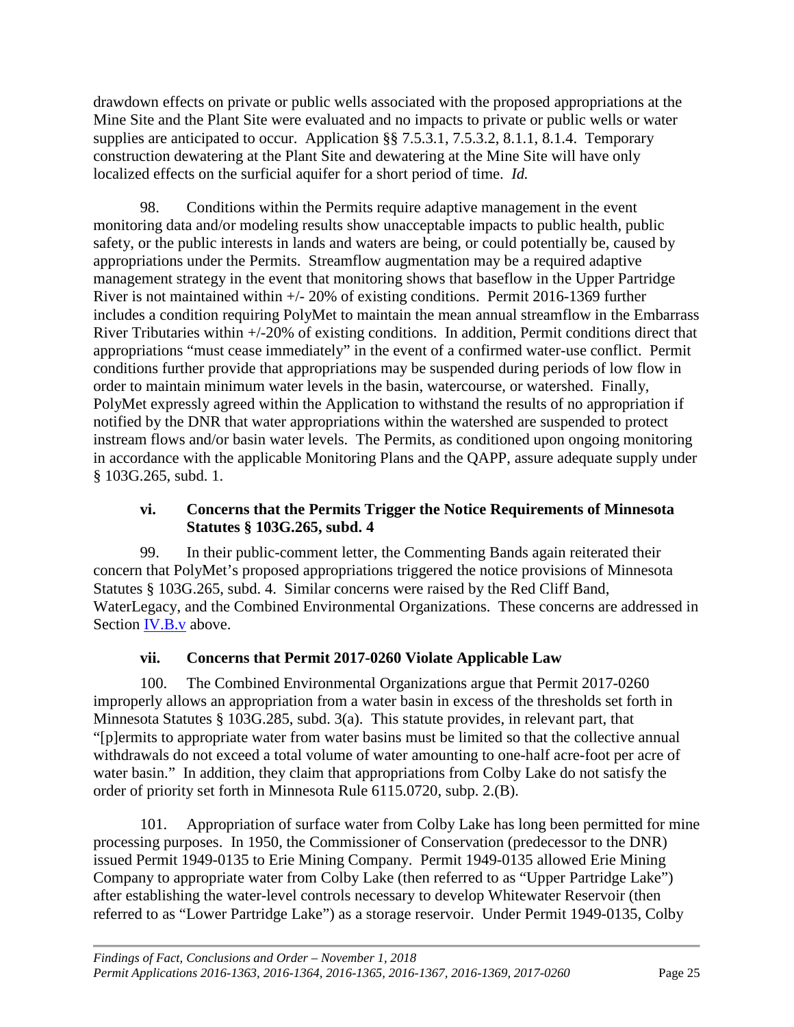drawdown effects on private or public wells associated with the proposed appropriations at the Mine Site and the Plant Site were evaluated and no impacts to private or public wells or water supplies are anticipated to occur. Application §§ 7.5.3.1, 7.5.3.2, 8.1.1, 8.1.4. Temporary construction dewatering at the Plant Site and dewatering at the Mine Site will have only localized effects on the surficial aquifer for a short period of time. *Id.*

98. Conditions within the Permits require adaptive management in the event monitoring data and/or modeling results show unacceptable impacts to public health, public safety, or the public interests in lands and waters are being, or could potentially be, caused by appropriations under the Permits. Streamflow augmentation may be a required adaptive management strategy in the event that monitoring shows that baseflow in the Upper Partridge River is not maintained within +/- 20% of existing conditions. Permit 2016-1369 further includes a condition requiring PolyMet to maintain the mean annual streamflow in the Embarrass River Tributaries within +/-20% of existing conditions. In addition, Permit conditions direct that appropriations "must cease immediately" in the event of a confirmed water-use conflict. Permit conditions further provide that appropriations may be suspended during periods of low flow in order to maintain minimum water levels in the basin, watercourse, or watershed. Finally, PolyMet expressly agreed within the Application to withstand the results of no appropriation if notified by the DNR that water appropriations within the watershed are suspended to protect instream flows and/or basin water levels. The Permits, as conditioned upon ongoing monitoring in accordance with the applicable Monitoring Plans and the QAPP, assure adequate supply under § 103G.265, subd. 1.

### vi. Concerns that the Permits Trigger the Notice Requirements of Minnesota Statutes § 103G.265, subd. 4

99. In their public-comment letter, the Commenting Bands again reiterated their concern that PolyMet's proposed appropriations triggered the notice provisions of Minnesota Statutes § 103G.265, subd. 4. Similar concerns were raised by the Red Cliff Band, WaterLegacy, and the Combined Environmental Organizations. These concerns are addressed in Section IV.B.v above.

### vii. Concerns that Permit 2017-0260 Violate Applicable Law

100. The Combined Environmental Organizations argue that Permit 2017-0260 improperly allows an appropriation from a water basin in excess of the thresholds set forth in Minnesota Statutes § 103G.285, subd. 3(a). This statute provides, in relevant part, that "[p]ermits to appropriate water from water basins must be limited so that the collective annual withdrawals do not exceed a total volume of water amounting to one-half acre-foot per acre of water basin." In addition, they claim that appropriations from Colby Lake do not satisfy the order of priority set forth in Minnesota Rule 6115.0720, subp. 2.(B).

101. Appropriation of surface water from Colby Lake has long been permitted for mine processing purposes. In 1950, the Commissioner of Conservation (predecessor to the DNR) issued Permit 1949-0135 to Erie Mining Company. Permit 1949-0135 allowed Erie Mining Company to appropriate water from Colby Lake (then referred to as "Upper Partridge Lake") after establishing the water-level controls necessary to develop Whitewater Reservoir (then referred to as "Lower Partridge Lake") as a storage reservoir. Under Permit 1949-0135, Colby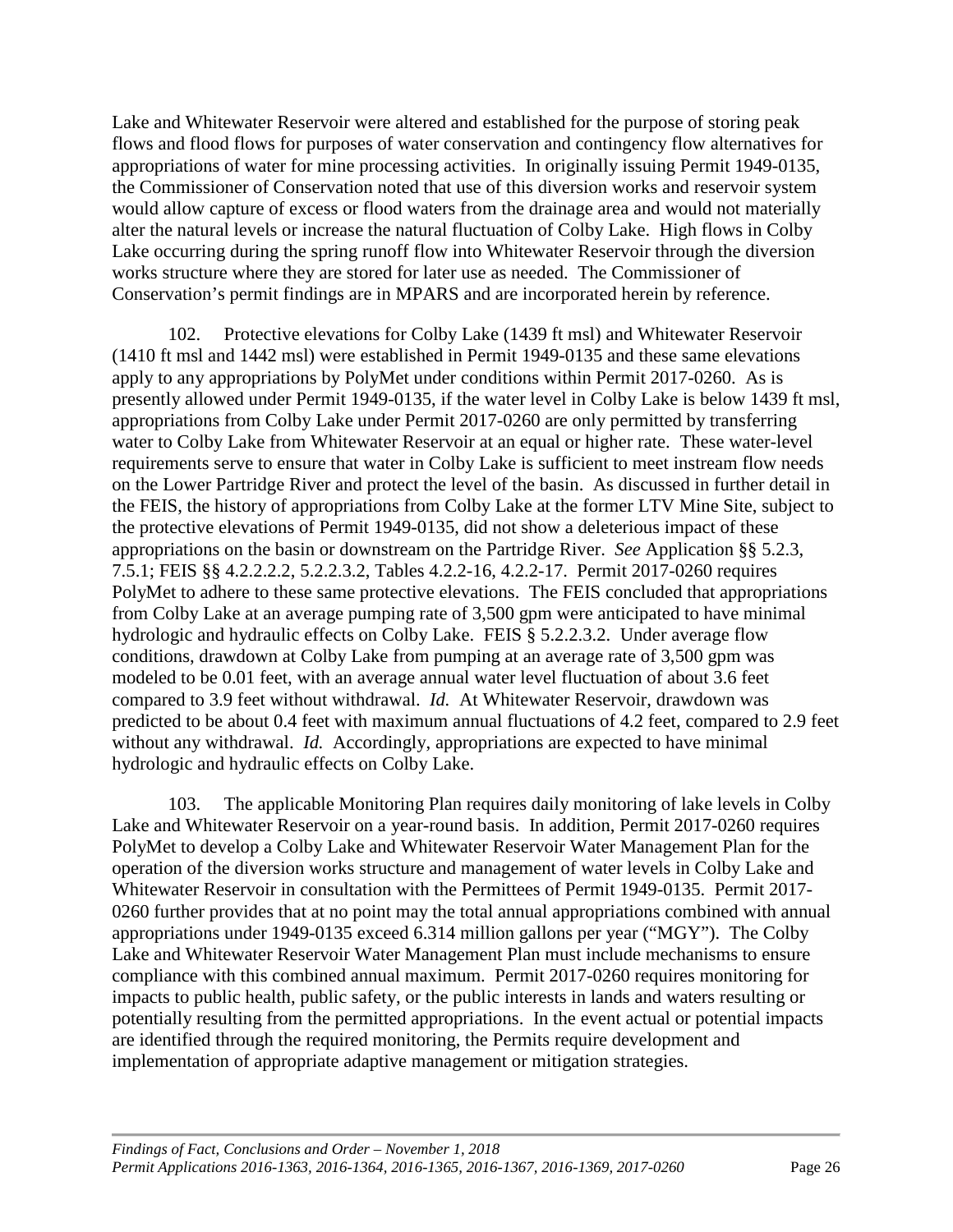Lake and Whitewater Reservoir were altered and established for the purpose of storing peak flows and flood flows for purposes of water conservation and contingency flow alternatives for appropriations of water for mine processing activities. In originally issuing Permit 1949-0135, the Commissioner of Conservation noted that use of this diversion works and reservoir system would allow capture of excess or flood waters from the drainage area and would not materially alter the natural levels or increase the natural fluctuation of Colby Lake. High flows in Colby Lake occurring during the spring runoff flow into Whitewater Reservoir through the diversion works structure where they are stored for later use as needed. The Commissioner of Conservation's permit findings are in MPARS and are incorporated herein by reference.

102. Protective elevations for Colby Lake (1439 ft msl) and Whitewater Reservoir (1410 ft msl and 1442 msl) were established in Permit 1949-0135 and these same elevations apply to any appropriations by PolyMet under conditions within Permit 2017-0260. As is presently allowed under Permit 1949-0135, if the water level in Colby Lake is below 1439 ft msl, appropriations from Colby Lake under Permit 2017-0260 are only permitted by transferring water to Colby Lake from Whitewater Reservoir at an equal or higher rate. These water-level requirements serve to ensure that water in Colby Lake is sufficient to meet instream flow needs on the Lower Partridge River and protect the level of the basin. As discussed in further detail in the FEIS, the history of appropriations from Colby Lake at the former LTV Mine Site, subject to the protective elevations of Permit 1949-0135, did not show a deleterious impact of these appropriations on the basin or downstream on the Partridge River. *See* Application §§ 5.2.3, 7.5.1; FEIS §§ 4.2.2.2.2, 5.2.2.3.2, Tables 4.2.2-16, 4.2.2-17. Permit 2017-0260 requires PolyMet to adhere to these same protective elevations. The FEIS concluded that appropriations from Colby Lake at an average pumping rate of 3,500 gpm were anticipated to have minimal hydrologic and hydraulic effects on Colby Lake. FEIS § 5.2.2.3.2. Under average flow conditions, drawdown at Colby Lake from pumping at an average rate of 3,500 gpm was modeled to be 0.01 feet, with an average annual water level fluctuation of about 3.6 feet compared to 3.9 feet without withdrawal. *Id.* At Whitewater Reservoir, drawdown was predicted to be about 0.4 feet with maximum annual fluctuations of 4.2 feet, compared to 2.9 feet without any withdrawal. *Id.* Accordingly, appropriations are expected to have minimal hydrologic and hydraulic effects on Colby Lake.

103. The applicable Monitoring Plan requires daily monitoring of lake levels in Colby Lake and Whitewater Reservoir on a year-round basis. In addition, Permit 2017-0260 requires PolyMet to develop a Colby Lake and Whitewater Reservoir Water Management Plan for the operation of the diversion works structure and management of water levels in Colby Lake and Whitewater Reservoir in consultation with the Permittees of Permit 1949-0135. Permit 2017-0260 further provides that at no point may the total annual appropriations combined with annual appropriations under 1949-0135 exceed 6.314 million gallons per year ("MGY"). The Colby Lake and Whitewater Reservoir Water Management Plan must include mechanisms to ensure compliance with this combined annual maximum. Permit 2017-0260 requires monitoring for impacts to public health, public safety, or the public interests in lands and waters resulting or potentially resulting from the permitted appropriations. In the event actual or potential impacts are identified through the required monitoring, the Permits require development and implementation of appropriate adaptive management or mitigation strategies.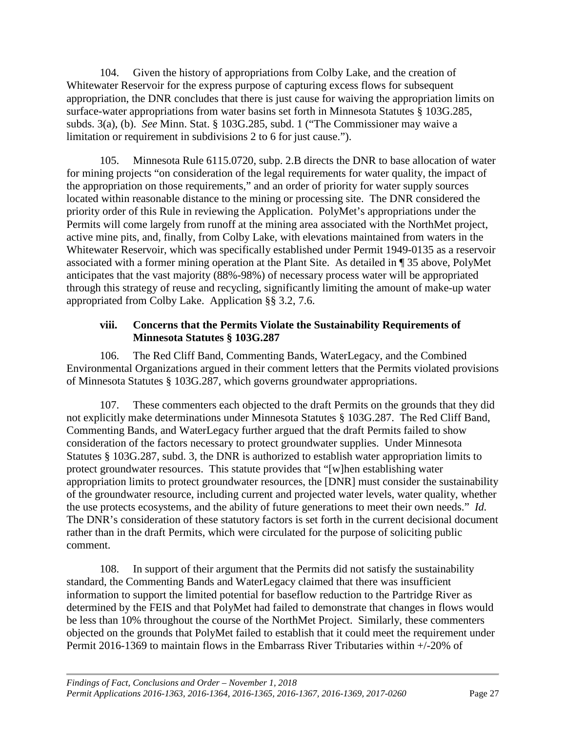104. Given the history of appropriations from Colby Lake, and the creation of Whitewater Reservoir for the express purpose of capturing excess flows for subsequent appropriation, the DNR concludes that there is just cause for waiving the appropriation limits on surface-water appropriations from water basins set forth in Minnesota Statutes § 103G.285, subds. 3(a), (b). *See* Minn. Stat. § 103G.285, subd. 1 ("The Commissioner may waive a limitation or requirement in subdivisions 2 to 6 for just cause.").

105. Minnesota Rule 6115.0720, subp. 2.B directs the DNR to base allocation of water for mining projects "on consideration of the legal requirements for water quality, the impact of the appropriation on those requirements," and an order of priority for water supply sources located within reasonable distance to the mining or processing site. The DNR considered the priority order of this Rule in reviewing the Application. PolyMet's appropriations under the Permits will come largely from runoff at the mining area associated with the NorthMet project, active mine pits, and, finally, from Colby Lake, with elevations maintained from waters in the Whitewater Reservoir, which was specifically established under Permit 1949-0135 as a reservoir associated with a former mining operation at the Plant Site. As detailed in ¶ 35 above, PolyMet anticipates that the vast majority (88%-98%) of necessary process water will be appropriated through this strategy of reuse and recycling, significantly limiting the amount of make-up water appropriated from Colby Lake. Application §§ 3.2, 7.6.

#### viii. Concerns that the Permits Violate the Sustainability Requirements of Minnesota Statutes § 103G.287

106. The Red Cliff Band, Commenting Bands, WaterLegacy, and the Combined Environmental Organizations argued in their comment letters that the Permits violated provisions of Minnesota Statutes § 103G.287, which governs groundwater appropriations.

107. These commenters each objected to the draft Permits on the grounds that they did not explicitly make determinations under Minnesota Statutes § 103G.287. The Red Cliff Band, Commenting Bands, and WaterLegacy further argued that the draft Permits failed to show consideration of the factors necessary to protect groundwater supplies. Under Minnesota Statutes § 103G.287, subd. 3, the DNR is authorized to establish water appropriation limits to protect groundwater resources. This statute provides that "[w]hen establishing water appropriation limits to protect groundwater resources, the [DNR] must consider the sustainability of the groundwater resource, including current and projected water levels, water quality, whether the use protects ecosystems, and the ability of future generations to meet their own needs." *Id.* The DNR's consideration of these statutory factors is set forth in the current decisional document rather than in the draft Permits, which were circulated for the purpose of soliciting public comment.

108. In support of their argument that the Permits did not satisfy the sustainability standard, the Commenting Bands and WaterLegacy claimed that there was insufficient information to support the limited potential for baseflow reduction to the Partridge River as determined by the FEIS and that PolyMet had failed to demonstrate that changes in flows would be less than 10% throughout the course of the NorthMet Project. Similarly, these commenters objected on the grounds that PolyMet failed to establish that it could meet the requirement under Permit 2016-1369 to maintain flows in the Embarrass River Tributaries within +/-20% of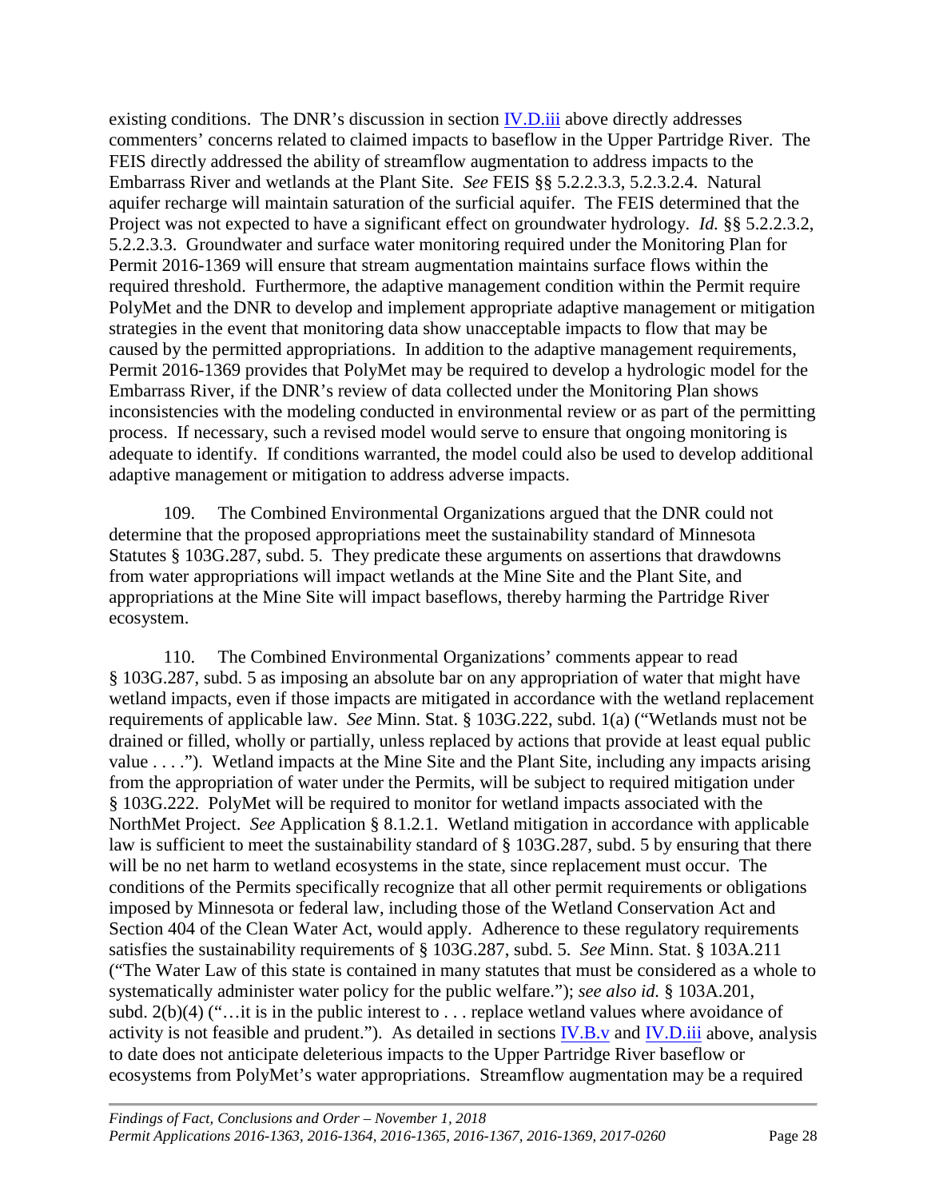existing conditions. The DNR's discussion in section IV.D.iii above directly addresses commenters' concerns related to claimed impacts to baseflow in the Upper Partridge River. The FEIS directly addressed the ability of streamflow augmentation to address impacts to the Embarrass River and wetlands at the Plant Site. *See* FEIS §§ 5.2.2.3.3, 5.2.3.2.4. Natural aquifer recharge will maintain saturation of the surficial aquifer. The FEIS determined that the Project was not expected to have a significant effect on groundwater hydrology. *Id.* §§ 5.2.2.3.2, 5.2.2.3.3. Groundwater and surface water monitoring required under the Monitoring Plan for Permit 2016-1369 will ensure that stream augmentation maintains surface flows within the required threshold. Furthermore, the adaptive management condition within the Permit require PolyMet and the DNR to develop and implement appropriate adaptive management or mitigation strategies in the event that monitoring data show unacceptable impacts to flow that may be caused by the permitted appropriations. In addition to the adaptive management requirements, Permit 2016-1369 provides that PolyMet may be required to develop a hydrologic model for the Embarrass River, if the DNR's review of data collected under the Monitoring Plan shows inconsistencies with the modeling conducted in environmental review or as part of the permitting process. If necessary, such a revised model would serve to ensure that ongoing monitoring is adequate to identify. If conditions warranted, the model could also be used to develop additional adaptive management or mitigation to address adverse impacts.

109. The Combined Environmental Organizations argued that the DNR could not determine that the proposed appropriations meet the sustainability standard of Minnesota Statutes § 103G.287, subd. 5. They predicate these arguments on assertions that drawdowns from water appropriations will impact wetlands at the Mine Site and the Plant Site, and appropriations at the Mine Site will impact baseflows, thereby harming the Partridge River ecosystem.

110. The Combined Environmental Organizations' comments appear to read § 103G.287, subd. 5 as imposing an absolute bar on any appropriation of water that might have wetland impacts, even if those impacts are mitigated in accordance with the wetland replacement requirements of applicable law. *See* Minn. Stat. § 103G.222, subd. 1(a) ("Wetlands must not be drained or filled, wholly or partially, unless replaced by actions that provide at least equal public value . . . ."). Wetland impacts at the Mine Site and the Plant Site, including any impacts arising from the appropriation of water under the Permits, will be subject to required mitigation under § 103G.222. PolyMet will be required to monitor for wetland impacts associated with the NorthMet Project. *See* Application § 8.1.2.1. Wetland mitigation in accordance with applicable law is sufficient to meet the sustainability standard of § 103G.287, subd. 5 by ensuring that there will be no net harm to wetland ecosystems in the state, since replacement must occur. The conditions of the Permits specifically recognize that all other permit requirements or obligations imposed by Minnesota or federal law, including those of the Wetland Conservation Act and Section 404 of the Clean Water Act, would apply. Adherence to these regulatory requirements satisfies the sustainability requirements of § 103G.287, subd. 5. *See* Minn. Stat. § 103A.211 ("The Water Law of this state is contained in many statutes that must be considered as a whole to systematically administer water policy for the public welfare."); *see also id.* § 103A.201, subd. 2(b)(4) ("…it is in the public interest to . . . replace wetland values where avoidance of activity is not feasible and prudent."). As detailed in sections IV.B.v and IV.D.iii above, analysis to date does not anticipate deleterious impacts to the Upper Partridge River baseflow or ecosystems from PolyMet's water appropriations. Streamflow augmentation may be a required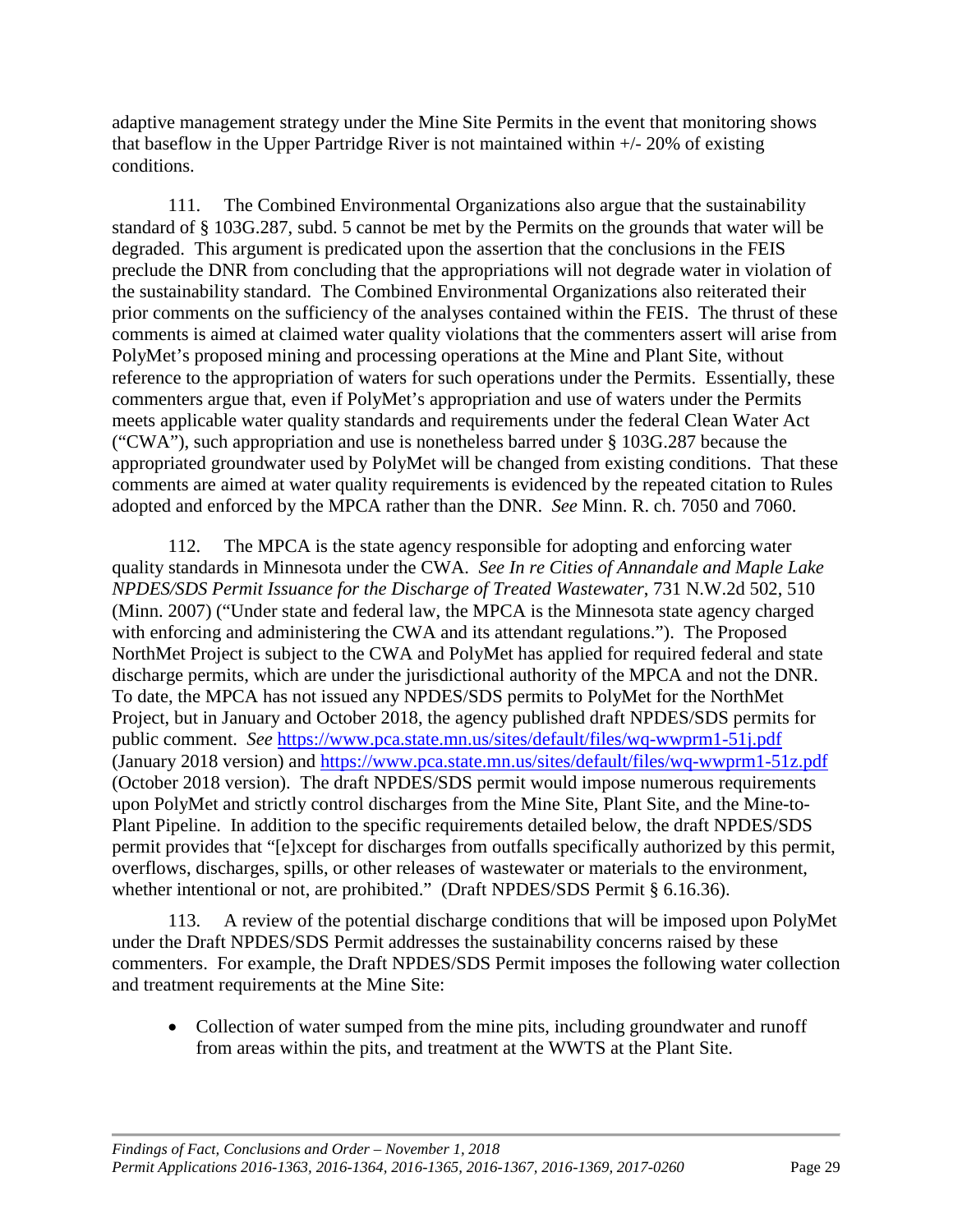adaptive management strategy under the Mine Site Permits in the event that monitoring shows that baseflow in the Upper Partridge River is not maintained within +/- 20% of existing conditions.

111. The Combined Environmental Organizations also argue that the sustainability standard of § 103G.287, subd. 5 cannot be met by the Permits on the grounds that water will be degraded. This argument is predicated upon the assertion that the conclusions in the FEIS preclude the DNR from concluding that the appropriations will not degrade water in violation of the sustainability standard. The Combined Environmental Organizations also reiterated their prior comments on the sufficiency of the analyses contained within the FEIS. The thrust of these comments is aimed at claimed water quality violations that the commenters assert will arise from PolyMet's proposed mining and processing operations at the Mine and Plant Site, without reference to the appropriation of waters for such operations under the Permits. Essentially, these commenters argue that, even if PolyMet's appropriation and use of waters under the Permits meets applicable water quality standards and requirements under the federal Clean Water Act ("CWA"), such appropriation and use is nonetheless barred under § 103G.287 because the appropriated groundwater used by PolyMet will be changed from existing conditions. That these comments are aimed at water quality requirements is evidenced by the repeated citation to Rules adopted and enforced by the MPCA rather than the DNR. *See* Minn. R. ch. 7050 and 7060.

112. The MPCA is the state agency responsible for adopting and enforcing water quality standards in Minnesota under the CWA. *See In re Cities of Annandale and Maple Lake NPDES/SDS Permit Issuance for the Discharge of Treated Wastewater*, 731 N.W.2d 502, 510 (Minn. 2007) ("Under state and federal law, the MPCA is the Minnesota state agency charged with enforcing and administering the CWA and its attendant regulations."). The Proposed NorthMet Project is subject to the CWA and PolyMet has applied for required federal and state discharge permits, which are under the jurisdictional authority of the MPCA and not the DNR. To date, the MPCA has not issued any NPDES/SDS permits to PolyMet for the NorthMet Project, but in January and October 2018, the agency published draft NPDES/SDS permits for public comment. *See* https://www.pca.state.mn.us/sites/default/files/wq-wwprm1-51j.pdf (January 2018 version) and https://www.pca.state.mn.us/sites/default/files/wq-wwprm1-51z.pdf (October 2018 version). The draft NPDES/SDS permit would impose numerous requirements upon PolyMet and strictly control discharges from the Mine Site, Plant Site, and the Mine-to-Plant Pipeline. In addition to the specific requirements detailed below, the draft NPDES/SDS permit provides that "[e]xcept for discharges from outfalls specifically authorized by this permit, overflows, discharges, spills, or other releases of wastewater or materials to the environment, whether intentional or not, are prohibited." (Draft NPDES/SDS Permit § 6.16.36).

113. A review of the potential discharge conditions that will be imposed upon PolyMet under the Draft NPDES/SDS Permit addresses the sustainability concerns raised by these commenters. For example, the Draft NPDES/SDS Permit imposes the following water collection and treatment requirements at the Mine Site:

- Collection of water sumped from the mine pits, including groundwater and runoff from areas within the pits, and treatment at the WWTS at the Plant Site.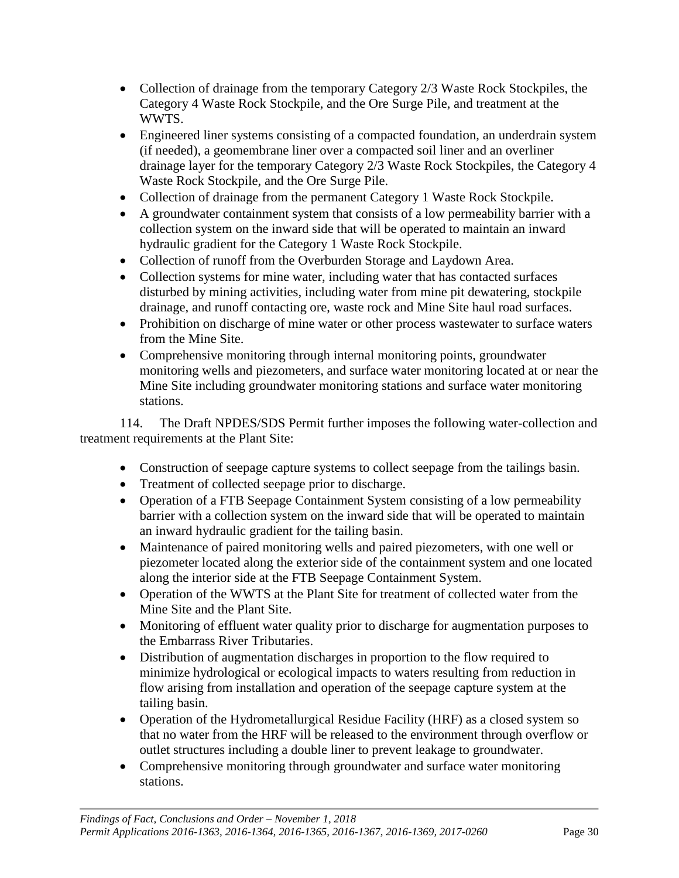- Collection of drainage from the temporary Category 2/3 Waste Rock Stockpiles, the Category 4 Waste Rock Stockpile, and the Ore Surge Pile, and treatment at the WWTS.
- Engineered liner systems consisting of a compacted foundation, an underdrain system (if needed), a geomembrane liner over a compacted soil liner and an overliner drainage layer for the temporary Category 2/3 Waste Rock Stockpiles, the Category 4 Waste Rock Stockpile, and the Ore Surge Pile.
- Collection of drainage from the permanent Category 1 Waste Rock Stockpile.
- A groundwater containment system that consists of a low permeability barrier with a collection system on the inward side that will be operated to maintain an inward hydraulic gradient for the Category 1 Waste Rock Stockpile.
- Collection of runoff from the Overburden Storage and Laydown Area.
- Collection systems for mine water, including water that has contacted surfaces disturbed by mining activities, including water from mine pit dewatering, stockpile drainage, and runoff contacting ore, waste rock and Mine Site haul road surfaces.
- Prohibition on discharge of mine water or other process wastewater to surface waters from the Mine Site.
- Comprehensive monitoring through internal monitoring points, groundwater monitoring wells and piezometers, and surface water monitoring located at or near the Mine Site including groundwater monitoring stations and surface water monitoring stations.

114. The Draft NPDES/SDS Permit further imposes the following water-collection and treatment requirements at the Plant Site:

- Construction of seepage capture systems to collect seepage from the tailings basin.
- Treatment of collected seepage prior to discharge.
- Operation of a FTB Seepage Containment System consisting of a low permeability barrier with a collection system on the inward side that will be operated to maintain an inward hydraulic gradient for the tailing basin.
- Maintenance of paired monitoring wells and paired piezometers, with one well or piezometer located along the exterior side of the containment system and one located along the interior side at the FTB Seepage Containment System.
- Operation of the WWTS at the Plant Site for treatment of collected water from the Mine Site and the Plant Site.
- Monitoring of effluent water quality prior to discharge for augmentation purposes to the Embarrass River Tributaries.
- Distribution of augmentation discharges in proportion to the flow required to minimize hydrological or ecological impacts to waters resulting from reduction in flow arising from installation and operation of the seepage capture system at the tailing basin.
- Operation of the Hydrometallurgical Residue Facility (HRF) as a closed system so that no water from the HRF will be released to the environment through overflow or outlet structures including a double liner to prevent leakage to groundwater.
- Comprehensive monitoring through groundwater and surface water monitoring stations.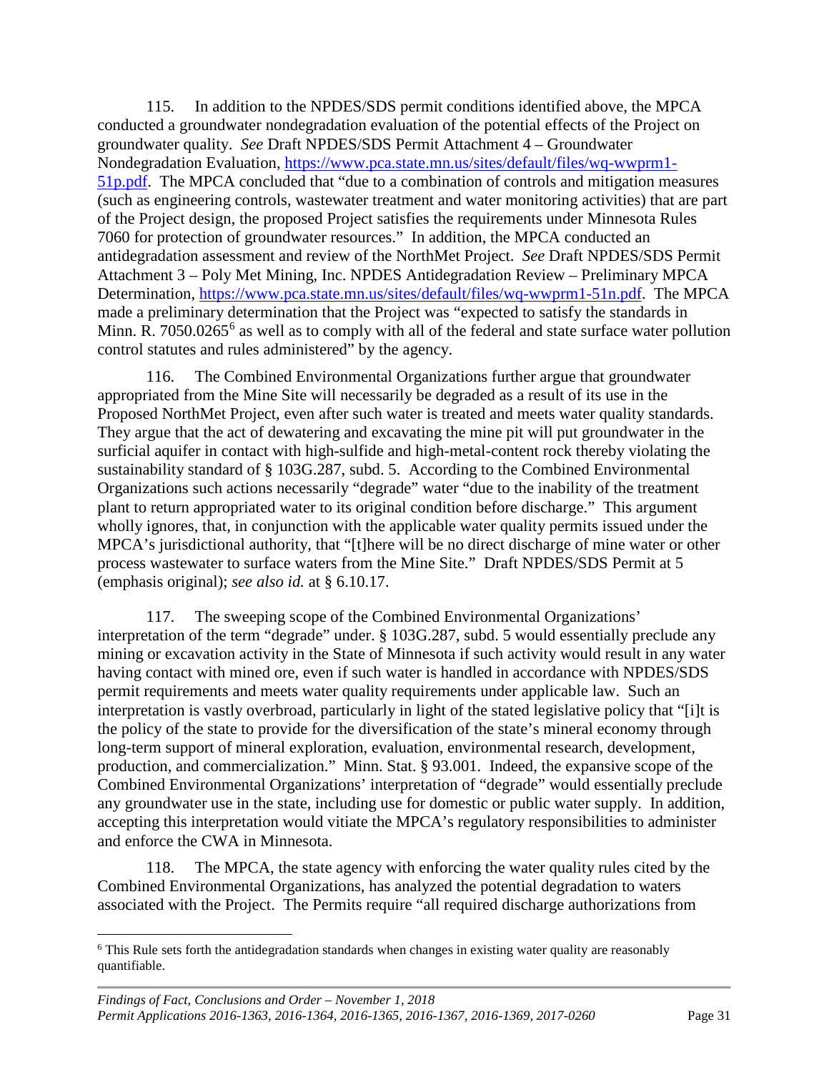115. In addition to the NPDES/SDS permit conditions identified above, the MPCA conducted a groundwater nondegradation evaluation of the potential effects of the Project on groundwater quality. *See* Draft NPDES/SDS Permit Attachment 4 – Groundwater Nondegradation Evaluation, [https://www.pca.state.mn.us/sites/default/files/wq-wwprm1-51p.pdf](https://www.pca.state.mn.us/sites/default/files/wq-wwprm1-51p.pdf). The MPCA concluded that "due to a combination of controls and mitigation measures (such as engineering controls, wastewater treatment and water monitoring activities) that are part of the Project design, the proposed Project satisfies the requirements under Minnesota Rules 7060 for protection of groundwater resources." In addition, the MPCA conducted an antidegradation assessment and review of the NorthMet Project. *See* Draft NPDES/SDS Permit Attachment 3 – Poly Met Mining, Inc. NPDES Antidegradation Review – Preliminary MPCA Determination, [https://www.pca.state.mn.us/sites/default/files/wq-wwprm1-51n.pdf](https://www.pca.state.mn.us/sites/default/files/wq-wwprm1-51n.pdf). The MPCA made a preliminary determination that the Project was "expected to satisfy the standards in Minn. R. 7050.0265[6] as well as to comply with all of the federal and state surface water pollution control statutes and rules administered" by the agency.

116. The Combined Environmental Organizations further argue that groundwater appropriated from the Mine Site will necessarily be degraded as a result of its use in the Proposed NorthMet Project, even after such water is treated and meets water quality standards. They argue that the act of dewatering and excavating the mine pit will put groundwater in the surficial aquifer in contact with high-sulfide and high-metal-content rock thereby violating the sustainability standard of § 103G.287, subd. 5. According to the Combined Environmental Organizations such actions necessarily "degrade" water "due to the inability of the treatment plant to return appropriated water to its original condition before discharge." This argument wholly ignores, that, in conjunction with the applicable water quality permits issued under the MPCA's jurisdictional authority, that "[t]here will be no direct discharge of mine water or other process wastewater to surface waters from the Mine Site." Draft NPDES/SDS Permit at 5 (emphasis original); *see also id.* at § 6.10.17.

117. The sweeping scope of the Combined Environmental Organizations' interpretation of the term "degrade" under. § 103G.287, subd. 5 would essentially preclude any mining or excavation activity in the State of Minnesota if such activity would result in any water having contact with mined ore, even if such water is handled in accordance with NPDES/SDS permit requirements and meets water quality requirements under applicable law. Such an interpretation is vastly overbroad, particularly in light of the stated legislative policy that "[i]t is the policy of the state to provide for the diversification of the state's mineral economy through long-term support of mineral exploration, evaluation, environmental research, development, production, and commercialization." Minn. Stat. § 93.001. Indeed, the expansive scope of the Combined Environmental Organizations' interpretation of "degrade" would essentially preclude any groundwater use in the state, including use for domestic or public water supply. In addition, accepting this interpretation would vitiate the MPCA's regulatory responsibilities to administer and enforce the CWA in Minnesota.

118. The MPCA, the state agency with enforcing the water quality rules cited by the Combined Environmental Organizations, has analyzed the potential degradation to waters associated with the Project. The Permits require "all required discharge authorizations from

---

[6] This Rule sets forth the antidegradation standards when changes in existing water quality are reasonably quantifiable.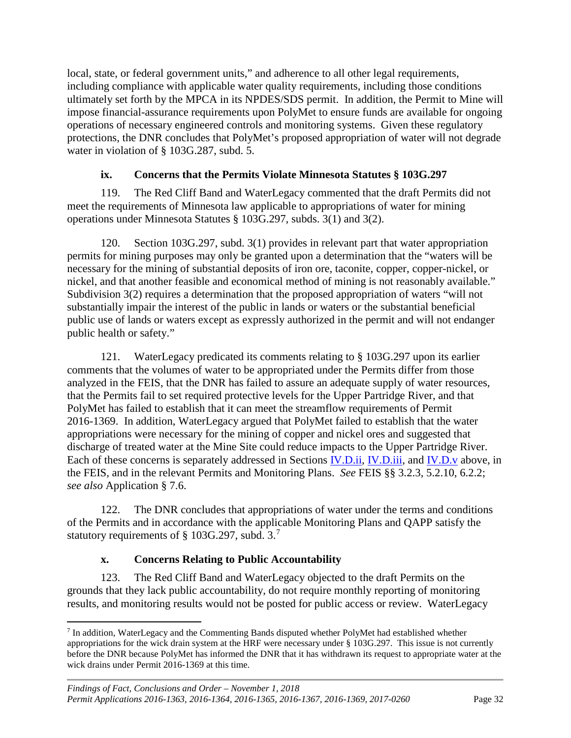local, state, or federal government units," and adherence to all other legal requirements, including compliance with applicable water quality requirements, including those conditions ultimately set forth by the MPCA in its NPDES/SDS permit. In addition, the Permit to Mine will impose financial-assurance requirements upon PolyMet to ensure funds are available for ongoing operations of necessary engineered controls and monitoring systems. Given these regulatory protections, the DNR concludes that PolyMet's proposed appropriation of water will not degrade water in violation of § 103G.287, subd. 5.

### ix. Concerns that the Permits Violate Minnesota Statutes § 103G.297

119. The Red Cliff Band and WaterLegacy commented that the draft Permits did not meet the requirements of Minnesota law applicable to appropriations of water for mining operations under Minnesota Statutes § 103G.297, subds. 3(1) and 3(2).

120. Section 103G.297, subd. 3(1) provides in relevant part that water appropriation permits for mining purposes may only be granted upon a determination that the "waters will be necessary for the mining of substantial deposits of iron ore, taconite, copper, copper-nickel, or nickel, and that another feasible and economical method of mining is not reasonably available." Subdivision 3(2) requires a determination that the proposed appropriation of waters "will not substantially impair the interest of the public in lands or waters or the substantial beneficial public use of lands or waters except as expressly authorized in the permit and will not endanger public health or safety."

121. WaterLegacy predicated its comments relating to § 103G.297 upon its earlier comments that the volumes of water to be appropriated under the Permits differ from those analyzed in the FEIS, that the DNR has failed to assure an adequate supply of water resources, that the Permits fail to set required protective levels for the Upper Partridge River, and that PolyMet has failed to establish that it can meet the streamflow requirements of Permit 2016-1369. In addition, WaterLegacy argued that PolyMet failed to establish that the water appropriations were necessary for the mining of copper and nickel ores and suggested that discharge of treated water at the Mine Site could reduce impacts to the Upper Partridge River. Each of these concerns is separately addressed in Sections IV.D.ii, IV.D.iii, and IV.D.v above, in the FEIS, and in the relevant Permits and Monitoring Plans. *See* FEIS §§ 3.2.3, 5.2.10, 6.2.2; *see also* Application § 7.6.

122. The DNR concludes that appropriations of water under the terms and conditions of the Permits and in accordance with the applicable Monitoring Plans and QAPP satisfy the statutory requirements of § 103G.297, subd. 3.[7]

### x. Concerns Relating to Public Accountability

123. The Red Cliff Band and WaterLegacy objected to the draft Permits on the grounds that they lack public accountability, do not require monthly reporting of monitoring results, and monitoring results would not be posted for public access or review. WaterLegacy

[7] In addition, WaterLegacy and the Commenting Bands disputed whether PolyMet had established whether appropriations for the wick drain system at the HRF were necessary under § 103G.297. This issue is not currently before the DNR because PolyMet has informed the DNR that it has withdrawn its request to appropriate water at the wick drains under Permit 2016-1369 at this time.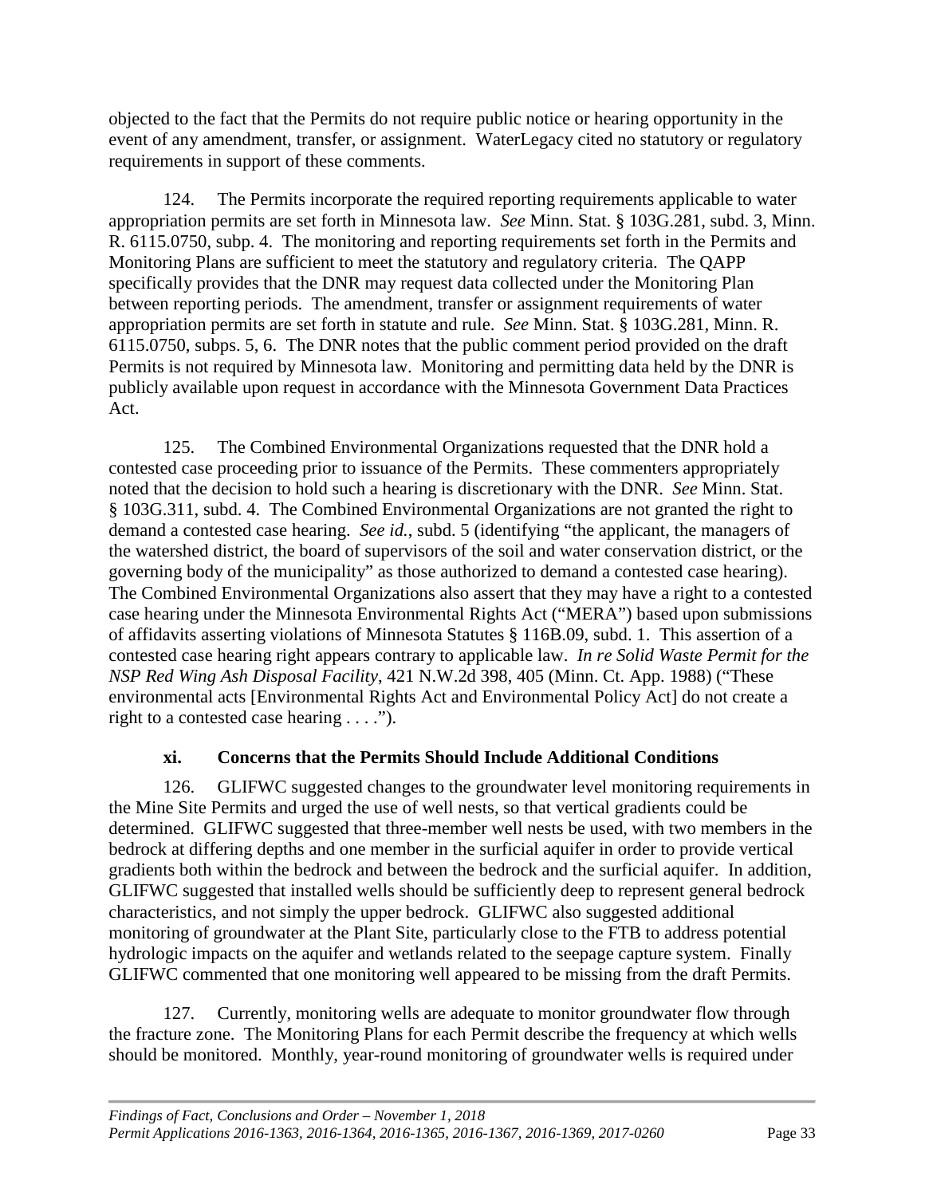objected to the fact that the Permits do not require public notice or hearing opportunity in the event of any amendment, transfer, or assignment. WaterLegacy cited no statutory or regulatory requirements in support of these comments.

124. The Permits incorporate the required reporting requirements applicable to water appropriation permits are set forth in Minnesota law. *See* Minn. Stat. § 103G.281, subd. 3, Minn. R. 6115.0750, subp. 4. The monitoring and reporting requirements set forth in the Permits and Monitoring Plans are sufficient to meet the statutory and regulatory criteria. The QAPP specifically provides that the DNR may request data collected under the Monitoring Plan between reporting periods. The amendment, transfer or assignment requirements of water appropriation permits are set forth in statute and rule. *See* Minn. Stat. § 103G.281, Minn. R. 6115.0750, subps. 5, 6. The DNR notes that the public comment period provided on the draft Permits is not required by Minnesota law. Monitoring and permitting data held by the DNR is publicly available upon request in accordance with the Minnesota Government Data Practices Act.

125. The Combined Environmental Organizations requested that the DNR hold a contested case proceeding prior to issuance of the Permits. These commenters appropriately noted that the decision to hold such a hearing is discretionary with the DNR. *See* Minn. Stat. § 103G.311, subd. 4. The Combined Environmental Organizations are not granted the right to demand a contested case hearing. *See id.*, subd. 5 (identifying "the applicant, the managers of the watershed district, the board of supervisors of the soil and water conservation district, or the governing body of the municipality" as those authorized to demand a contested case hearing). The Combined Environmental Organizations also assert that they may have a right to a contested case hearing under the Minnesota Environmental Rights Act ("MERA") based upon submissions of affidavits asserting violations of Minnesota Statutes § 116B.09, subd. 1. This assertion of a contested case hearing right appears contrary to applicable law. *In re Solid Waste Permit for the NSP Red Wing Ash Disposal Facility*, 421 N.W.2d 398, 405 (Minn. Ct. App. 1988) ("These environmental acts [Environmental Rights Act and Environmental Policy Act] do not create a right to a contested case hearing . . . .").

### xi. Concerns that the Permits Should Include Additional Conditions

126. GLIFWC suggested changes to the groundwater level monitoring requirements in the Mine Site Permits and urged the use of well nests, so that vertical gradients could be determined. GLIFWC suggested that three-member well nests be used, with two members in the bedrock at differing depths and one member in the surficial aquifer in order to provide vertical gradients both within the bedrock and between the bedrock and the surficial aquifer. In addition, GLIFWC suggested that installed wells should be sufficiently deep to represent general bedrock characteristics, and not simply the upper bedrock. GLIFWC also suggested additional monitoring of groundwater at the Plant Site, particularly close to the FTB to address potential hydrologic impacts on the aquifer and wetlands related to the seepage capture system. Finally GLIFWC commented that one monitoring well appeared to be missing from the draft Permits.

127. Currently, monitoring wells are adequate to monitor groundwater flow through the fracture zone. The Monitoring Plans for each Permit describe the frequency at which wells should be monitored. Monthly, year-round monitoring of groundwater wells is required under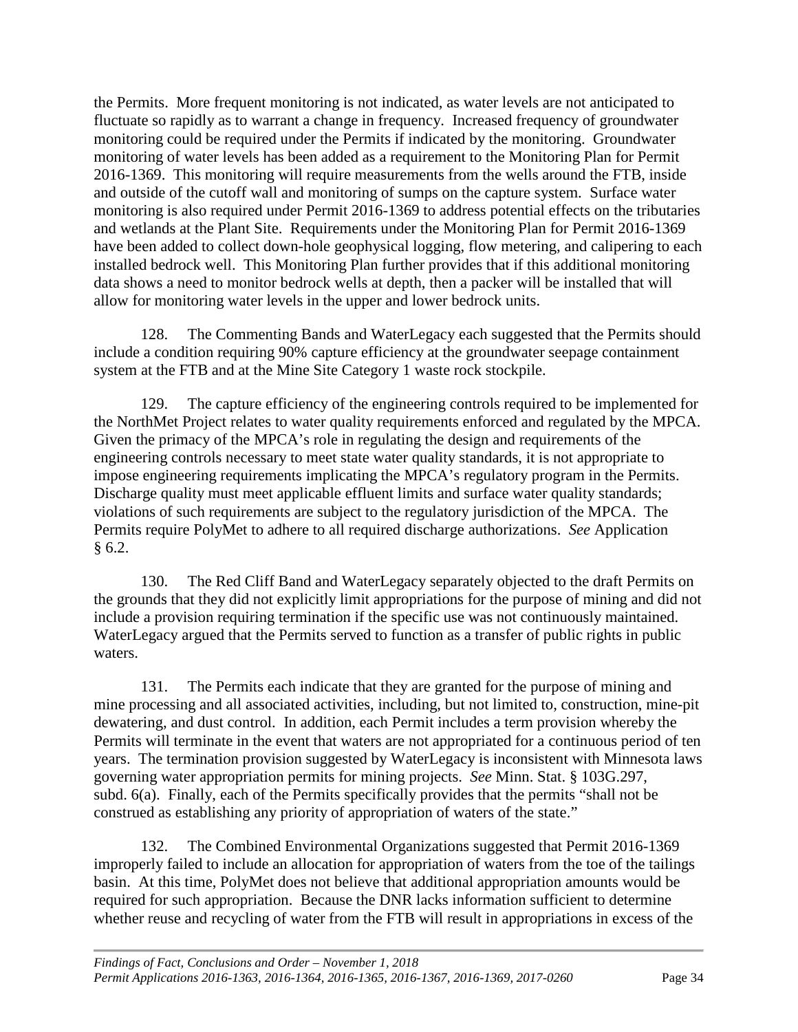the Permits. More frequent monitoring is not indicated, as water levels are not anticipated to fluctuate so rapidly as to warrant a change in frequency. Increased frequency of groundwater monitoring could be required under the Permits if indicated by the monitoring. Groundwater monitoring of water levels has been added as a requirement to the Monitoring Plan for Permit 2016-1369. This monitoring will require measurements from the wells around the FTB, inside and outside of the cutoff wall and monitoring of sumps on the capture system. Surface water monitoring is also required under Permit 2016-1369 to address potential effects on the tributaries and wetlands at the Plant Site. Requirements under the Monitoring Plan for Permit 2016-1369 have been added to collect down-hole geophysical logging, flow metering, and calipering to each installed bedrock well. This Monitoring Plan further provides that if this additional monitoring data shows a need to monitor bedrock wells at depth, then a packer will be installed that will allow for monitoring water levels in the upper and lower bedrock units.

128. The Commenting Bands and WaterLegacy each suggested that the Permits should include a condition requiring 90% capture efficiency at the groundwater seepage containment system at the FTB and at the Mine Site Category 1 waste rock stockpile.

129. The capture efficiency of the engineering controls required to be implemented for the NorthMet Project relates to water quality requirements enforced and regulated by the MPCA. Given the primacy of the MPCA's role in regulating the design and requirements of the engineering controls necessary to meet state water quality standards, it is not appropriate to impose engineering requirements implicating the MPCA's regulatory program in the Permits. Discharge quality must meet applicable effluent limits and surface water quality standards; violations of such requirements are subject to the regulatory jurisdiction of the MPCA. The Permits require PolyMet to adhere to all required discharge authorizations. *See* Application § 6.2.

130. The Red Cliff Band and WaterLegacy separately objected to the draft Permits on the grounds that they did not explicitly limit appropriations for the purpose of mining and did not include a provision requiring termination if the specific use was not continuously maintained. WaterLegacy argued that the Permits served to function as a transfer of public rights in public waters.

131. The Permits each indicate that they are granted for the purpose of mining and mine processing and all associated activities, including, but not limited to, construction, mine-pit dewatering, and dust control. In addition, each Permit includes a term provision whereby the Permits will terminate in the event that waters are not appropriated for a continuous period of ten years. The termination provision suggested by WaterLegacy is inconsistent with Minnesota laws governing water appropriation permits for mining projects. *See* Minn. Stat. § 103G.297, subd. 6(a). Finally, each of the Permits specifically provides that the permits "shall not be construed as establishing any priority of appropriation of waters of the state."

132. The Combined Environmental Organizations suggested that Permit 2016-1369 improperly failed to include an allocation for appropriation of waters from the toe of the tailings basin. At this time, PolyMet does not believe that additional appropriation amounts would be required for such appropriation. Because the DNR lacks information sufficient to determine whether reuse and recycling of water from the FTB will result in appropriations in excess of the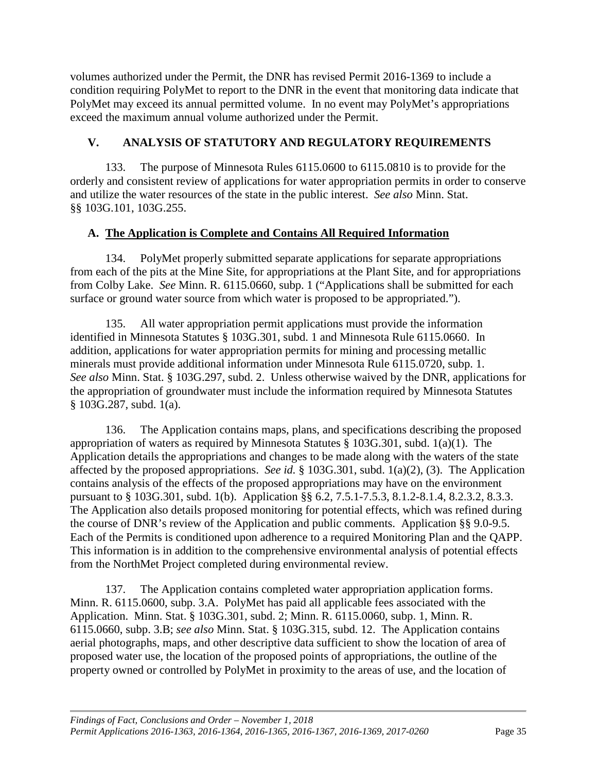volumes authorized under the Permit, the DNR has revised Permit 2016-1369 to include a condition requiring PolyMet to report to the DNR in the event that monitoring data indicate that PolyMet may exceed its annual permitted volume. In no event may PolyMet's appropriations exceed the maximum annual volume authorized under the Permit.

## V. ANALYSIS OF STATUTORY AND REGULATORY REQUIREMENTS

133. The purpose of Minnesota Rules 6115.0600 to 6115.0810 is to provide for the orderly and consistent review of applications for water appropriation permits in order to conserve and utilize the water resources of the state in the public interest. *See also* Minn. Stat. §§ 103G.101, 103G.255.

### A. The Application is Complete and Contains All Required Information

134. PolyMet properly submitted separate applications for separate appropriations from each of the pits at the Mine Site, for appropriations at the Plant Site, and for appropriations from Colby Lake. *See* Minn. R. 6115.0660, subp. 1 ("Applications shall be submitted for each surface or ground water source from which water is proposed to be appropriated.").

135. All water appropriation permit applications must provide the information identified in Minnesota Statutes § 103G.301, subd. 1 and Minnesota Rule 6115.0660. In addition, applications for water appropriation permits for mining and processing metallic minerals must provide additional information under Minnesota Rule 6115.0720, subp. 1. *See also* Minn. Stat. § 103G.297, subd. 2. Unless otherwise waived by the DNR, applications for the appropriation of groundwater must include the information required by Minnesota Statutes § 103G.287, subd. 1(a).

136. The Application contains maps, plans, and specifications describing the proposed appropriation of waters as required by Minnesota Statutes § 103G.301, subd. 1(a)(1). The Application details the appropriations and changes to be made along with the waters of the state affected by the proposed appropriations. *See id.* § 103G.301, subd. 1(a)(2), (3). The Application contains analysis of the effects of the proposed appropriations may have on the environment pursuant to § 103G.301, subd. 1(b). Application §§ 6.2, 7.5.1-7.5.3, 8.1.2-8.1.4, 8.2.3.2, 8.3.3. The Application also details proposed monitoring for potential effects, which was refined during the course of DNR's review of the Application and public comments. Application §§ 9.0-9.5. Each of the Permits is conditioned upon adherence to a required Monitoring Plan and the QAPP. This information is in addition to the comprehensive environmental analysis of potential effects from the NorthMet Project completed during environmental review.

137. The Application contains completed water appropriation application forms. Minn. R. 6115.0600, subp. 3.A. PolyMet has paid all applicable fees associated with the Application. Minn. Stat. § 103G.301, subd. 2; Minn. R. 6115.0060, subp. 1, Minn. R. 6115.0660, subp. 3.B; *see also* Minn. Stat. § 103G.315, subd. 12. The Application contains aerial photographs, maps, and other descriptive data sufficient to show the location of area of proposed water use, the location of the proposed points of appropriations, the outline of the property owned or controlled by PolyMet in proximity to the areas of use, and the location of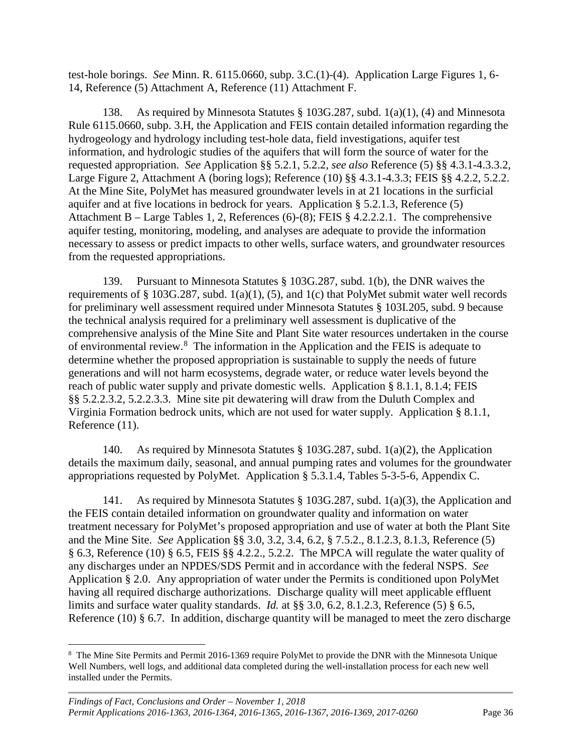test-hole borings. *See* Minn. R. 6115.0660, subp. 3.C.(1)-(4). Application Large Figures 1, 6-14, Reference (5) Attachment A, Reference (11) Attachment F.

138. As required by Minnesota Statutes § 103G.287, subd. 1(a)(1), (4) and Minnesota Rule 6115.0660, subp. 3.H, the Application and FEIS contain detailed information regarding the hydrogeology and hydrology including test-hole data, field investigations, aquifer test information, and hydrologic studies of the aquifers that will form the source of water for the requested appropriation. *See* Application §§ 5.2.1, 5.2.2, *see also* Reference (5) §§ 4.3.1-4.3.3.2, Large Figure 2, Attachment A (boring logs); Reference (10) §§ 4.3.1-4.3.3; FEIS §§ 4.2.2, 5.2.2. At the Mine Site, PolyMet has measured groundwater levels in at 21 locations in the surficial aquifer and at five locations in bedrock for years. Application § 5.2.1.3, Reference (5) Attachment B – Large Tables 1, 2, References (6)-(8); FEIS § 4.2.2.2.1. The comprehensive aquifer testing, monitoring, modeling, and analyses are adequate to provide the information necessary to assess or predict impacts to other wells, surface waters, and groundwater resources from the requested appropriations.

139. Pursuant to Minnesota Statutes § 103G.287, subd. 1(b), the DNR waives the requirements of § 103G.287, subd. 1(a)(1), (5), and 1(c) that PolyMet submit water well records for preliminary well assessment required under Minnesota Statutes § 103I.205, subd. 9 because the technical analysis required for a preliminary well assessment is duplicative of the comprehensive analysis of the Mine Site and Plant Site water resources undertaken in the course of environmental review.[8] The information in the Application and the FEIS is adequate to determine whether the proposed appropriation is sustainable to supply the needs of future generations and will not harm ecosystems, degrade water, or reduce water levels beyond the reach of public water supply and private domestic wells. Application § 8.1.1, 8.1.4; FEIS §§ 5.2.2.3.2, 5.2.2.3.3. Mine site pit dewatering will draw from the Duluth Complex and Virginia Formation bedrock units, which are not used for water supply. Application § 8.1.1, Reference (11).

140. As required by Minnesota Statutes § 103G.287, subd. 1(a)(2), the Application details the maximum daily, seasonal, and annual pumping rates and volumes for the groundwater appropriations requested by PolyMet. Application § 5.3.1.4, Tables 5-3-5-6, Appendix C.

141. As required by Minnesota Statutes § 103G.287, subd. 1(a)(3), the Application and the FEIS contain detailed information on groundwater quality and information on water treatment necessary for PolyMet's proposed appropriation and use of water at both the Plant Site and the Mine Site. *See* Application §§ 3.0, 3.2, 3.4, 6.2, § 7.5.2., 8.1.2.3, 8.1.3, Reference (5) § 6.3, Reference (10) § 6.5, FEIS §§ 4.2.2., 5.2.2. The MPCA will regulate the water quality of any discharges under an NPDES/SDS Permit and in accordance with the federal NSPS. *See* Application § 2.0. Any appropriation of water under the Permits is conditioned upon PolyMet having all required discharge authorizations. Discharge quality will meet applicable effluent limits and surface water quality standards. *Id.* at §§ 3.0, 6.2, 8.1.2.3, Reference (5) § 6.5, Reference (10) § 6.7. In addition, discharge quantity will be managed to meet the zero discharge

[8] The Mine Site Permits and Permit 2016-1369 require PolyMet to provide the DNR with the Minnesota Unique Well Numbers, well logs, and additional data completed during the well-installation process for each new well installed under the Permits.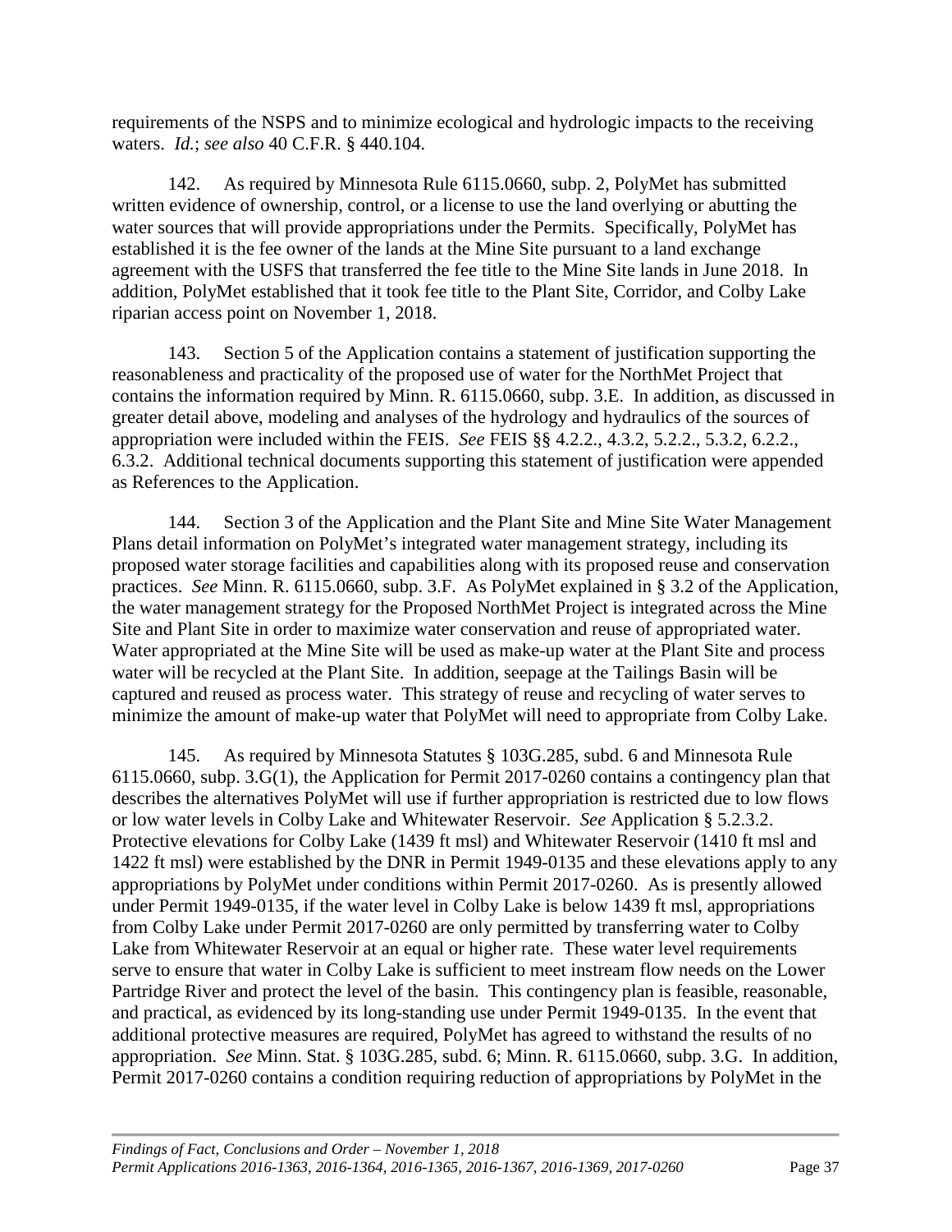requirements of the NSPS and to minimize ecological and hydrologic impacts to the receiving waters. *Id.*; *see also* 40 C.F.R. § 440.104.

142. As required by Minnesota Rule 6115.0660, subp. 2, PolyMet has submitted written evidence of ownership, control, or a license to use the land overlying or abutting the water sources that will provide appropriations under the Permits. Specifically, PolyMet has established it is the fee owner of the lands at the Mine Site pursuant to a land exchange agreement with the USFS that transferred the fee title to the Mine Site lands in June 2018. In addition, PolyMet established that it took fee title to the Plant Site, Corridor, and Colby Lake riparian access point on November 1, 2018.

143. Section 5 of the Application contains a statement of justification supporting the reasonableness and practicality of the proposed use of water for the NorthMet Project that contains the information required by Minn. R. 6115.0660, subp. 3.E. In addition, as discussed in greater detail above, modeling and analyses of the hydrology and hydraulics of the sources of appropriation were included within the FEIS. *See* FEIS §§ 4.2.2., 4.3.2, 5.2.2., 5.3.2, 6.2.2., 6.3.2. Additional technical documents supporting this statement of justification were appended as References to the Application.

144. Section 3 of the Application and the Plant Site and Mine Site Water Management Plans detail information on PolyMet's integrated water management strategy, including its proposed water storage facilities and capabilities along with its proposed reuse and conservation practices. *See* Minn. R. 6115.0660, subp. 3.F. As PolyMet explained in § 3.2 of the Application, the water management strategy for the Proposed NorthMet Project is integrated across the Mine Site and Plant Site in order to maximize water conservation and reuse of appropriated water. Water appropriated at the Mine Site will be used as make-up water at the Plant Site and process water will be recycled at the Plant Site. In addition, seepage at the Tailings Basin will be captured and reused as process water. This strategy of reuse and recycling of water serves to minimize the amount of make-up water that PolyMet will need to appropriate from Colby Lake.

145. As required by Minnesota Statutes § 103G.285, subd. 6 and Minnesota Rule 6115.0660, subp. 3.G(1), the Application for Permit 2017-0260 contains a contingency plan that describes the alternatives PolyMet will use if further appropriation is restricted due to low flows or low water levels in Colby Lake and Whitewater Reservoir. *See* Application § 5.2.3.2. Protective elevations for Colby Lake (1439 ft msl) and Whitewater Reservoir (1410 ft msl and 1422 ft msl) were established by the DNR in Permit 1949-0135 and these elevations apply to any appropriations by PolyMet under conditions within Permit 2017-0260. As is presently allowed under Permit 1949-0135, if the water level in Colby Lake is below 1439 ft msl, appropriations from Colby Lake under Permit 2017-0260 are only permitted by transferring water to Colby Lake from Whitewater Reservoir at an equal or higher rate. These water level requirements serve to ensure that water in Colby Lake is sufficient to meet instream flow needs on the Lower Partridge River and protect the level of the basin. This contingency plan is feasible, reasonable, and practical, as evidenced by its long-standing use under Permit 1949-0135. In the event that additional protective measures are required, PolyMet has agreed to withstand the results of no appropriation. *See* Minn. Stat. § 103G.285, subd. 6; Minn. R. 6115.0660, subp. 3.G. In addition, Permit 2017-0260 contains a condition requiring reduction of appropriations by PolyMet in the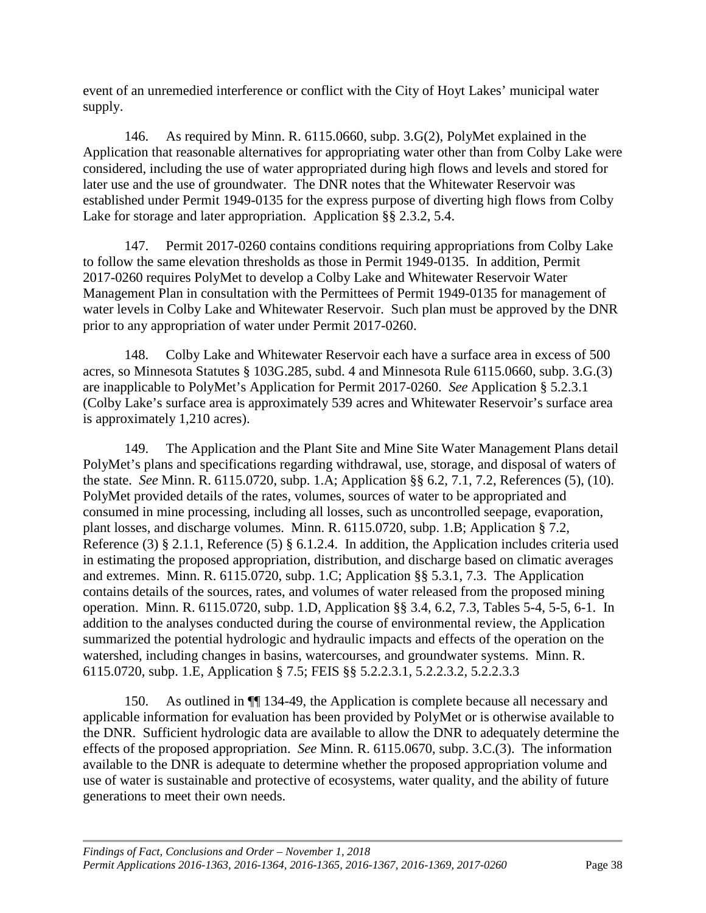event of an unremedied interference or conflict with the City of Hoyt Lakes' municipal water supply.

146. As required by Minn. R. 6115.0660, subp. 3.G(2), PolyMet explained in the Application that reasonable alternatives for appropriating water other than from Colby Lake were considered, including the use of water appropriated during high flows and levels and stored for later use and the use of groundwater. The DNR notes that the Whitewater Reservoir was established under Permit 1949-0135 for the express purpose of diverting high flows from Colby Lake for storage and later appropriation. Application §§ 2.3.2, 5.4.

147. Permit 2017-0260 contains conditions requiring appropriations from Colby Lake to follow the same elevation thresholds as those in Permit 1949-0135. In addition, Permit 2017-0260 requires PolyMet to develop a Colby Lake and Whitewater Reservoir Water Management Plan in consultation with the Permittees of Permit 1949-0135 for management of water levels in Colby Lake and Whitewater Reservoir. Such plan must be approved by the DNR prior to any appropriation of water under Permit 2017-0260.

148. Colby Lake and Whitewater Reservoir each have a surface area in excess of 500 acres, so Minnesota Statutes § 103G.285, subd. 4 and Minnesota Rule 6115.0660, subp. 3.G.(3) are inapplicable to PolyMet's Application for Permit 2017-0260. *See* Application § 5.2.3.1 (Colby Lake's surface area is approximately 539 acres and Whitewater Reservoir's surface area is approximately 1,210 acres).

149. The Application and the Plant Site and Mine Site Water Management Plans detail PolyMet's plans and specifications regarding withdrawal, use, storage, and disposal of waters of the state. *See* Minn. R. 6115.0720, subp. 1.A; Application §§ 6.2, 7.1, 7.2, References (5), (10). PolyMet provided details of the rates, volumes, sources of water to be appropriated and consumed in mine processing, including all losses, such as uncontrolled seepage, evaporation, plant losses, and discharge volumes. Minn. R. 6115.0720, subp. 1.B; Application § 7.2, Reference (3) § 2.1.1, Reference (5) § 6.1.2.4. In addition, the Application includes criteria used in estimating the proposed appropriation, distribution, and discharge based on climatic averages and extremes. Minn. R. 6115.0720, subp. 1.C; Application §§ 5.3.1, 7.3. The Application contains details of the sources, rates, and volumes of water released from the proposed mining operation. Minn. R. 6115.0720, subp. 1.D, Application §§ 3.4, 6.2, 7.3, Tables 5-4, 5-5, 6-1. In addition to the analyses conducted during the course of environmental review, the Application summarized the potential hydrologic and hydraulic impacts and effects of the operation on the watershed, including changes in basins, watercourses, and groundwater systems. Minn. R. 6115.0720, subp. 1.E, Application § 7.5; FEIS §§ 5.2.2.3.1, 5.2.2.3.2, 5.2.2.3.3

150. As outlined in ¶¶ 134-49, the Application is complete because all necessary and applicable information for evaluation has been provided by PolyMet or is otherwise available to the DNR. Sufficient hydrologic data are available to allow the DNR to adequately determine the effects of the proposed appropriation. *See* Minn. R. 6115.0670, subp. 3.C.(3). The information available to the DNR is adequate to determine whether the proposed appropriation volume and use of water is sustainable and protective of ecosystems, water quality, and the ability of future generations to meet their own needs.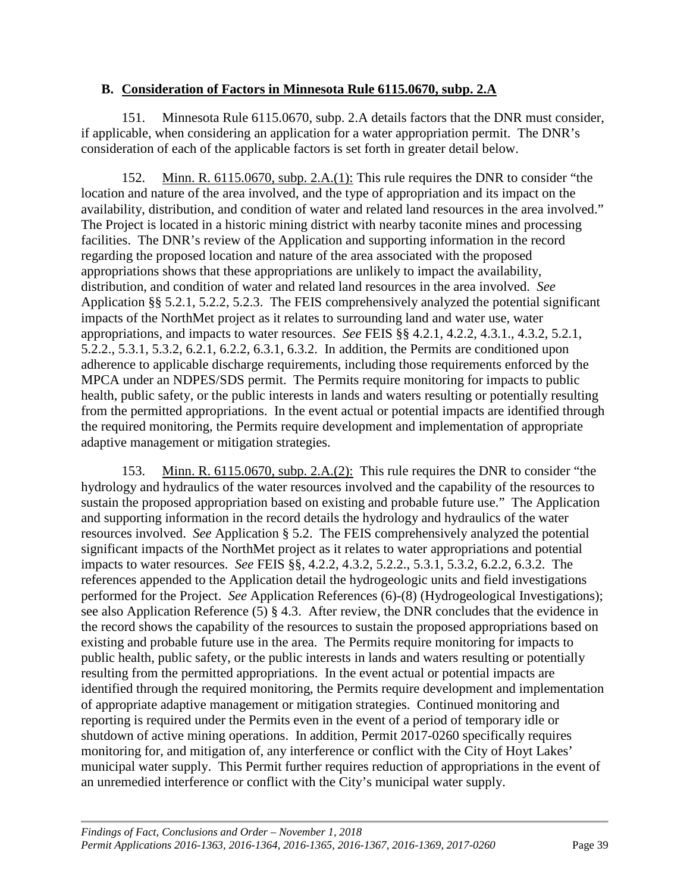### B. Consideration of Factors in Minnesota Rule 6115.0670, subp. 2.A

151. Minnesota Rule 6115.0670, subp. 2.A details factors that the DNR must consider, if applicable, when considering an application for a water appropriation permit. The DNR's consideration of each of the applicable factors is set forth in greater detail below.

152. Minn. R. 6115.0670, subp. 2.A.(1): This rule requires the DNR to consider "the location and nature of the area involved, and the type of appropriation and its impact on the availability, distribution, and condition of water and related land resources in the area involved." The Project is located in a historic mining district with nearby taconite mines and processing facilities. The DNR's review of the Application and supporting information in the record regarding the proposed location and nature of the area associated with the proposed appropriations shows that these appropriations are unlikely to impact the availability, distribution, and condition of water and related land resources in the area involved. *See* Application §§ 5.2.1, 5.2.2, 5.2.3. The FEIS comprehensively analyzed the potential significant impacts of the NorthMet project as it relates to surrounding land and water use, water appropriations, and impacts to water resources. *See* FEIS §§ 4.2.1, 4.2.2, 4.3.1., 4.3.2, 5.2.1, 5.2.2., 5.3.1, 5.3.2, 6.2.1, 6.2.2, 6.3.1, 6.3.2. In addition, the Permits are conditioned upon adherence to applicable discharge requirements, including those requirements enforced by the MPCA under an NDPES/SDS permit. The Permits require monitoring for impacts to public health, public safety, or the public interests in lands and waters resulting or potentially resulting from the permitted appropriations. In the event actual or potential impacts are identified through the required monitoring, the Permits require development and implementation of appropriate adaptive management or mitigation strategies.

153. Minn. R. 6115.0670, subp. 2.A.(2): This rule requires the DNR to consider "the hydrology and hydraulics of the water resources involved and the capability of the resources to sustain the proposed appropriation based on existing and probable future use." The Application and supporting information in the record details the hydrology and hydraulics of the water resources involved. *See* Application § 5.2. The FEIS comprehensively analyzed the potential significant impacts of the NorthMet project as it relates to water appropriations and potential impacts to water resources. *See* FEIS §§, 4.2.2, 4.3.2, 5.2.2., 5.3.1, 5.3.2, 6.2.2, 6.3.2. The references appended to the Application detail the hydrogeologic units and field investigations performed for the Project. *See* Application References (6)-(8) (Hydrogeological Investigations); see also Application Reference (5) § 4.3. After review, the DNR concludes that the evidence in the record shows the capability of the resources to sustain the proposed appropriations based on existing and probable future use in the area. The Permits require monitoring for impacts to public health, public safety, or the public interests in lands and waters resulting or potentially resulting from the permitted appropriations. In the event actual or potential impacts are identified through the required monitoring, the Permits require development and implementation of appropriate adaptive management or mitigation strategies. Continued monitoring and reporting is required under the Permits even in the event of a period of temporary idle or shutdown of active mining operations. In addition, Permit 2017-0260 specifically requires monitoring for, and mitigation of, any interference or conflict with the City of Hoyt Lakes' municipal water supply. This Permit further requires reduction of appropriations in the event of an unremedied interference or conflict with the City's municipal water supply.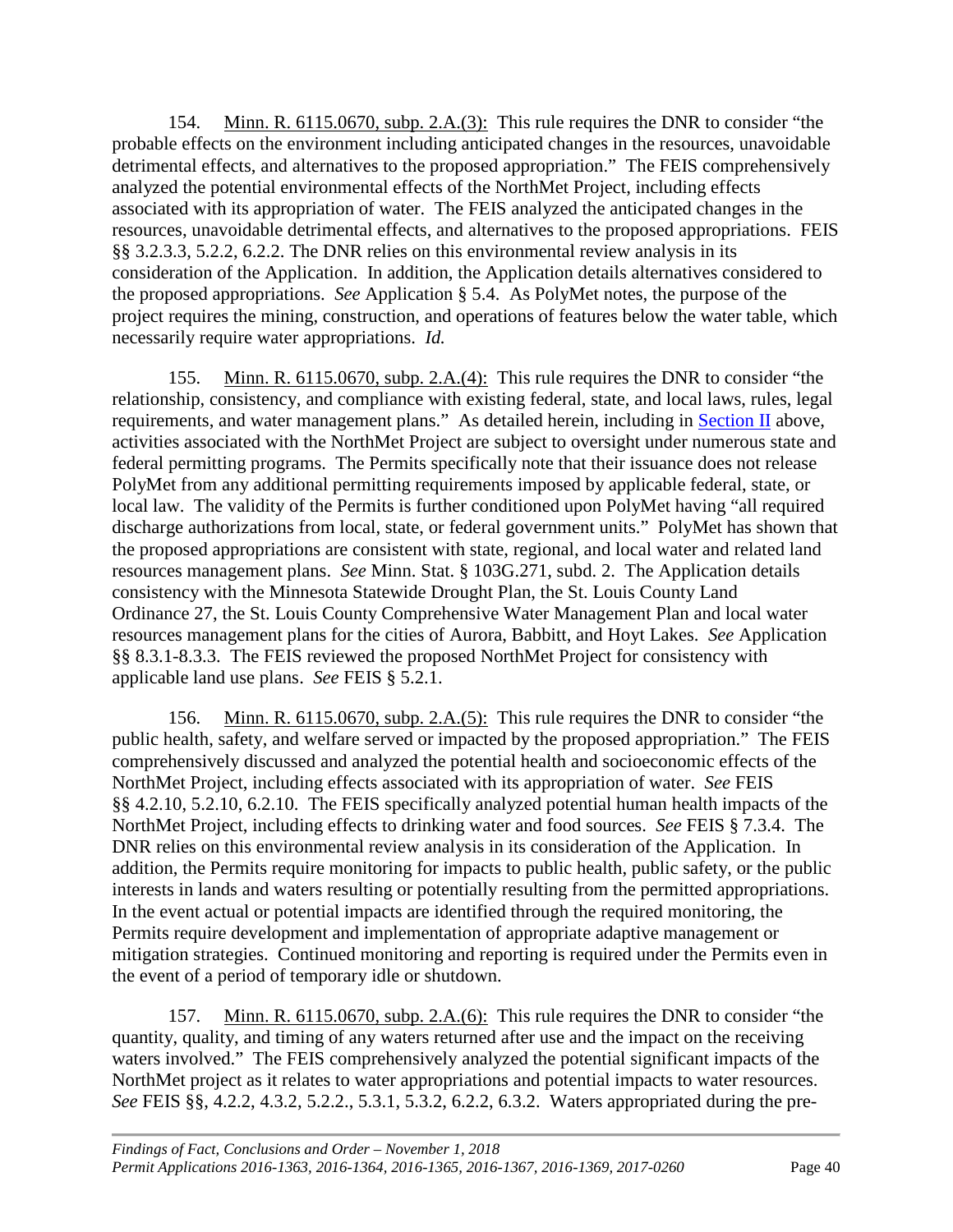154. Minn. R. 6115.0670, subp. 2.A.(3): This rule requires the DNR to consider "the probable effects on the environment including anticipated changes in the resources, unavoidable detrimental effects, and alternatives to the proposed appropriation." The FEIS comprehensively analyzed the potential environmental effects of the NorthMet Project, including effects associated with its appropriation of water. The FEIS analyzed the anticipated changes in the resources, unavoidable detrimental effects, and alternatives to the proposed appropriations. FEIS §§ 3.2.3.3, 5.2.2, 6.2.2. The DNR relies on this environmental review analysis in its consideration of the Application. In addition, the Application details alternatives considered to the proposed appropriations. *See* Application § 5.4. As PolyMet notes, the purpose of the project requires the mining, construction, and operations of features below the water table, which necessarily require water appropriations. *Id.*

155. Minn. R. 6115.0670, subp. 2.A.(4): This rule requires the DNR to consider "the relationship, consistency, and compliance with existing federal, state, and local laws, rules, legal requirements, and water management plans." As detailed herein, including in Section II above, activities associated with the NorthMet Project are subject to oversight under numerous state and federal permitting programs. The Permits specifically note that their issuance does not release PolyMet from any additional permitting requirements imposed by applicable federal, state, or local law. The validity of the Permits is further conditioned upon PolyMet having "all required discharge authorizations from local, state, or federal government units." PolyMet has shown that the proposed appropriations are consistent with state, regional, and local water and related land resources management plans. *See* Minn. Stat. § 103G.271, subd. 2. The Application details consistency with the Minnesota Statewide Drought Plan, the St. Louis County Land Ordinance 27, the St. Louis County Comprehensive Water Management Plan and local water resources management plans for the cities of Aurora, Babbitt, and Hoyt Lakes. *See* Application §§ 8.3.1-8.3.3. The FEIS reviewed the proposed NorthMet Project for consistency with applicable land use plans. *See* FEIS § 5.2.1.

156. Minn. R. 6115.0670, subp. 2.A.(5): This rule requires the DNR to consider "the public health, safety, and welfare served or impacted by the proposed appropriation." The FEIS comprehensively discussed and analyzed the potential health and socioeconomic effects of the NorthMet Project, including effects associated with its appropriation of water. *See* FEIS §§ 4.2.10, 5.2.10, 6.2.10. The FEIS specifically analyzed potential human health impacts of the NorthMet Project, including effects to drinking water and food sources. *See* FEIS § 7.3.4. The DNR relies on this environmental review analysis in its consideration of the Application. In addition, the Permits require monitoring for impacts to public health, public safety, or the public interests in lands and waters resulting or potentially resulting from the permitted appropriations. In the event actual or potential impacts are identified through the required monitoring, the Permits require development and implementation of appropriate adaptive management or mitigation strategies. Continued monitoring and reporting is required under the Permits even in the event of a period of temporary idle or shutdown.

157. Minn. R. 6115.0670, subp. 2.A.(6): This rule requires the DNR to consider "the quantity, quality, and timing of any waters returned after use and the impact on the receiving waters involved." The FEIS comprehensively analyzed the potential significant impacts of the NorthMet project as it relates to water appropriations and potential impacts to water resources. *See* FEIS §§, 4.2.2, 4.3.2, 5.2.2., 5.3.1, 5.3.2, 6.2.2, 6.3.2. Waters appropriated during the pre-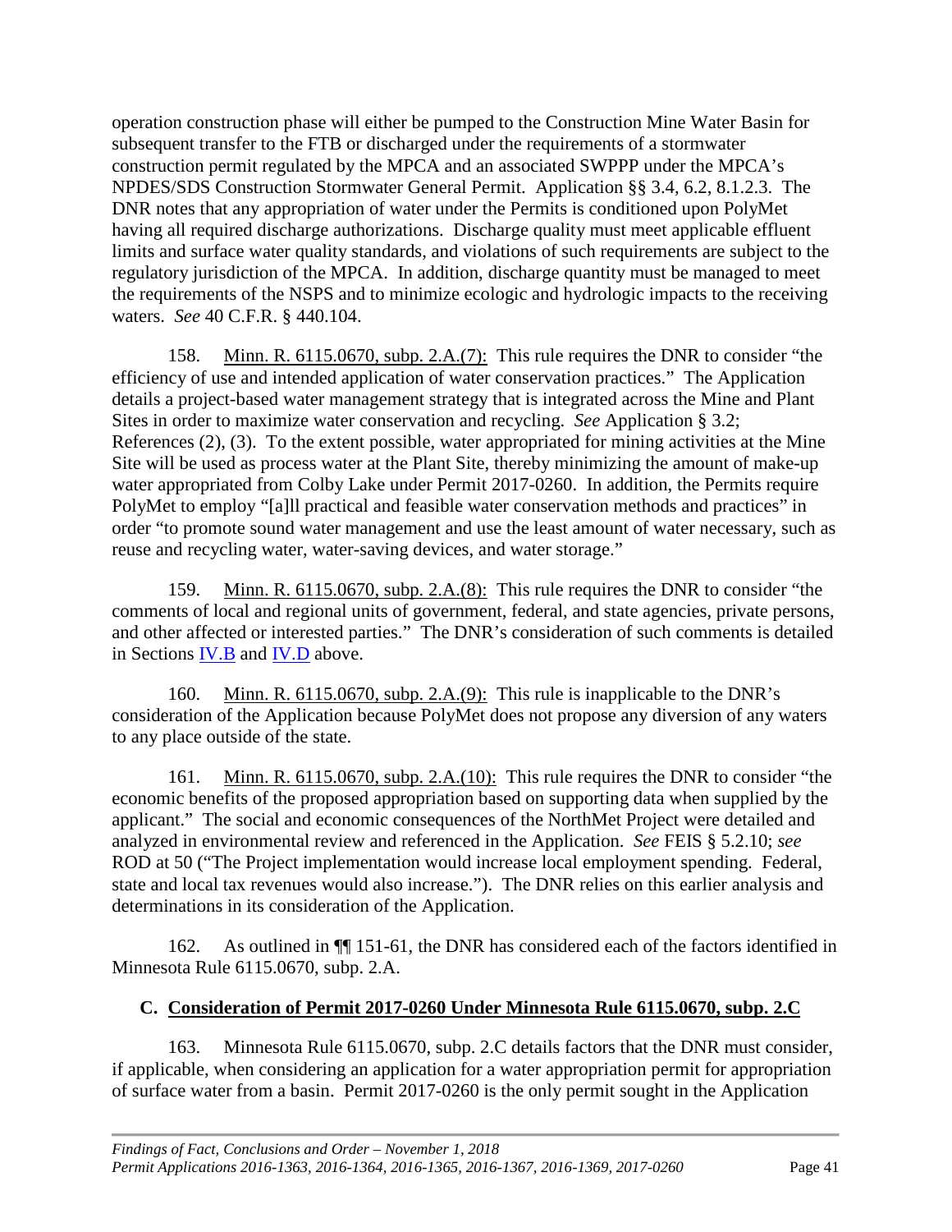operation construction phase will either be pumped to the Construction Mine Water Basin for subsequent transfer to the FTB or discharged under the requirements of a stormwater construction permit regulated by the MPCA and an associated SWPPP under the MPCA's NPDES/SDS Construction Stormwater General Permit. Application §§ 3.4, 6.2, 8.1.2.3. The DNR notes that any appropriation of water under the Permits is conditioned upon PolyMet having all required discharge authorizations. Discharge quality must meet applicable effluent limits and surface water quality standards, and violations of such requirements are subject to the regulatory jurisdiction of the MPCA. In addition, discharge quantity must be managed to meet the requirements of the NSPS and to minimize ecologic and hydrologic impacts to the receiving waters. *See* 40 C.F.R. § 440.104.

158. Minn. R. 6115.0670, subp. 2.A.(7): This rule requires the DNR to consider "the efficiency of use and intended application of water conservation practices." The Application details a project-based water management strategy that is integrated across the Mine and Plant Sites in order to maximize water conservation and recycling. *See* Application § 3.2; References (2), (3). To the extent possible, water appropriated for mining activities at the Mine Site will be used as process water at the Plant Site, thereby minimizing the amount of make-up water appropriated from Colby Lake under Permit 2017-0260. In addition, the Permits require PolyMet to employ "[a]ll practical and feasible water conservation methods and practices" in order "to promote sound water management and use the least amount of water necessary, such as reuse and recycling water, water-saving devices, and water storage."

159. Minn. R. 6115.0670, subp. 2.A.(8): This rule requires the DNR to consider "the comments of local and regional units of government, federal, and state agencies, private persons, and other affected or interested parties." The DNR's consideration of such comments is detailed in Sections IV.B and IV.D above.

160. Minn. R. 6115.0670, subp. 2.A.(9): This rule is inapplicable to the DNR's consideration of the Application because PolyMet does not propose any diversion of any waters to any place outside of the state.

161. Minn. R. 6115.0670, subp. 2.A.(10): This rule requires the DNR to consider "the economic benefits of the proposed appropriation based on supporting data when supplied by the applicant." The social and economic consequences of the NorthMet Project were detailed and analyzed in environmental review and referenced in the Application. *See* FEIS § 5.2.10; *see* ROD at 50 ("The Project implementation would increase local employment spending. Federal, state and local tax revenues would also increase."). The DNR relies on this earlier analysis and determinations in its consideration of the Application.

162. As outlined in ¶¶ 151-61, the DNR has considered each of the factors identified in Minnesota Rule 6115.0670, subp. 2.A.

## C. Consideration of Permit 2017-0260 Under Minnesota Rule 6115.0670, subp. 2.C

163. Minnesota Rule 6115.0670, subp. 2.C details factors that the DNR must consider, if applicable, when considering an application for a water appropriation permit for appropriation of surface water from a basin. Permit 2017-0260 is the only permit sought in the Application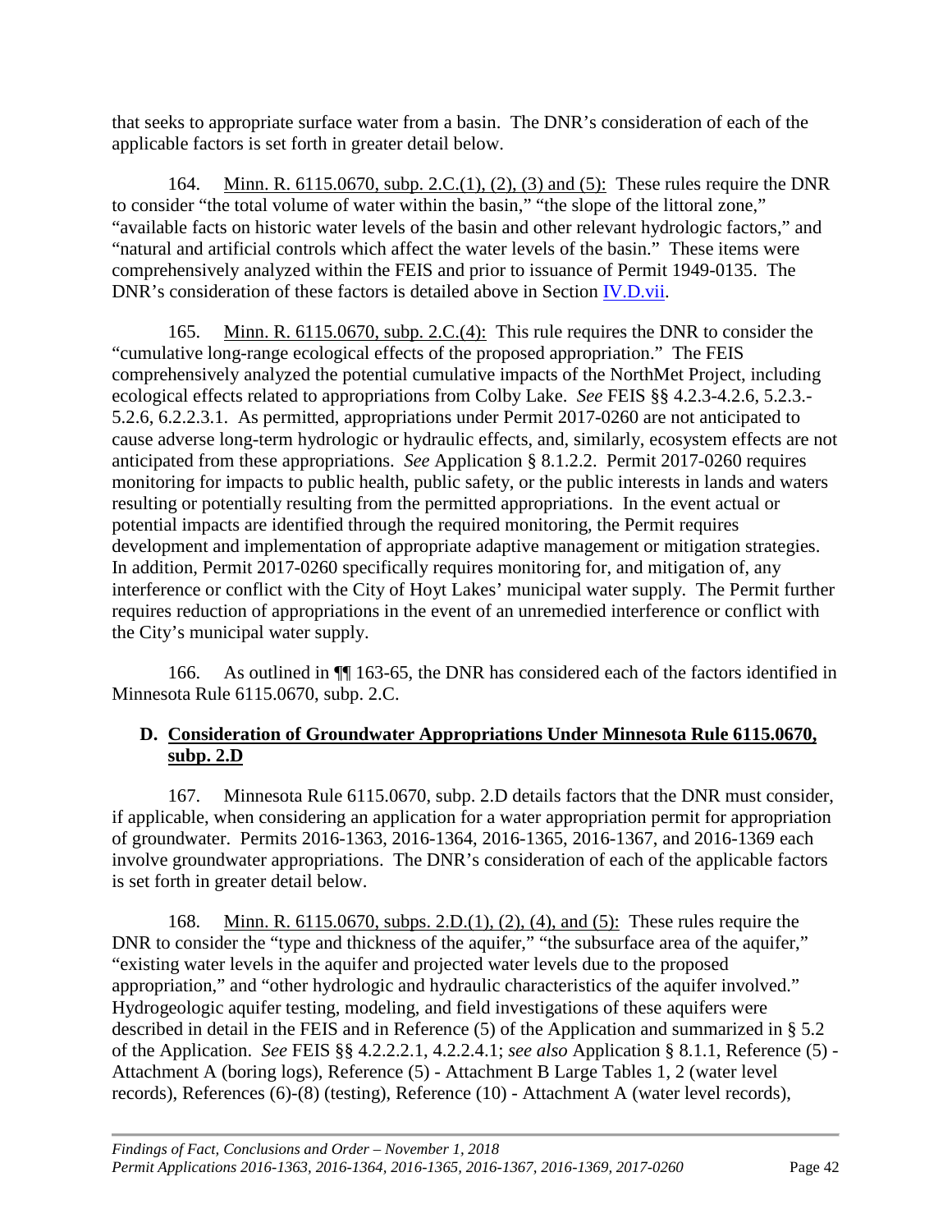that seeks to appropriate surface water from a basin. The DNR's consideration of each of the applicable factors is set forth in greater detail below.

164. Minn. R. 6115.0670, subp. 2.C.(1), (2), (3) and (5): These rules require the DNR to consider "the total volume of water within the basin," "the slope of the littoral zone," "available facts on historic water levels of the basin and other relevant hydrologic factors," and "natural and artificial controls which affect the water levels of the basin." These items were comprehensively analyzed within the FEIS and prior to issuance of Permit 1949-0135. The DNR's consideration of these factors is detailed above in Section IV.D.vii.

165. Minn. R. 6115.0670, subp. 2.C.(4): This rule requires the DNR to consider the "cumulative long-range ecological effects of the proposed appropriation." The FEIS comprehensively analyzed the potential cumulative impacts of the NorthMet Project, including ecological effects related to appropriations from Colby Lake. *See* FEIS §§ 4.2.3-4.2.6, 5.2.3.-5.2.6, 6.2.2.3.1. As permitted, appropriations under Permit 2017-0260 are not anticipated to cause adverse long-term hydrologic or hydraulic effects, and, similarly, ecosystem effects are not anticipated from these appropriations. *See* Application § 8.1.2.2. Permit 2017-0260 requires monitoring for impacts to public health, public safety, or the public interests in lands and waters resulting or potentially resulting from the permitted appropriations. In the event actual or potential impacts are identified through the required monitoring, the Permit requires development and implementation of appropriate adaptive management or mitigation strategies. In addition, Permit 2017-0260 specifically requires monitoring for, and mitigation of, any interference or conflict with the City of Hoyt Lakes' municipal water supply. The Permit further requires reduction of appropriations in the event of an unremedied interference or conflict with the City's municipal water supply.

166. As outlined in ¶¶ 163-65, the DNR has considered each of the factors identified in Minnesota Rule 6115.0670, subp. 2.C.

## D. Consideration of Groundwater Appropriations Under Minnesota Rule 6115.0670, subp. 2.D

167. Minnesota Rule 6115.0670, subp. 2.D details factors that the DNR must consider, if applicable, when considering an application for a water appropriation permit for appropriation of groundwater. Permits 2016-1363, 2016-1364, 2016-1365, 2016-1367, and 2016-1369 each involve groundwater appropriations. The DNR's consideration of each of the applicable factors is set forth in greater detail below.

168. Minn. R. 6115.0670, subps. 2.D.(1), (2), (4), and (5): These rules require the DNR to consider the "type and thickness of the aquifer," "the subsurface area of the aquifer," "existing water levels in the aquifer and projected water levels due to the proposed appropriation," and "other hydrologic and hydraulic characteristics of the aquifer involved." Hydrogeologic aquifer testing, modeling, and field investigations of these aquifers were described in detail in the FEIS and in Reference (5) of the Application and summarized in § 5.2 of the Application. *See* FEIS §§ 4.2.2.2.1, 4.2.2.4.1; *see also* Application § 8.1.1, Reference (5) - Attachment A (boring logs), Reference (5) - Attachment B Large Tables 1, 2 (water level records), References (6)-(8) (testing), Reference (10) - Attachment A (water level records),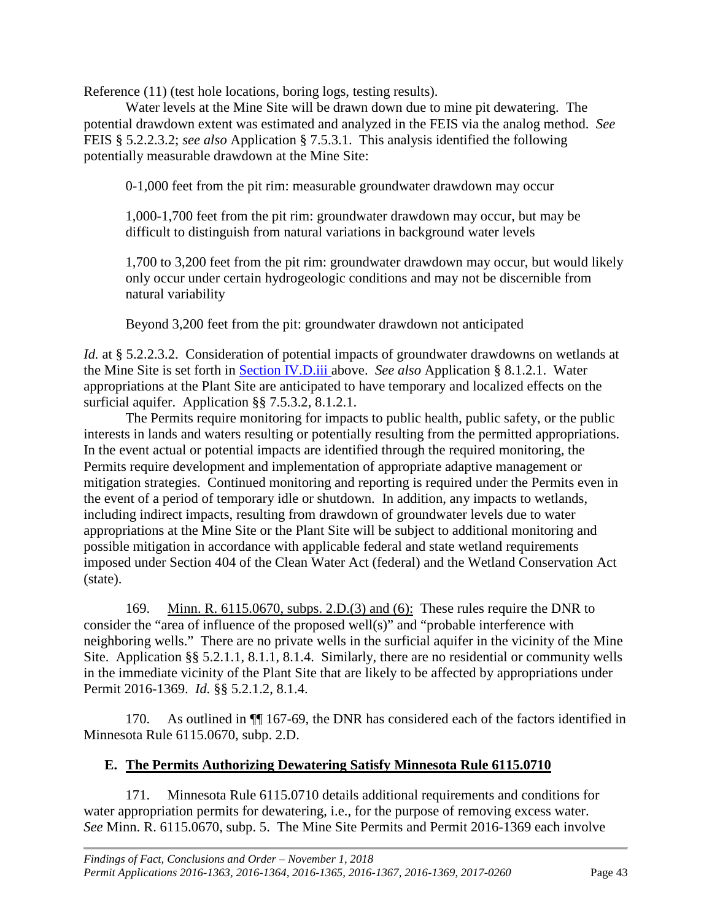Reference (11) (test hole locations, boring logs, testing results).

Water levels at the Mine Site will be drawn down due to mine pit dewatering. The potential drawdown extent was estimated and analyzed in the FEIS via the analog method. *See* FEIS § 5.2.2.3.2; *see also* Application § 7.5.3.1. This analysis identified the following potentially measurable drawdown at the Mine Site:

> 0-1,000 feet from the pit rim: measurable groundwater drawdown may occur
>
> 1,000-1,700 feet from the pit rim: groundwater drawdown may occur, but may be difficult to distinguish from natural variations in background water levels
>
> 1,700 to 3,200 feet from the pit rim: groundwater drawdown may occur, but would likely only occur under certain hydrogeologic conditions and may not be discernible from natural variability
>
> Beyond 3,200 feet from the pit: groundwater drawdown not anticipated

*Id.* at § 5.2.2.3.2. Consideration of potential impacts of groundwater drawdowns on wetlands at the Mine Site is set forth in Section IV.D.iii above. *See also* Application § 8.1.2.1. Water appropriations at the Plant Site are anticipated to have temporary and localized effects on the surficial aquifer. Application §§ 7.5.3.2, 8.1.2.1.

The Permits require monitoring for impacts to public health, public safety, or the public interests in lands and waters resulting or potentially resulting from the permitted appropriations. In the event actual or potential impacts are identified through the required monitoring, the Permits require development and implementation of appropriate adaptive management or mitigation strategies. Continued monitoring and reporting is required under the Permits even in the event of a period of temporary idle or shutdown. In addition, any impacts to wetlands, including indirect impacts, resulting from drawdown of groundwater levels due to water appropriations at the Mine Site or the Plant Site will be subject to additional monitoring and possible mitigation in accordance with applicable federal and state wetland requirements imposed under Section 404 of the Clean Water Act (federal) and the Wetland Conservation Act (state).

169. Minn. R. 6115.0670, subps. 2.D.(3) and (6): These rules require the DNR to consider the "area of influence of the proposed well(s)" and "probable interference with neighboring wells." There are no private wells in the surficial aquifer in the vicinity of the Mine Site. Application §§ 5.2.1.1, 8.1.1, 8.1.4. Similarly, there are no residential or community wells in the immediate vicinity of the Plant Site that are likely to be affected by appropriations under Permit 2016-1369. *Id.* §§ 5.2.1.2, 8.1.4.

170. As outlined in ¶¶ 167-69, the DNR has considered each of the factors identified in Minnesota Rule 6115.0670, subp. 2.D.

## E. The Permits Authorizing Dewatering Satisfy Minnesota Rule 6115.0710

171. Minnesota Rule 6115.0710 details additional requirements and conditions for water appropriation permits for dewatering, i.e., for the purpose of removing excess water. *See* Minn. R. 6115.0670, subp. 5. The Mine Site Permits and Permit 2016-1369 each involve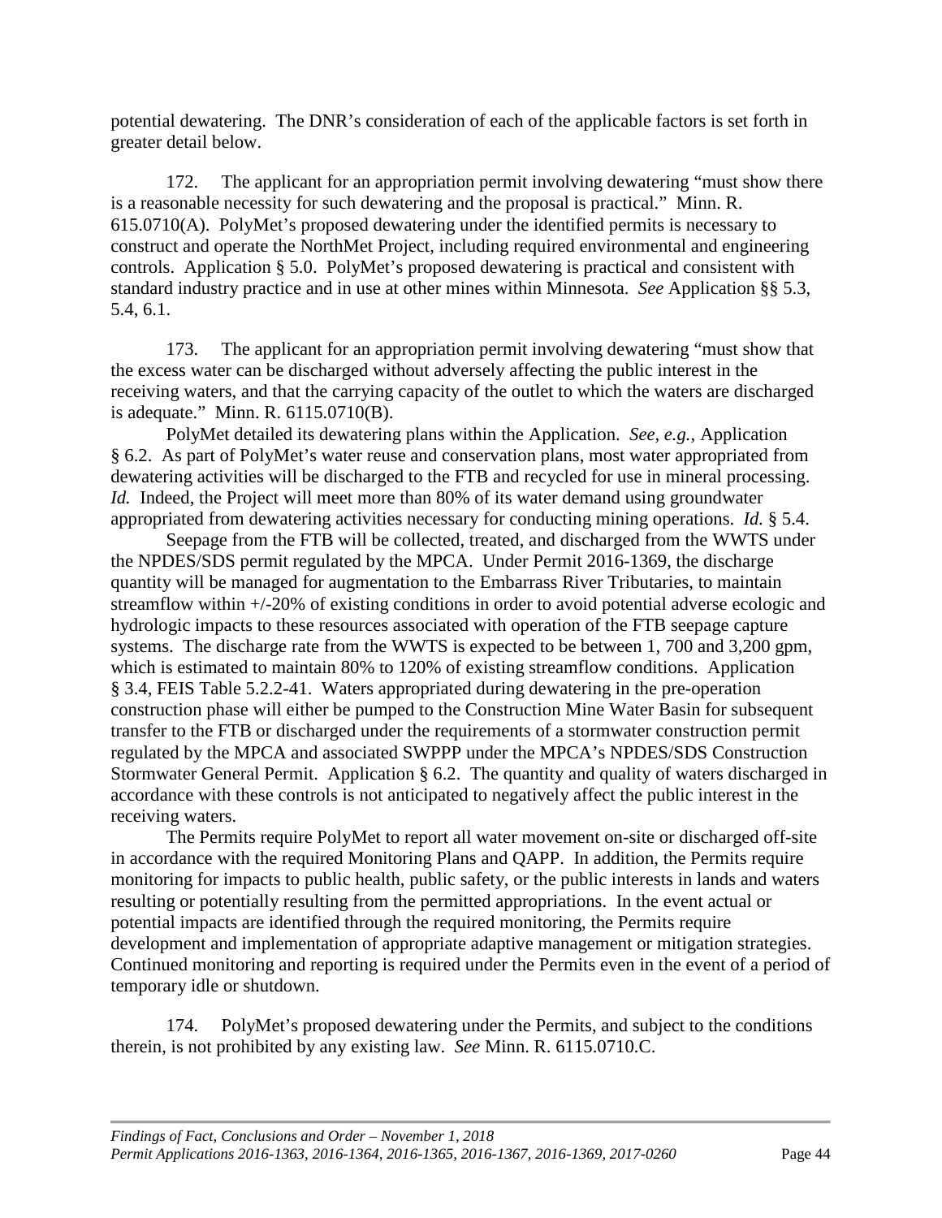potential dewatering. The DNR's consideration of each of the applicable factors is set forth in greater detail below.

172. The applicant for an appropriation permit involving dewatering "must show there is a reasonable necessity for such dewatering and the proposal is practical." Minn. R. 615.0710(A). PolyMet's proposed dewatering under the identified permits is necessary to construct and operate the NorthMet Project, including required environmental and engineering controls. Application § 5.0. PolyMet's proposed dewatering is practical and consistent with standard industry practice and in use at other mines within Minnesota. *See* Application §§ 5.3, 5.4, 6.1.

173. The applicant for an appropriation permit involving dewatering "must show that the excess water can be discharged without adversely affecting the public interest in the receiving waters, and that the carrying capacity of the outlet to which the waters are discharged is adequate." Minn. R. 6115.0710(B).

PolyMet detailed its dewatering plans within the Application. *See, e.g.*, Application § 6.2. As part of PolyMet's water reuse and conservation plans, most water appropriated from dewatering activities will be discharged to the FTB and recycled for use in mineral processing. *Id.* Indeed, the Project will meet more than 80% of its water demand using groundwater appropriated from dewatering activities necessary for conducting mining operations. *Id.* § 5.4.

Seepage from the FTB will be collected, treated, and discharged from the WWTS under the NPDES/SDS permit regulated by the MPCA. Under Permit 2016-1369, the discharge quantity will be managed for augmentation to the Embarrass River Tributaries, to maintain streamflow within +/-20% of existing conditions in order to avoid potential adverse ecologic and hydrologic impacts to these resources associated with operation of the FTB seepage capture systems. The discharge rate from the WWTS is expected to be between 1, 700 and 3,200 gpm, which is estimated to maintain 80% to 120% of existing streamflow conditions. Application § 3.4, FEIS Table 5.2.2-41. Waters appropriated during dewatering in the pre-operation construction phase will either be pumped to the Construction Mine Water Basin for subsequent transfer to the FTB or discharged under the requirements of a stormwater construction permit regulated by the MPCA and associated SWPPP under the MPCA's NPDES/SDS Construction Stormwater General Permit. Application § 6.2. The quantity and quality of waters discharged in accordance with these controls is not anticipated to negatively affect the public interest in the receiving waters.

The Permits require PolyMet to report all water movement on-site or discharged off-site in accordance with the required Monitoring Plans and QAPP. In addition, the Permits require monitoring for impacts to public health, public safety, or the public interests in lands and waters resulting or potentially resulting from the permitted appropriations. In the event actual or potential impacts are identified through the required monitoring, the Permits require development and implementation of appropriate adaptive management or mitigation strategies. Continued monitoring and reporting is required under the Permits even in the event of a period of temporary idle or shutdown.

174. PolyMet's proposed dewatering under the Permits, and subject to the conditions therein, is not prohibited by any existing law. *See* Minn. R. 6115.0710.C.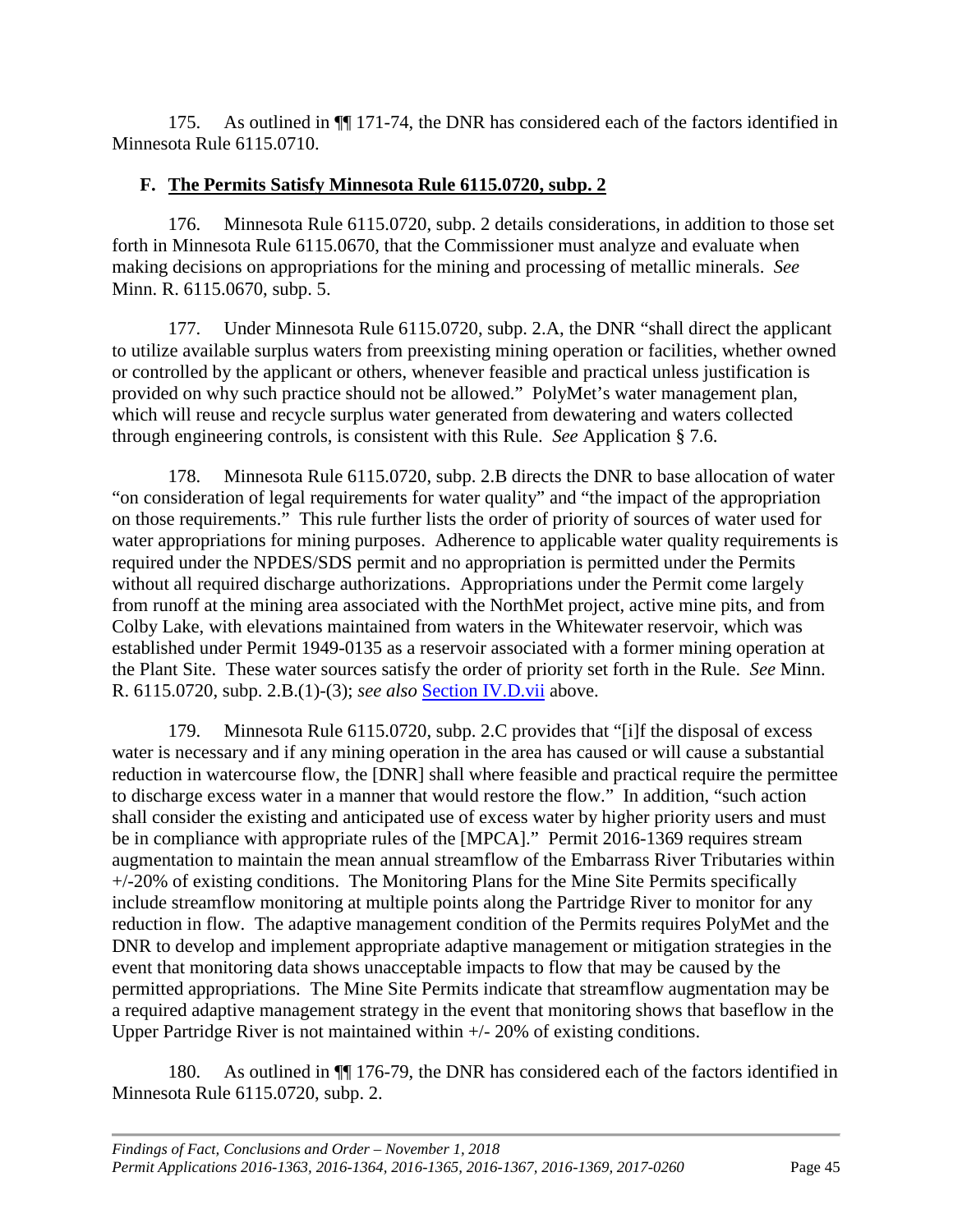175. As outlined in ¶¶ 171-74, the DNR has considered each of the factors identified in Minnesota Rule 6115.0710.

### F. The Permits Satisfy Minnesota Rule 6115.0720, subp. 2

176. Minnesota Rule 6115.0720, subp. 2 details considerations, in addition to those set forth in Minnesota Rule 6115.0670, that the Commissioner must analyze and evaluate when making decisions on appropriations for the mining and processing of metallic minerals. *See* Minn. R. 6115.0670, subp. 5.

177. Under Minnesota Rule 6115.0720, subp. 2.A, the DNR "shall direct the applicant to utilize available surplus waters from preexisting mining operation or facilities, whether owned or controlled by the applicant or others, whenever feasible and practical unless justification is provided on why such practice should not be allowed." PolyMet's water management plan, which will reuse and recycle surplus water generated from dewatering and waters collected through engineering controls, is consistent with this Rule. *See* Application § 7.6.

178. Minnesota Rule 6115.0720, subp. 2.B directs the DNR to base allocation of water "on consideration of legal requirements for water quality" and "the impact of the appropriation on those requirements." This rule further lists the order of priority of sources of water used for water appropriations for mining purposes. Adherence to applicable water quality requirements is required under the NPDES/SDS permit and no appropriation is permitted under the Permits without all required discharge authorizations. Appropriations under the Permit come largely from runoff at the mining area associated with the NorthMet project, active mine pits, and from Colby Lake, with elevations maintained from waters in the Whitewater reservoir, which was established under Permit 1949-0135 as a reservoir associated with a former mining operation at the Plant Site. These water sources satisfy the order of priority set forth in the Rule. *See* Minn. R. 6115.0720, subp. 2.B.(1)-(3); *see also* Section IV.D.vii above.

179. Minnesota Rule 6115.0720, subp. 2.C provides that "[i]f the disposal of excess water is necessary and if any mining operation in the area has caused or will cause a substantial reduction in watercourse flow, the [DNR] shall where feasible and practical require the permittee to discharge excess water in a manner that would restore the flow." In addition, "such action shall consider the existing and anticipated use of excess water by higher priority users and must be in compliance with appropriate rules of the [MPCA]." Permit 2016-1369 requires stream augmentation to maintain the mean annual streamflow of the Embarrass River Tributaries within +/-20% of existing conditions. The Monitoring Plans for the Mine Site Permits specifically include streamflow monitoring at multiple points along the Partridge River to monitor for any reduction in flow. The adaptive management condition of the Permits requires PolyMet and the DNR to develop and implement appropriate adaptive management or mitigation strategies in the event that monitoring data shows unacceptable impacts to flow that may be caused by the permitted appropriations. The Mine Site Permits indicate that streamflow augmentation may be a required adaptive management strategy in the event that monitoring shows that baseflow in the Upper Partridge River is not maintained within +/- 20% of existing conditions.

180. As outlined in ¶¶ 176-79, the DNR has considered each of the factors identified in Minnesota Rule 6115.0720, subp. 2.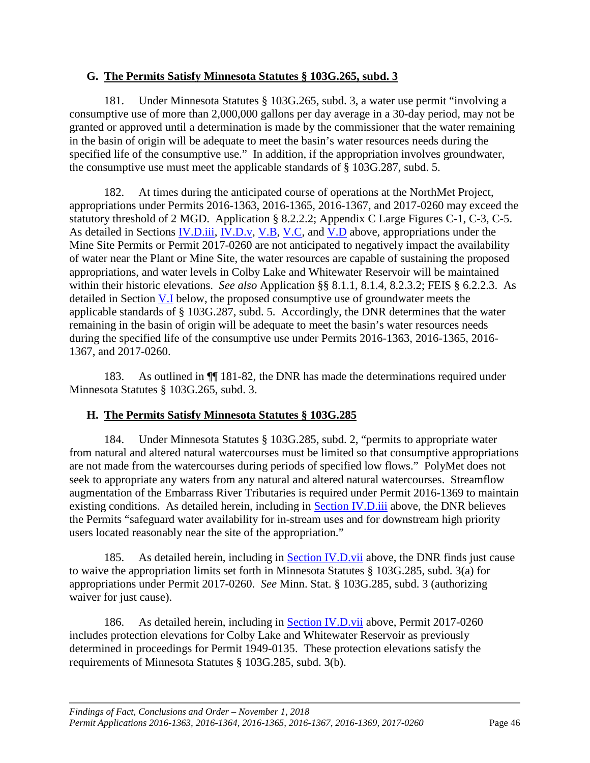## G. The Permits Satisfy Minnesota Statutes § 103G.265, subd. 3

181. Under Minnesota Statutes § 103G.265, subd. 3, a water use permit "involving a consumptive use of more than 2,000,000 gallons per day average in a 30-day period, may not be granted or approved until a determination is made by the commissioner that the water remaining in the basin of origin will be adequate to meet the basin's water resources needs during the specified life of the consumptive use." In addition, if the appropriation involves groundwater, the consumptive use must meet the applicable standards of § 103G.287, subd. 5.

182. At times during the anticipated course of operations at the NorthMet Project, appropriations under Permits 2016-1363, 2016-1365, 2016-1367, and 2017-0260 may exceed the statutory threshold of 2 MGD. Application § 8.2.2.2; Appendix C Large Figures C-1, C-3, C-5. As detailed in Sections IV.D.iii, IV.D.v, V.B, V.C, and V.D above, appropriations under the Mine Site Permits or Permit 2017-0260 are not anticipated to negatively impact the availability of water near the Plant or Mine Site, the water resources are capable of sustaining the proposed appropriations, and water levels in Colby Lake and Whitewater Reservoir will be maintained within their historic elevations. *See also* Application §§ 8.1.1, 8.1.4, 8.2.3.2; FEIS § 6.2.2.3. As detailed in Section V.I below, the proposed consumptive use of groundwater meets the applicable standards of § 103G.287, subd. 5. Accordingly, the DNR determines that the water remaining in the basin of origin will be adequate to meet the basin's water resources needs during the specified life of the consumptive use under Permits 2016-1363, 2016-1365, 2016-1367, and 2017-0260.

183. As outlined in ¶¶ 181-82, the DNR has made the determinations required under Minnesota Statutes § 103G.265, subd. 3.

## H. The Permits Satisfy Minnesota Statutes § 103G.285

184. Under Minnesota Statutes § 103G.285, subd. 2, "permits to appropriate water from natural and altered natural watercourses must be limited so that consumptive appropriations are not made from the watercourses during periods of specified low flows." PolyMet does not seek to appropriate any waters from any natural and altered natural watercourses. Streamflow augmentation of the Embarrass River Tributaries is required under Permit 2016-1369 to maintain existing conditions. As detailed herein, including in Section IV.D.iii above, the DNR believes the Permits "safeguard water availability for in-stream uses and for downstream high priority users located reasonably near the site of the appropriation."

185. As detailed herein, including in Section IV.D.vii above, the DNR finds just cause to waive the appropriation limits set forth in Minnesota Statutes § 103G.285, subd. 3(a) for appropriations under Permit 2017-0260. *See* Minn. Stat. § 103G.285, subd. 3 (authorizing waiver for just cause).

186. As detailed herein, including in Section IV.D.vii above, Permit 2017-0260 includes protection elevations for Colby Lake and Whitewater Reservoir as previously determined in proceedings for Permit 1949-0135. These protection elevations satisfy the requirements of Minnesota Statutes § 103G.285, subd. 3(b).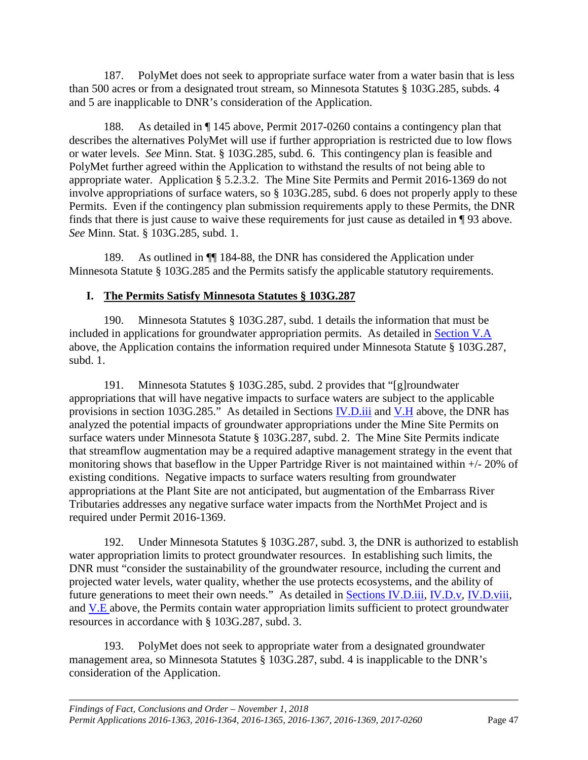187. PolyMet does not seek to appropriate surface water from a water basin that is less than 500 acres or from a designated trout stream, so Minnesota Statutes § 103G.285, subds. 4 and 5 are inapplicable to DNR's consideration of the Application.

188. As detailed in ¶ 145 above, Permit 2017-0260 contains a contingency plan that describes the alternatives PolyMet will use if further appropriation is restricted due to low flows or water levels. *See* Minn. Stat. § 103G.285, subd. 6. This contingency plan is feasible and PolyMet further agreed within the Application to withstand the results of not being able to appropriate water. Application § 5.2.3.2. The Mine Site Permits and Permit 2016-1369 do not involve appropriations of surface waters, so § 103G.285, subd. 6 does not properly apply to these Permits. Even if the contingency plan submission requirements apply to these Permits, the DNR finds that there is just cause to waive these requirements for just cause as detailed in ¶ 93 above. *See* Minn. Stat. § 103G.285, subd. 1.

189. As outlined in ¶¶ 184-88, the DNR has considered the Application under Minnesota Statute § 103G.285 and the Permits satisfy the applicable statutory requirements.

## I. The Permits Satisfy Minnesota Statutes § 103G.287

190. Minnesota Statutes § 103G.287, subd. 1 details the information that must be included in applications for groundwater appropriation permits. As detailed in Section V.A above, the Application contains the information required under Minnesota Statute § 103G.287, subd. 1.

191. Minnesota Statutes § 103G.285, subd. 2 provides that "[g]roundwater appropriations that will have negative impacts to surface waters are subject to the applicable provisions in section 103G.285." As detailed in Sections IV.D.iii and V.H above, the DNR has analyzed the potential impacts of groundwater appropriations under the Mine Site Permits on surface waters under Minnesota Statute § 103G.287, subd. 2. The Mine Site Permits indicate that streamflow augmentation may be a required adaptive management strategy in the event that monitoring shows that baseflow in the Upper Partridge River is not maintained within +/- 20% of existing conditions. Negative impacts to surface waters resulting from groundwater appropriations at the Plant Site are not anticipated, but augmentation of the Embarrass River Tributaries addresses any negative surface water impacts from the NorthMet Project and is required under Permit 2016-1369.

192. Under Minnesota Statutes § 103G.287, subd. 3, the DNR is authorized to establish water appropriation limits to protect groundwater resources. In establishing such limits, the DNR must "consider the sustainability of the groundwater resource, including the current and projected water levels, water quality, whether the use protects ecosystems, and the ability of future generations to meet their own needs." As detailed in Sections IV.D.iii, IV.D.v, IV.D.viii, and V.E above, the Permits contain water appropriation limits sufficient to protect groundwater resources in accordance with § 103G.287, subd. 3.

193. PolyMet does not seek to appropriate water from a designated groundwater management area, so Minnesota Statutes § 103G.287, subd. 4 is inapplicable to the DNR's consideration of the Application.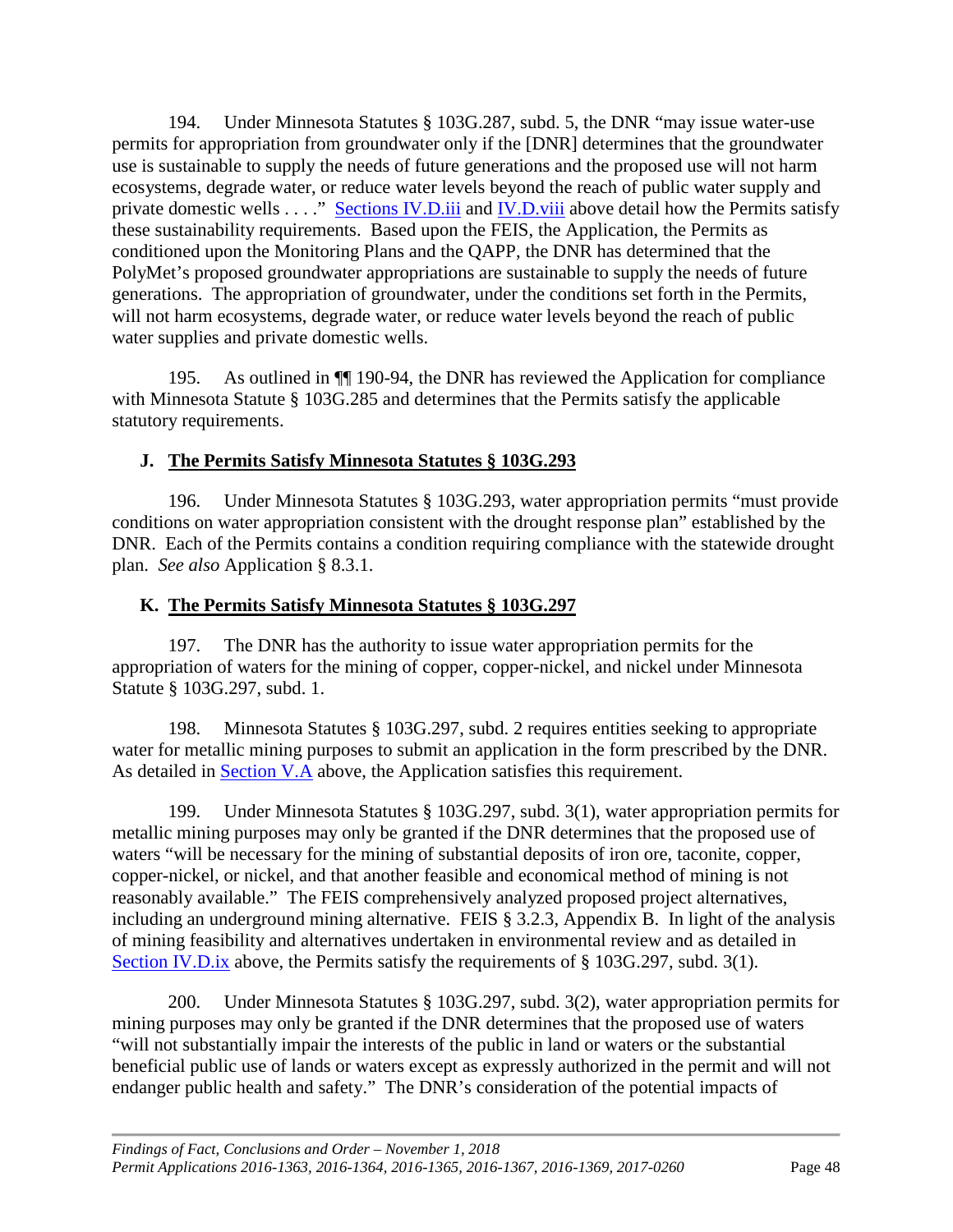194. Under Minnesota Statutes § 103G.287, subd. 5, the DNR "may issue water-use permits for appropriation from groundwater only if the [DNR] determines that the groundwater use is sustainable to supply the needs of future generations and the proposed use will not harm ecosystems, degrade water, or reduce water levels beyond the reach of public water supply and private domestic wells . . . ." Sections IV.D.iii and IV.D.viii above detail how the Permits satisfy these sustainability requirements. Based upon the FEIS, the Application, the Permits as conditioned upon the Monitoring Plans and the QAPP, the DNR has determined that the PolyMet's proposed groundwater appropriations are sustainable to supply the needs of future generations. The appropriation of groundwater, under the conditions set forth in the Permits, will not harm ecosystems, degrade water, or reduce water levels beyond the reach of public water supplies and private domestic wells.

195. As outlined in ¶¶ 190-94, the DNR has reviewed the Application for compliance with Minnesota Statute § 103G.285 and determines that the Permits satisfy the applicable statutory requirements.

### J. The Permits Satisfy Minnesota Statutes § 103G.293

196. Under Minnesota Statutes § 103G.293, water appropriation permits "must provide conditions on water appropriation consistent with the drought response plan" established by the DNR. Each of the Permits contains a condition requiring compliance with the statewide drought plan. *See also* Application § 8.3.1.

### K. The Permits Satisfy Minnesota Statutes § 103G.297

197. The DNR has the authority to issue water appropriation permits for the appropriation of waters for the mining of copper, copper-nickel, and nickel under Minnesota Statute § 103G.297, subd. 1.

198. Minnesota Statutes § 103G.297, subd. 2 requires entities seeking to appropriate water for metallic mining purposes to submit an application in the form prescribed by the DNR. As detailed in Section V.A above, the Application satisfies this requirement.

199. Under Minnesota Statutes § 103G.297, subd. 3(1), water appropriation permits for metallic mining purposes may only be granted if the DNR determines that the proposed use of waters "will be necessary for the mining of substantial deposits of iron ore, taconite, copper, copper-nickel, or nickel, and that another feasible and economical method of mining is not reasonably available." The FEIS comprehensively analyzed proposed project alternatives, including an underground mining alternative. FEIS § 3.2.3, Appendix B. In light of the analysis of mining feasibility and alternatives undertaken in environmental review and as detailed in Section IV.D.ix above, the Permits satisfy the requirements of § 103G.297, subd. 3(1).

200. Under Minnesota Statutes § 103G.297, subd. 3(2), water appropriation permits for mining purposes may only be granted if the DNR determines that the proposed use of waters "will not substantially impair the interests of the public in land or waters or the substantial beneficial public use of lands or waters except as expressly authorized in the permit and will not endanger public health and safety." The DNR's consideration of the potential impacts of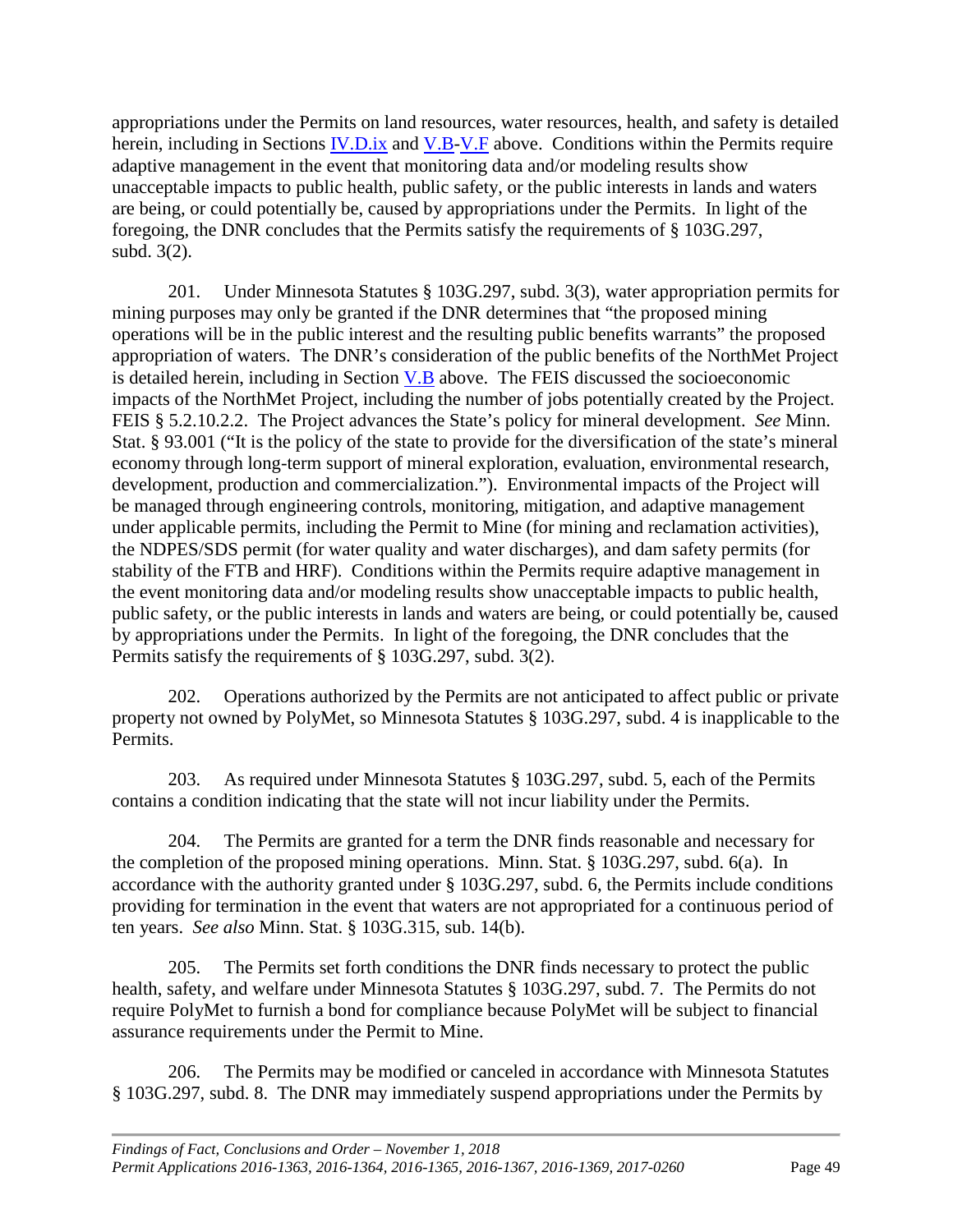appropriations under the Permits on land resources, water resources, health, and safety is detailed herein, including in Sections IV.D.ix and V.B-V.F above. Conditions within the Permits require adaptive management in the event that monitoring data and/or modeling results show unacceptable impacts to public health, public safety, or the public interests in lands and waters are being, or could potentially be, caused by appropriations under the Permits. In light of the foregoing, the DNR concludes that the Permits satisfy the requirements of § 103G.297, subd. 3(2).

201. Under Minnesota Statutes § 103G.297, subd. 3(3), water appropriation permits for mining purposes may only be granted if the DNR determines that "the proposed mining operations will be in the public interest and the resulting public benefits warrants" the proposed appropriation of waters. The DNR's consideration of the public benefits of the NorthMet Project is detailed herein, including in Section V.B above. The FEIS discussed the socioeconomic impacts of the NorthMet Project, including the number of jobs potentially created by the Project. FEIS § 5.2.10.2.2. The Project advances the State's policy for mineral development. *See* Minn. Stat. § 93.001 ("It is the policy of the state to provide for the diversification of the state's mineral economy through long-term support of mineral exploration, evaluation, environmental research, development, production and commercialization."). Environmental impacts of the Project will be managed through engineering controls, monitoring, mitigation, and adaptive management under applicable permits, including the Permit to Mine (for mining and reclamation activities), the NDPES/SDS permit (for water quality and water discharges), and dam safety permits (for stability of the FTB and HRF). Conditions within the Permits require adaptive management in the event monitoring data and/or modeling results show unacceptable impacts to public health, public safety, or the public interests in lands and waters are being, or could potentially be, caused by appropriations under the Permits. In light of the foregoing, the DNR concludes that the Permits satisfy the requirements of § 103G.297, subd. 3(2).

202. Operations authorized by the Permits are not anticipated to affect public or private property not owned by PolyMet, so Minnesota Statutes § 103G.297, subd. 4 is inapplicable to the Permits.

203. As required under Minnesota Statutes § 103G.297, subd. 5, each of the Permits contains a condition indicating that the state will not incur liability under the Permits.

204. The Permits are granted for a term the DNR finds reasonable and necessary for the completion of the proposed mining operations. Minn. Stat. § 103G.297, subd. 6(a). In accordance with the authority granted under § 103G.297, subd. 6, the Permits include conditions providing for termination in the event that waters are not appropriated for a continuous period of ten years. *See also* Minn. Stat. § 103G.315, sub. 14(b).

205. The Permits set forth conditions the DNR finds necessary to protect the public health, safety, and welfare under Minnesota Statutes § 103G.297, subd. 7. The Permits do not require PolyMet to furnish a bond for compliance because PolyMet will be subject to financial assurance requirements under the Permit to Mine.

206. The Permits may be modified or canceled in accordance with Minnesota Statutes § 103G.297, subd. 8. The DNR may immediately suspend appropriations under the Permits by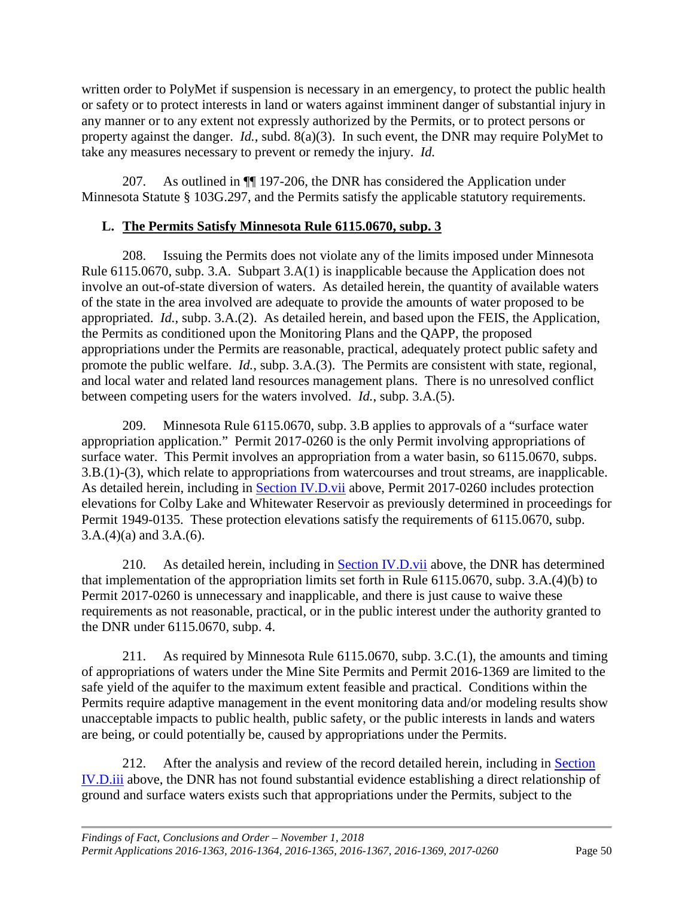written order to PolyMet if suspension is necessary in an emergency, to protect the public health or safety or to protect interests in land or waters against imminent danger of substantial injury in any manner or to any extent not expressly authorized by the Permits, or to protect persons or property against the danger. *Id.*, subd. 8(a)(3). In such event, the DNR may require PolyMet to take any measures necessary to prevent or remedy the injury. *Id.*

207. As outlined in ¶¶ 197-206, the DNR has considered the Application under Minnesota Statute § 103G.297, and the Permits satisfy the applicable statutory requirements.

### L. The Permits Satisfy Minnesota Rule 6115.0670, subp. 3

208. Issuing the Permits does not violate any of the limits imposed under Minnesota Rule 6115.0670, subp. 3.A. Subpart 3.A(1) is inapplicable because the Application does not involve an out-of-state diversion of waters. As detailed herein, the quantity of available waters of the state in the area involved are adequate to provide the amounts of water proposed to be appropriated. *Id.*, subp. 3.A.(2). As detailed herein, and based upon the FEIS, the Application, the Permits as conditioned upon the Monitoring Plans and the QAPP, the proposed appropriations under the Permits are reasonable, practical, adequately protect public safety and promote the public welfare. *Id.*, subp. 3.A.(3). The Permits are consistent with state, regional, and local water and related land resources management plans. There is no unresolved conflict between competing users for the waters involved. *Id.*, subp. 3.A.(5).

209. Minnesota Rule 6115.0670, subp. 3.B applies to approvals of a "surface water appropriation application." Permit 2017-0260 is the only Permit involving appropriations of surface water. This Permit involves an appropriation from a water basin, so 6115.0670, subps. 3.B.(1)-(3), which relate to appropriations from watercourses and trout streams, are inapplicable. As detailed herein, including in Section IV.D.vii above, Permit 2017-0260 includes protection elevations for Colby Lake and Whitewater Reservoir as previously determined in proceedings for Permit 1949-0135. These protection elevations satisfy the requirements of 6115.0670, subp. 3.A.(4)(a) and 3.A.(6).

210. As detailed herein, including in Section IV.D.vii above, the DNR has determined that implementation of the appropriation limits set forth in Rule 6115.0670, subp. 3.A.(4)(b) to Permit 2017-0260 is unnecessary and inapplicable, and there is just cause to waive these requirements as not reasonable, practical, or in the public interest under the authority granted to the DNR under 6115.0670, subp. 4.

211. As required by Minnesota Rule 6115.0670, subp. 3.C.(1), the amounts and timing of appropriations of waters under the Mine Site Permits and Permit 2016-1369 are limited to the safe yield of the aquifer to the maximum extent feasible and practical. Conditions within the Permits require adaptive management in the event monitoring data and/or modeling results show unacceptable impacts to public health, public safety, or the public interests in lands and waters are being, or could potentially be, caused by appropriations under the Permits.

212. After the analysis and review of the record detailed herein, including in Section IV.D.iii above, the DNR has not found substantial evidence establishing a direct relationship of ground and surface waters exists such that appropriations under the Permits, subject to the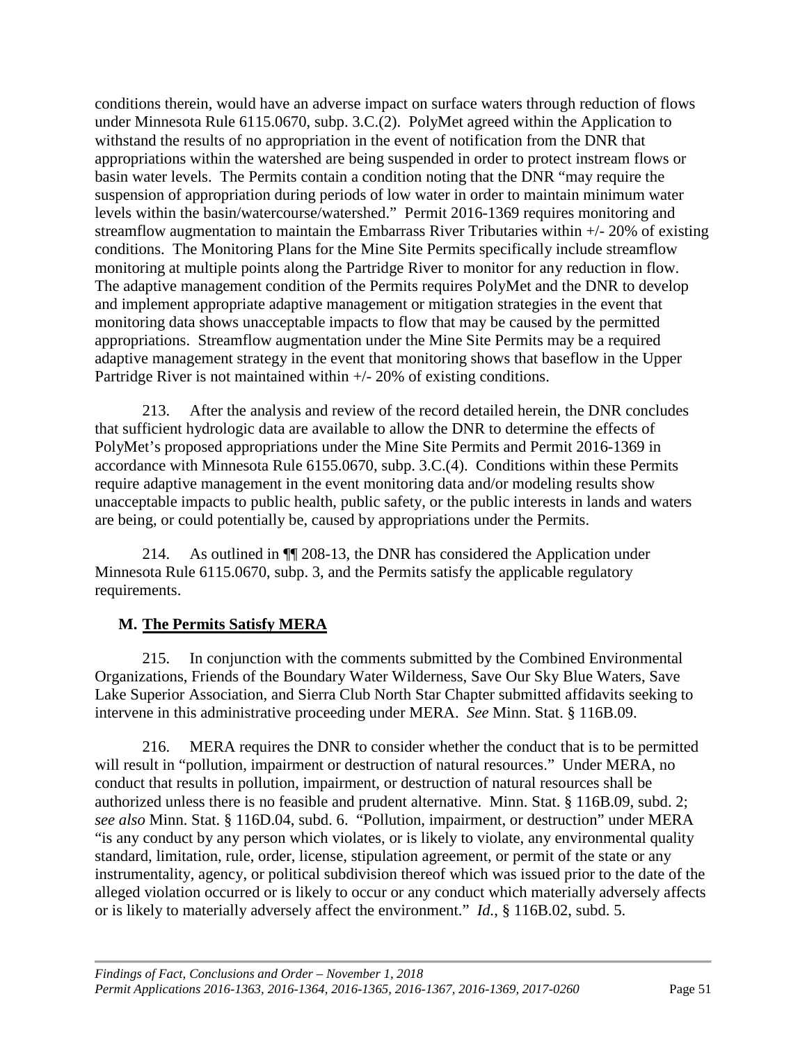conditions therein, would have an adverse impact on surface waters through reduction of flows under Minnesota Rule 6115.0670, subp. 3.C.(2). PolyMet agreed within the Application to withstand the results of no appropriation in the event of notification from the DNR that appropriations within the watershed are being suspended in order to protect instream flows or basin water levels. The Permits contain a condition noting that the DNR "may require the suspension of appropriation during periods of low water in order to maintain minimum water levels within the basin/watercourse/watershed." Permit 2016-1369 requires monitoring and streamflow augmentation to maintain the Embarrass River Tributaries within +/- 20% of existing conditions. The Monitoring Plans for the Mine Site Permits specifically include streamflow monitoring at multiple points along the Partridge River to monitor for any reduction in flow. The adaptive management condition of the Permits requires PolyMet and the DNR to develop and implement appropriate adaptive management or mitigation strategies in the event that monitoring data shows unacceptable impacts to flow that may be caused by the permitted appropriations. Streamflow augmentation under the Mine Site Permits may be a required adaptive management strategy in the event that monitoring shows that baseflow in the Upper Partridge River is not maintained within +/- 20% of existing conditions.

213. After the analysis and review of the record detailed herein, the DNR concludes that sufficient hydrologic data are available to allow the DNR to determine the effects of PolyMet's proposed appropriations under the Mine Site Permits and Permit 2016-1369 in accordance with Minnesota Rule 6155.0670, subp. 3.C.(4). Conditions within these Permits require adaptive management in the event monitoring data and/or modeling results show unacceptable impacts to public health, public safety, or the public interests in lands and waters are being, or could potentially be, caused by appropriations under the Permits.

214. As outlined in ¶¶ 208-13, the DNR has considered the Application under Minnesota Rule 6115.0670, subp. 3, and the Permits satisfy the applicable regulatory requirements.

## M. The Permits Satisfy MERA

215. In conjunction with the comments submitted by the Combined Environmental Organizations, Friends of the Boundary Water Wilderness, Save Our Sky Blue Waters, Save Lake Superior Association, and Sierra Club North Star Chapter submitted affidavits seeking to intervene in this administrative proceeding under MERA. *See* Minn. Stat. § 116B.09.

216. MERA requires the DNR to consider whether the conduct that is to be permitted will result in "pollution, impairment or destruction of natural resources." Under MERA, no conduct that results in pollution, impairment, or destruction of natural resources shall be authorized unless there is no feasible and prudent alternative. Minn. Stat. § 116B.09, subd. 2; *see also* Minn. Stat. § 116D.04, subd. 6. "Pollution, impairment, or destruction" under MERA "is any conduct by any person which violates, or is likely to violate, any environmental quality standard, limitation, rule, order, license, stipulation agreement, or permit of the state or any instrumentality, agency, or political subdivision thereof which was issued prior to the date of the alleged violation occurred or is likely to occur or any conduct which materially adversely affects or is likely to materially adversely affect the environment." *Id.*, § 116B.02, subd. 5.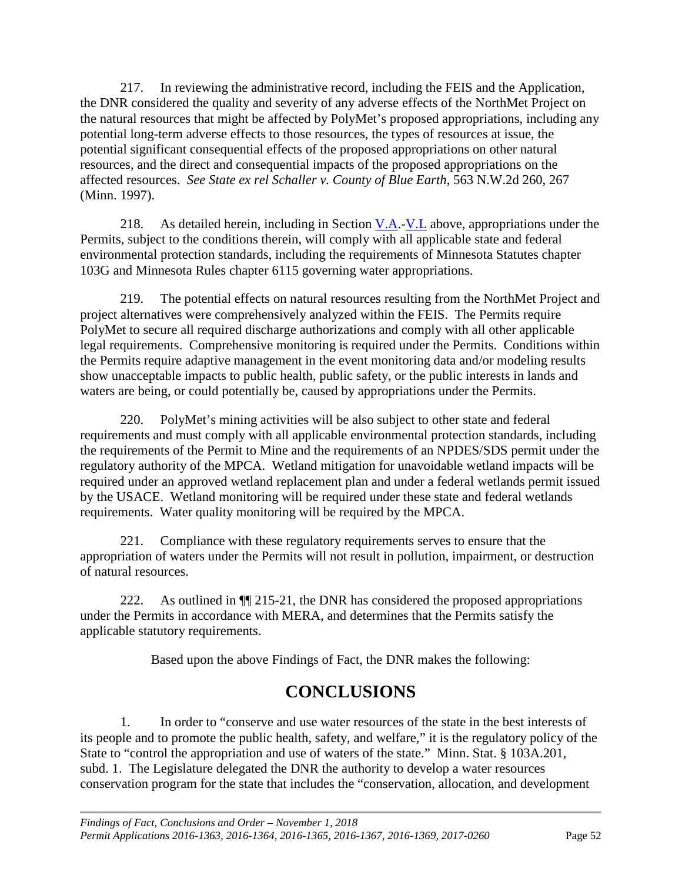217. In reviewing the administrative record, including the FEIS and the Application, the DNR considered the quality and severity of any adverse effects of the NorthMet Project on the natural resources that might be affected by PolyMet's proposed appropriations, including any potential long-term adverse effects to those resources, the types of resources at issue, the potential significant consequential effects of the proposed appropriations on other natural resources, and the direct and consequential impacts of the proposed appropriations on the affected resources. *See State ex rel Schaller v. County of Blue Earth*, 563 N.W.2d 260, 267 (Minn. 1997).

218. As detailed herein, including in Section V.A.-V.L above, appropriations under the Permits, subject to the conditions therein, will comply with all applicable state and federal environmental protection standards, including the requirements of Minnesota Statutes chapter 103G and Minnesota Rules chapter 6115 governing water appropriations.

219. The potential effects on natural resources resulting from the NorthMet Project and project alternatives were comprehensively analyzed within the FEIS. The Permits require PolyMet to secure all required discharge authorizations and comply with all other applicable legal requirements. Comprehensive monitoring is required under the Permits. Conditions within the Permits require adaptive management in the event monitoring data and/or modeling results show unacceptable impacts to public health, public safety, or the public interests in lands and waters are being, or could potentially be, caused by appropriations under the Permits.

220. PolyMet's mining activities will be also subject to other state and federal requirements and must comply with all applicable environmental protection standards, including the requirements of the Permit to Mine and the requirements of an NPDES/SDS permit under the regulatory authority of the MPCA. Wetland mitigation for unavoidable wetland impacts will be required under an approved wetland replacement plan and under a federal wetlands permit issued by the USACE. Wetland monitoring will be required under these state and federal wetlands requirements. Water quality monitoring will be required by the MPCA.

221. Compliance with these regulatory requirements serves to ensure that the appropriation of waters under the Permits will not result in pollution, impairment, or destruction of natural resources.

222. As outlined in ¶¶ 215-21, the DNR has considered the proposed appropriations under the Permits in accordance with MERA, and determines that the Permits satisfy the applicable statutory requirements.

Based upon the above Findings of Fact, the DNR makes the following:

# CONCLUSIONS

1. In order to "conserve and use water resources of the state in the best interests of its people and to promote the public health, safety, and welfare," it is the regulatory policy of the State to "control the appropriation and use of waters of the state." Minn. Stat. § 103A.201, subd. 1. The Legislature delegated the DNR the authority to develop a water resources conservation program for the state that includes the "conservation, allocation, and development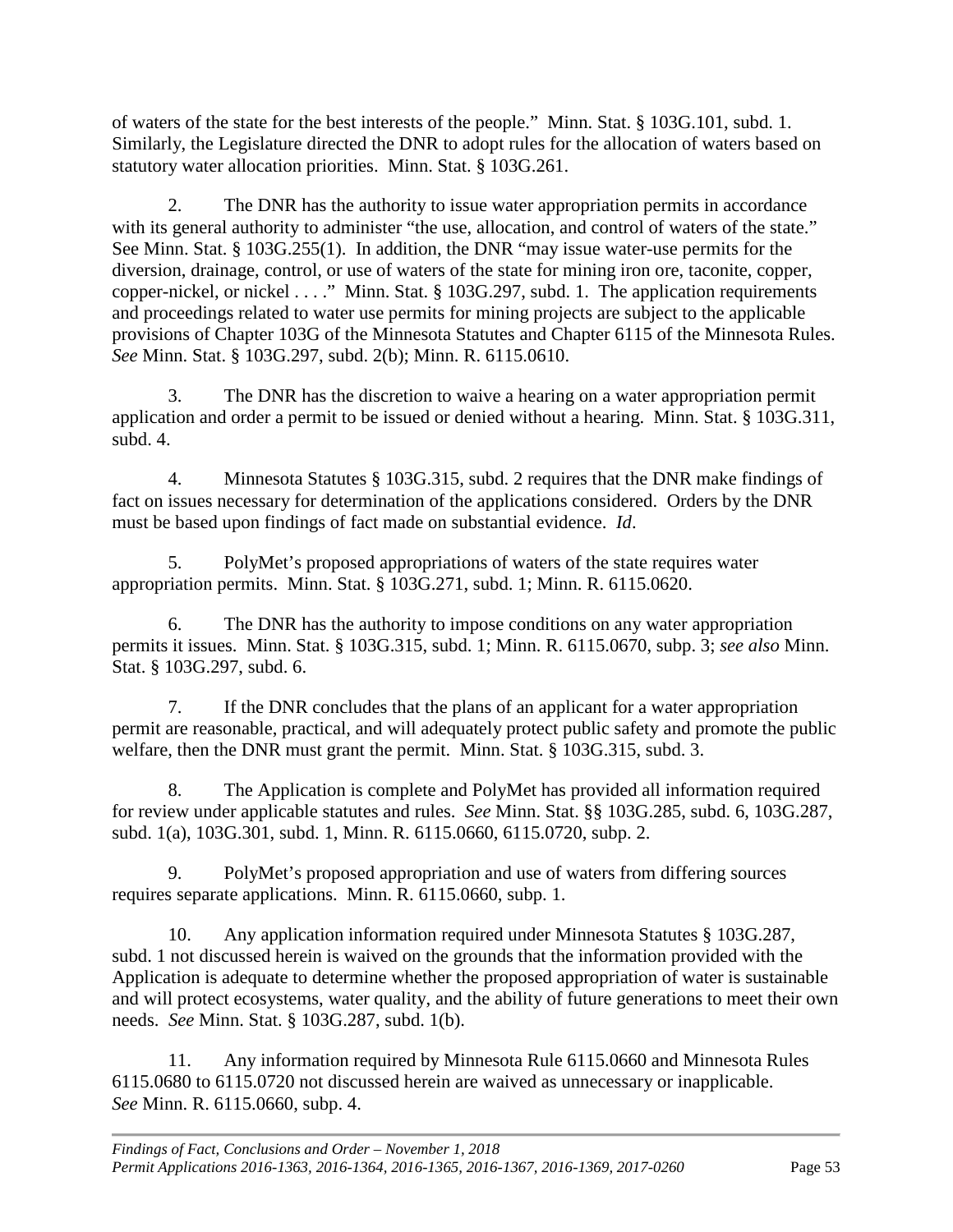of waters of the state for the best interests of the people." Minn. Stat. § 103G.101, subd. 1. Similarly, the Legislature directed the DNR to adopt rules for the allocation of waters based on statutory water allocation priorities. Minn. Stat. § 103G.261.

2. The DNR has the authority to issue water appropriation permits in accordance with its general authority to administer "the use, allocation, and control of waters of the state." See Minn. Stat. § 103G.255(1). In addition, the DNR "may issue water-use permits for the diversion, drainage, control, or use of waters of the state for mining iron ore, taconite, copper, copper-nickel, or nickel . . . ." Minn. Stat. § 103G.297, subd. 1. The application requirements and proceedings related to water use permits for mining projects are subject to the applicable provisions of Chapter 103G of the Minnesota Statutes and Chapter 6115 of the Minnesota Rules. *See* Minn. Stat. § 103G.297, subd. 2(b); Minn. R. 6115.0610.

3. The DNR has the discretion to waive a hearing on a water appropriation permit application and order a permit to be issued or denied without a hearing. Minn. Stat. § 103G.311, subd. 4.

4. Minnesota Statutes § 103G.315, subd. 2 requires that the DNR make findings of fact on issues necessary for determination of the applications considered. Orders by the DNR must be based upon findings of fact made on substantial evidence. *Id*.

5. PolyMet's proposed appropriations of waters of the state requires water appropriation permits. Minn. Stat. § 103G.271, subd. 1; Minn. R. 6115.0620.

6. The DNR has the authority to impose conditions on any water appropriation permits it issues. Minn. Stat. § 103G.315, subd. 1; Minn. R. 6115.0670, subp. 3; *see also* Minn. Stat. § 103G.297, subd. 6.

7. If the DNR concludes that the plans of an applicant for a water appropriation permit are reasonable, practical, and will adequately protect public safety and promote the public welfare, then the DNR must grant the permit. Minn. Stat. § 103G.315, subd. 3.

8. The Application is complete and PolyMet has provided all information required for review under applicable statutes and rules. *See* Minn. Stat. §§ 103G.285, subd. 6, 103G.287, subd. 1(a), 103G.301, subd. 1, Minn. R. 6115.0660, 6115.0720, subp. 2.

9. PolyMet's proposed appropriation and use of waters from differing sources requires separate applications. Minn. R. 6115.0660, subp. 1.

10. Any application information required under Minnesota Statutes § 103G.287, subd. 1 not discussed herein is waived on the grounds that the information provided with the Application is adequate to determine whether the proposed appropriation of water is sustainable and will protect ecosystems, water quality, and the ability of future generations to meet their own needs. *See* Minn. Stat. § 103G.287, subd. 1(b).

11. Any information required by Minnesota Rule 6115.0660 and Minnesota Rules 6115.0680 to 6115.0720 not discussed herein are waived as unnecessary or inapplicable. *See* Minn. R. 6115.0660, subp. 4.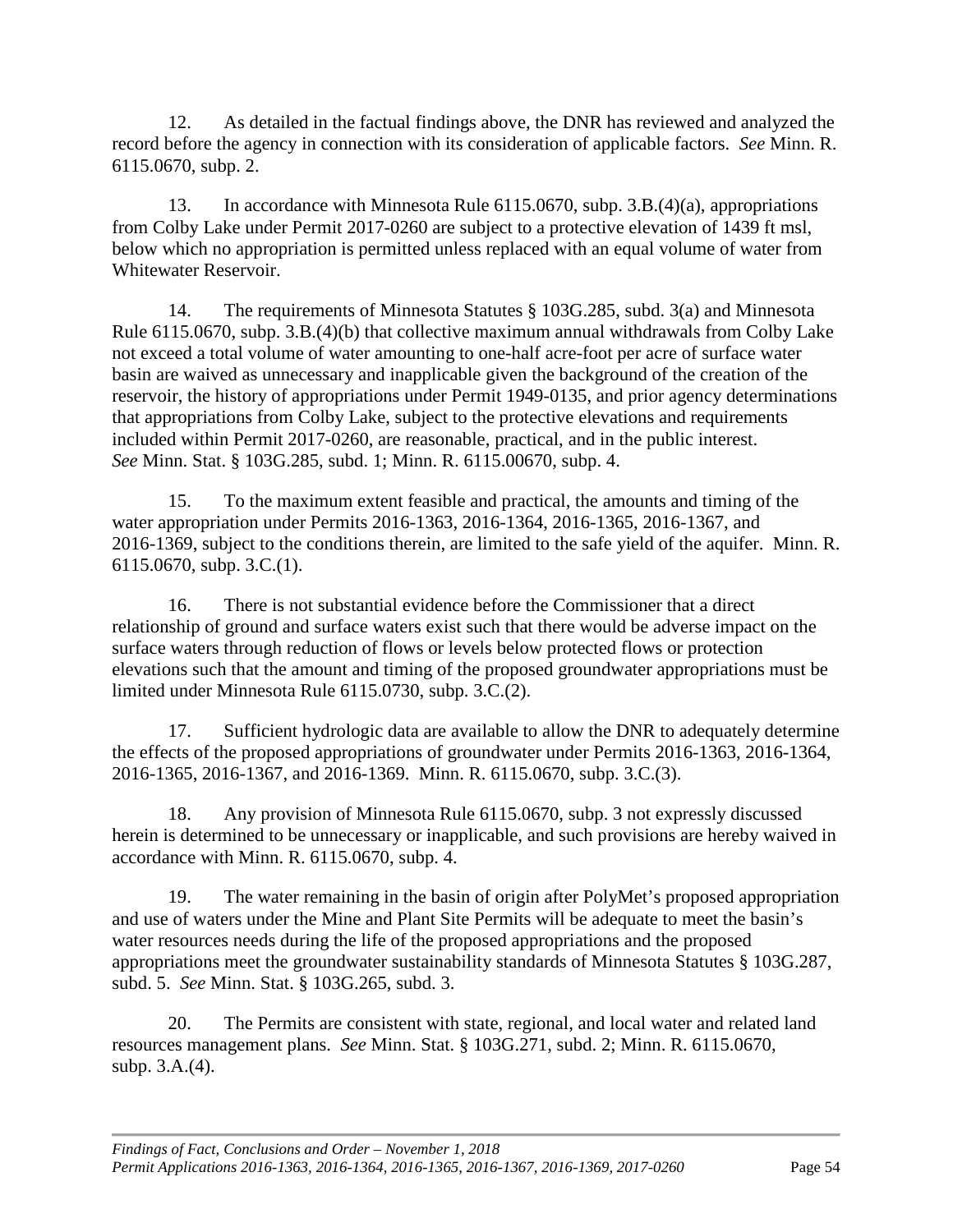12. As detailed in the factual findings above, the DNR has reviewed and analyzed the record before the agency in connection with its consideration of applicable factors. *See* Minn. R. 6115.0670, subp. 2.

13. In accordance with Minnesota Rule 6115.0670, subp. 3.B.(4)(a), appropriations from Colby Lake under Permit 2017-0260 are subject to a protective elevation of 1439 ft msl, below which no appropriation is permitted unless replaced with an equal volume of water from Whitewater Reservoir.

14. The requirements of Minnesota Statutes § 103G.285, subd. 3(a) and Minnesota Rule 6115.0670, subp. 3.B.(4)(b) that collective maximum annual withdrawals from Colby Lake not exceed a total volume of water amounting to one-half acre-foot per acre of surface water basin are waived as unnecessary and inapplicable given the background of the creation of the reservoir, the history of appropriations under Permit 1949-0135, and prior agency determinations that appropriations from Colby Lake, subject to the protective elevations and requirements included within Permit 2017-0260, are reasonable, practical, and in the public interest. *See* Minn. Stat. § 103G.285, subd. 1; Minn. R. 6115.00670, subp. 4.

15. To the maximum extent feasible and practical, the amounts and timing of the water appropriation under Permits 2016-1363, 2016-1364, 2016-1365, 2016-1367, and 2016-1369, subject to the conditions therein, are limited to the safe yield of the aquifer. Minn. R. 6115.0670, subp. 3.C.(1).

16. There is not substantial evidence before the Commissioner that a direct relationship of ground and surface waters exist such that there would be adverse impact on the surface waters through reduction of flows or levels below protected flows or protection elevations such that the amount and timing of the proposed groundwater appropriations must be limited under Minnesota Rule 6115.0730, subp. 3.C.(2).

17. Sufficient hydrologic data are available to allow the DNR to adequately determine the effects of the proposed appropriations of groundwater under Permits 2016-1363, 2016-1364, 2016-1365, 2016-1367, and 2016-1369. Minn. R. 6115.0670, subp. 3.C.(3).

18. Any provision of Minnesota Rule 6115.0670, subp. 3 not expressly discussed herein is determined to be unnecessary or inapplicable, and such provisions are hereby waived in accordance with Minn. R. 6115.0670, subp. 4.

19. The water remaining in the basin of origin after PolyMet's proposed appropriation and use of waters under the Mine and Plant Site Permits will be adequate to meet the basin's water resources needs during the life of the proposed appropriations and the proposed appropriations meet the groundwater sustainability standards of Minnesota Statutes § 103G.287, subd. 5. *See* Minn. Stat. § 103G.265, subd. 3.

20. The Permits are consistent with state, regional, and local water and related land resources management plans. *See* Minn. Stat. § 103G.271, subd. 2; Minn. R. 6115.0670, subp. 3.A.(4).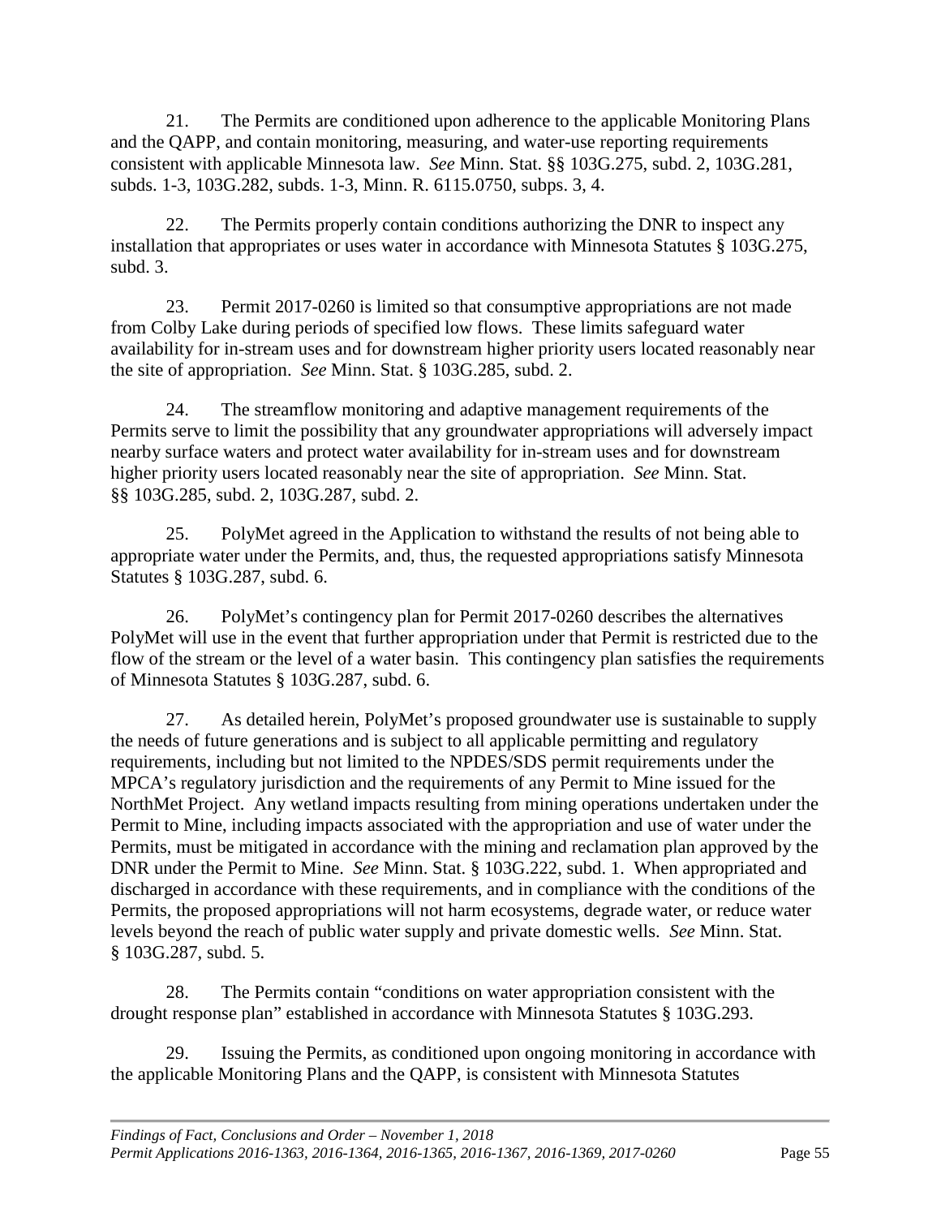21. The Permits are conditioned upon adherence to the applicable Monitoring Plans and the QAPP, and contain monitoring, measuring, and water-use reporting requirements consistent with applicable Minnesota law. *See* Minn. Stat. §§ 103G.275, subd. 2, 103G.281, subds. 1-3, 103G.282, subds. 1-3, Minn. R. 6115.0750, subps. 3, 4.

22. The Permits properly contain conditions authorizing the DNR to inspect any installation that appropriates or uses water in accordance with Minnesota Statutes § 103G.275, subd. 3.

23. Permit 2017-0260 is limited so that consumptive appropriations are not made from Colby Lake during periods of specified low flows. These limits safeguard water availability for in-stream uses and for downstream higher priority users located reasonably near the site of appropriation. *See* Minn. Stat. § 103G.285, subd. 2.

24. The streamflow monitoring and adaptive management requirements of the Permits serve to limit the possibility that any groundwater appropriations will adversely impact nearby surface waters and protect water availability for in-stream uses and for downstream higher priority users located reasonably near the site of appropriation. *See* Minn. Stat. §§ 103G.285, subd. 2, 103G.287, subd. 2.

25. PolyMet agreed in the Application to withstand the results of not being able to appropriate water under the Permits, and, thus, the requested appropriations satisfy Minnesota Statutes § 103G.287, subd. 6.

26. PolyMet's contingency plan for Permit 2017-0260 describes the alternatives PolyMet will use in the event that further appropriation under that Permit is restricted due to the flow of the stream or the level of a water basin. This contingency plan satisfies the requirements of Minnesota Statutes § 103G.287, subd. 6.

27. As detailed herein, PolyMet's proposed groundwater use is sustainable to supply the needs of future generations and is subject to all applicable permitting and regulatory requirements, including but not limited to the NPDES/SDS permit requirements under the MPCA's regulatory jurisdiction and the requirements of any Permit to Mine issued for the NorthMet Project. Any wetland impacts resulting from mining operations undertaken under the Permit to Mine, including impacts associated with the appropriation and use of water under the Permits, must be mitigated in accordance with the mining and reclamation plan approved by the DNR under the Permit to Mine. *See* Minn. Stat. § 103G.222, subd. 1. When appropriated and discharged in accordance with these requirements, and in compliance with the conditions of the Permits, the proposed appropriations will not harm ecosystems, degrade water, or reduce water levels beyond the reach of public water supply and private domestic wells. *See* Minn. Stat. § 103G.287, subd. 5.

28. The Permits contain "conditions on water appropriation consistent with the drought response plan" established in accordance with Minnesota Statutes § 103G.293.

29. Issuing the Permits, as conditioned upon ongoing monitoring in accordance with the applicable Monitoring Plans and the QAPP, is consistent with Minnesota Statutes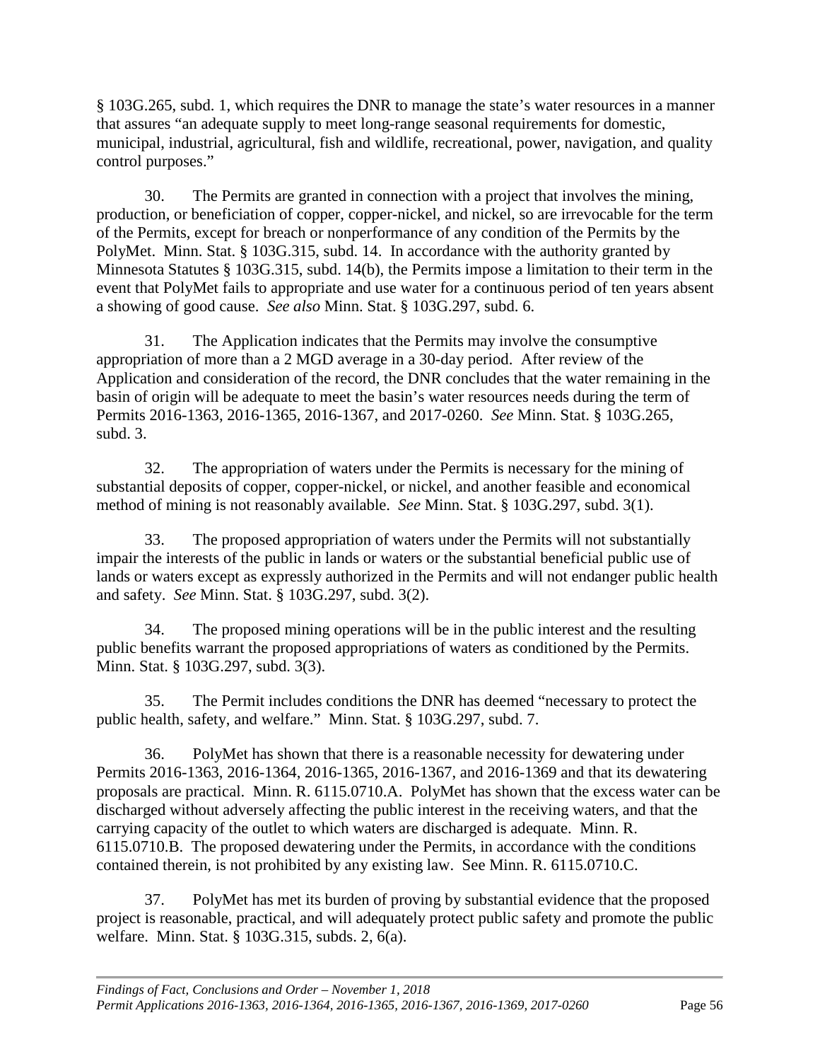§ 103G.265, subd. 1, which requires the DNR to manage the state's water resources in a manner that assures "an adequate supply to meet long-range seasonal requirements for domestic, municipal, industrial, agricultural, fish and wildlife, recreational, power, navigation, and quality control purposes."

30. The Permits are granted in connection with a project that involves the mining, production, or beneficiation of copper, copper-nickel, and nickel, so are irrevocable for the term of the Permits, except for breach or nonperformance of any condition of the Permits by the PolyMet. Minn. Stat. § 103G.315, subd. 14. In accordance with the authority granted by Minnesota Statutes § 103G.315, subd. 14(b), the Permits impose a limitation to their term in the event that PolyMet fails to appropriate and use water for a continuous period of ten years absent a showing of good cause. *See also* Minn. Stat. § 103G.297, subd. 6.

31. The Application indicates that the Permits may involve the consumptive appropriation of more than a 2 MGD average in a 30-day period. After review of the Application and consideration of the record, the DNR concludes that the water remaining in the basin of origin will be adequate to meet the basin's water resources needs during the term of Permits 2016-1363, 2016-1365, 2016-1367, and 2017-0260. *See* Minn. Stat. § 103G.265, subd. 3.

32. The appropriation of waters under the Permits is necessary for the mining of substantial deposits of copper, copper-nickel, or nickel, and another feasible and economical method of mining is not reasonably available. *See* Minn. Stat. § 103G.297, subd. 3(1).

33. The proposed appropriation of waters under the Permits will not substantially impair the interests of the public in lands or waters or the substantial beneficial public use of lands or waters except as expressly authorized in the Permits and will not endanger public health and safety. *See* Minn. Stat. § 103G.297, subd. 3(2).

34. The proposed mining operations will be in the public interest and the resulting public benefits warrant the proposed appropriations of waters as conditioned by the Permits. Minn. Stat. § 103G.297, subd. 3(3).

35. The Permit includes conditions the DNR has deemed "necessary to protect the public health, safety, and welfare." Minn. Stat. § 103G.297, subd. 7.

36. PolyMet has shown that there is a reasonable necessity for dewatering under Permits 2016-1363, 2016-1364, 2016-1365, 2016-1367, and 2016-1369 and that its dewatering proposals are practical. Minn. R. 6115.0710.A. PolyMet has shown that the excess water can be discharged without adversely affecting the public interest in the receiving waters, and that the carrying capacity of the outlet to which waters are discharged is adequate. Minn. R. 6115.0710.B. The proposed dewatering under the Permits, in accordance with the conditions contained therein, is not prohibited by any existing law. See Minn. R. 6115.0710.C.

37. PolyMet has met its burden of proving by substantial evidence that the proposed project is reasonable, practical, and will adequately protect public safety and promote the public welfare. Minn. Stat. § 103G.315, subds. 2, 6(a).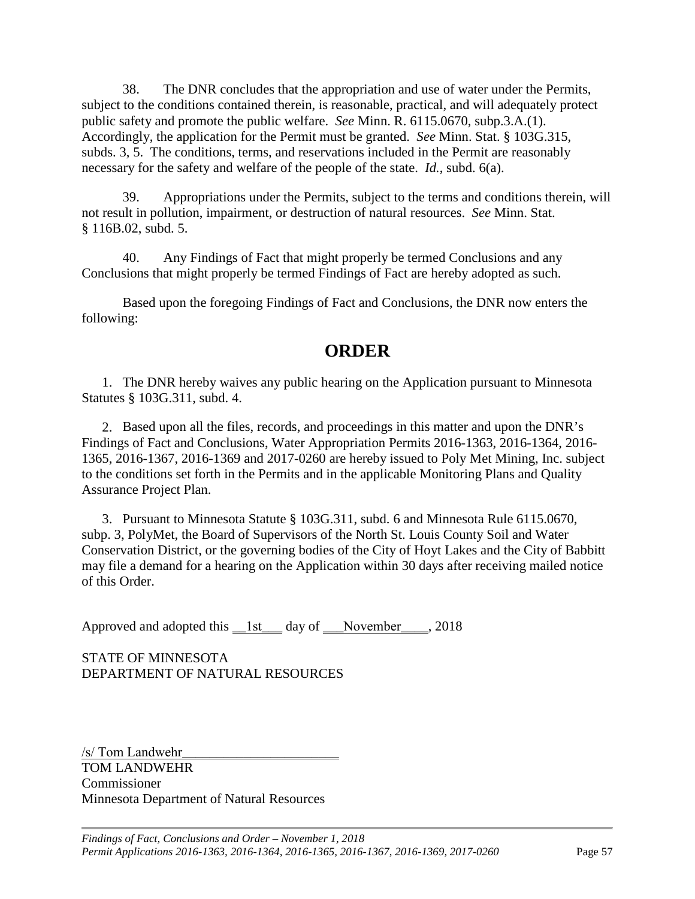38. The DNR concludes that the appropriation and use of water under the Permits, subject to the conditions contained therein, is reasonable, practical, and will adequately protect public safety and promote the public welfare. *See* Minn. R. 6115.0670, subp.3.A.(1). Accordingly, the application for the Permit must be granted. *See* Minn. Stat. § 103G.315, subds. 3, 5. The conditions, terms, and reservations included in the Permit are reasonably necessary for the safety and welfare of the people of the state. *Id.*, subd. 6(a).

39. Appropriations under the Permits, subject to the terms and conditions therein, will not result in pollution, impairment, or destruction of natural resources. *See* Minn. Stat. § 116B.02, subd. 5.

40. Any Findings of Fact that might properly be termed Conclusions and any Conclusions that might properly be termed Findings of Fact are hereby adopted as such.

Based upon the foregoing Findings of Fact and Conclusions, the DNR now enters the following:

# ORDER

1. The DNR hereby waives any public hearing on the Application pursuant to Minnesota Statutes § 103G.311, subd. 4.

2. Based upon all the files, records, and proceedings in this matter and upon the DNR's Findings of Fact and Conclusions, Water Appropriation Permits 2016-1363, 2016-1364, 2016-1365, 2016-1367, 2016-1369 and 2017-0260 are hereby issued to Poly Met Mining, Inc. subject to the conditions set forth in the Permits and in the applicable Monitoring Plans and Quality Assurance Project Plan.

3. Pursuant to Minnesota Statute § 103G.311, subd. 6 and Minnesota Rule 6115.0670, subp. 3, PolyMet, the Board of Supervisors of the North St. Louis County Soil and Water Conservation District, or the governing bodies of the City of Hoyt Lakes and the City of Babbitt may file a demand for a hearing on the Application within 30 days after receiving mailed notice of this Order.

Approved and adopted this __1st___ day of ___November____, 2018

STATE OF MINNESOTA
DEPARTMENT OF NATURAL RESOURCES

/s/ Tom Landwehr________________________
TOM LANDWEHR
Commissioner
Minnesota Department of Natural Resources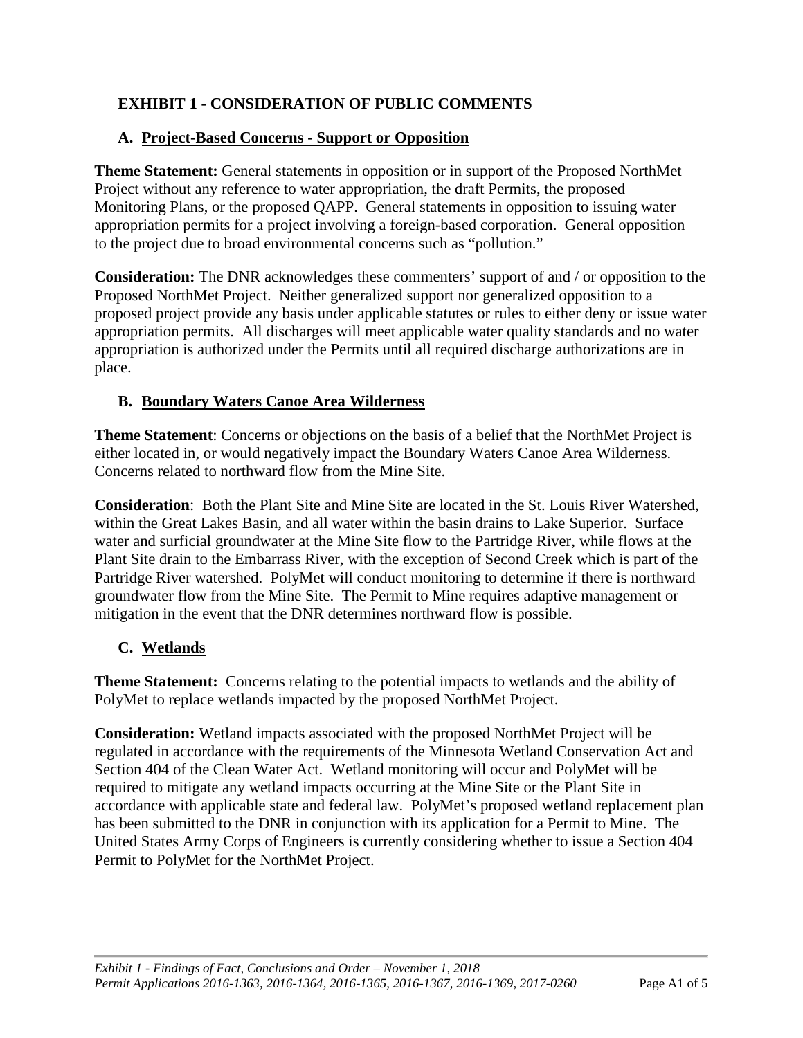## EXHIBIT 1 - CONSIDERATION OF PUBLIC COMMENTS

### A. Project-Based Concerns - Support or Opposition

**Theme Statement:** General statements in opposition or in support of the Proposed NorthMet Project without any reference to water appropriation, the draft Permits, the proposed Monitoring Plans, or the proposed QAPP. General statements in opposition to issuing water appropriation permits for a project involving a foreign-based corporation. General opposition to the project due to broad environmental concerns such as "pollution."

**Consideration:** The DNR acknowledges these commenters' support of and / or opposition to the Proposed NorthMet Project. Neither generalized support nor generalized opposition to a proposed project provide any basis under applicable statutes or rules to either deny or issue water appropriation permits. All discharges will meet applicable water quality standards and no water appropriation is authorized under the Permits until all required discharge authorizations are in place.

### B. Boundary Waters Canoe Area Wilderness

**Theme Statement**: Concerns or objections on the basis of a belief that the NorthMet Project is either located in, or would negatively impact the Boundary Waters Canoe Area Wilderness. Concerns related to northward flow from the Mine Site.

**Consideration**: Both the Plant Site and Mine Site are located in the St. Louis River Watershed, within the Great Lakes Basin, and all water within the basin drains to Lake Superior. Surface water and surficial groundwater at the Mine Site flow to the Partridge River, while flows at the Plant Site drain to the Embarrass River, with the exception of Second Creek which is part of the Partridge River watershed. PolyMet will conduct monitoring to determine if there is northward groundwater flow from the Mine Site. The Permit to Mine requires adaptive management or mitigation in the event that the DNR determines northward flow is possible.

### C. Wetlands

**Theme Statement:** Concerns relating to the potential impacts to wetlands and the ability of PolyMet to replace wetlands impacted by the proposed NorthMet Project.

**Consideration:** Wetland impacts associated with the proposed NorthMet Project will be regulated in accordance with the requirements of the Minnesota Wetland Conservation Act and Section 404 of the Clean Water Act. Wetland monitoring will occur and PolyMet will be required to mitigate any wetland impacts occurring at the Mine Site or the Plant Site in accordance with applicable state and federal law. PolyMet's proposed wetland replacement plan has been submitted to the DNR in conjunction with its application for a Permit to Mine. The United States Army Corps of Engineers is currently considering whether to issue a Section 404 Permit to PolyMet for the NorthMet Project.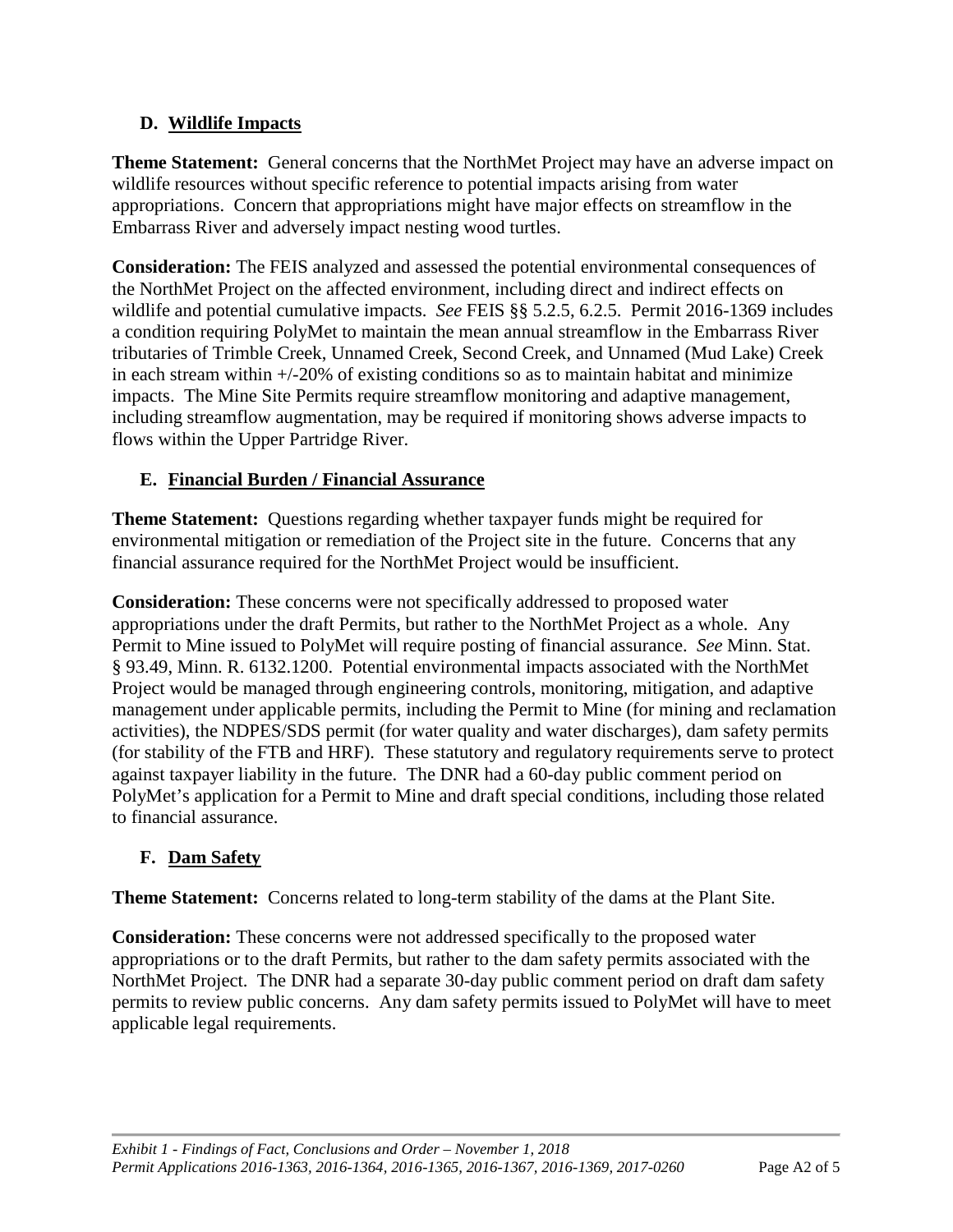### D. Wildlife Impacts

**Theme Statement:** General concerns that the NorthMet Project may have an adverse impact on wildlife resources without specific reference to potential impacts arising from water appropriations. Concern that appropriations might have major effects on streamflow in the Embarrass River and adversely impact nesting wood turtles.

**Consideration:** The FEIS analyzed and assessed the potential environmental consequences of the NorthMet Project on the affected environment, including direct and indirect effects on wildlife and potential cumulative impacts. *See* FEIS §§ 5.2.5, 6.2.5. Permit 2016-1369 includes a condition requiring PolyMet to maintain the mean annual streamflow in the Embarrass River tributaries of Trimble Creek, Unnamed Creek, Second Creek, and Unnamed (Mud Lake) Creek in each stream within +/-20% of existing conditions so as to maintain habitat and minimize impacts. The Mine Site Permits require streamflow monitoring and adaptive management, including streamflow augmentation, may be required if monitoring shows adverse impacts to flows within the Upper Partridge River.

### E. Financial Burden / Financial Assurance

**Theme Statement:** Questions regarding whether taxpayer funds might be required for environmental mitigation or remediation of the Project site in the future. Concerns that any financial assurance required for the NorthMet Project would be insufficient.

**Consideration:** These concerns were not specifically addressed to proposed water appropriations under the draft Permits, but rather to the NorthMet Project as a whole. Any Permit to Mine issued to PolyMet will require posting of financial assurance. *See* Minn. Stat. § 93.49, Minn. R. 6132.1200. Potential environmental impacts associated with the NorthMet Project would be managed through engineering controls, monitoring, mitigation, and adaptive management under applicable permits, including the Permit to Mine (for mining and reclamation activities), the NDPES/SDS permit (for water quality and water discharges), dam safety permits (for stability of the FTB and HRF). These statutory and regulatory requirements serve to protect against taxpayer liability in the future. The DNR had a 60-day public comment period on PolyMet's application for a Permit to Mine and draft special conditions, including those related to financial assurance.

### F. Dam Safety

**Theme Statement:** Concerns related to long-term stability of the dams at the Plant Site.

**Consideration:** These concerns were not addressed specifically to the proposed water appropriations or to the draft Permits, but rather to the dam safety permits associated with the NorthMet Project. The DNR had a separate 30-day public comment period on draft dam safety permits to review public concerns. Any dam safety permits issued to PolyMet will have to meet applicable legal requirements.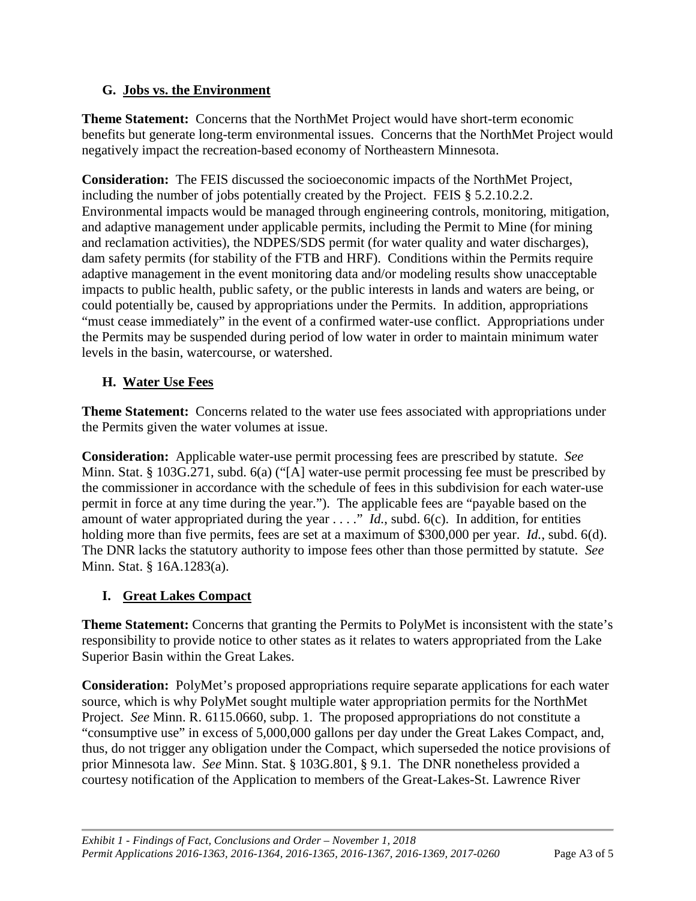### G. Jobs vs. the Environment

**Theme Statement:** Concerns that the NorthMet Project would have short-term economic benefits but generate long-term environmental issues. Concerns that the NorthMet Project would negatively impact the recreation-based economy of Northeastern Minnesota.

**Consideration:** The FEIS discussed the socioeconomic impacts of the NorthMet Project, including the number of jobs potentially created by the Project. FEIS § 5.2.10.2.2. Environmental impacts would be managed through engineering controls, monitoring, mitigation, and adaptive management under applicable permits, including the Permit to Mine (for mining and reclamation activities), the NDPES/SDS permit (for water quality and water discharges), dam safety permits (for stability of the FTB and HRF). Conditions within the Permits require adaptive management in the event monitoring data and/or modeling results show unacceptable impacts to public health, public safety, or the public interests in lands and waters are being, or could potentially be, caused by appropriations under the Permits. In addition, appropriations "must cease immediately" in the event of a confirmed water-use conflict. Appropriations under the Permits may be suspended during period of low water in order to maintain minimum water levels in the basin, watercourse, or watershed.

### H. Water Use Fees

**Theme Statement:** Concerns related to the water use fees associated with appropriations under the Permits given the water volumes at issue.

**Consideration:** Applicable water-use permit processing fees are prescribed by statute. *See* Minn. Stat. § 103G.271, subd. 6(a) ("[A] water-use permit processing fee must be prescribed by the commissioner in accordance with the schedule of fees in this subdivision for each water-use permit in force at any time during the year."). The applicable fees are "payable based on the amount of water appropriated during the year . . . ." *Id.*, subd. 6(c). In addition, for entities holding more than five permits, fees are set at a maximum of $300,000 per year. *Id.*, subd. 6(d). The DNR lacks the statutory authority to impose fees other than those permitted by statute. *See* Minn. Stat. § 16A.1283(a).

### I. Great Lakes Compact

**Theme Statement:** Concerns that granting the Permits to PolyMet is inconsistent with the state's responsibility to provide notice to other states as it relates to waters appropriated from the Lake Superior Basin within the Great Lakes.

**Consideration:** PolyMet's proposed appropriations require separate applications for each water source, which is why PolyMet sought multiple water appropriation permits for the NorthMet Project. *See* Minn. R. 6115.0660, subp. 1. The proposed appropriations do not constitute a "consumptive use" in excess of 5,000,000 gallons per day under the Great Lakes Compact, and, thus, do not trigger any obligation under the Compact, which superseded the notice provisions of prior Minnesota law. *See* Minn. Stat. § 103G.801, § 9.1. The DNR nonetheless provided a courtesy notification of the Application to members of the Great-Lakes-St. Lawrence River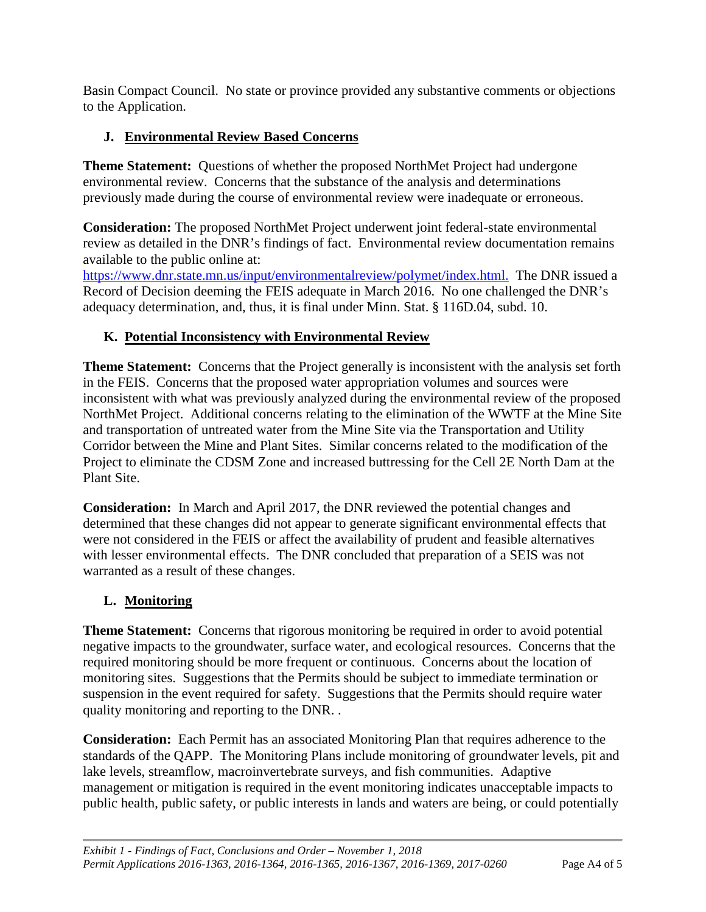Basin Compact Council. No state or province provided any substantive comments or objections to the Application.

### J. Environmental Review Based Concerns

**Theme Statement:** Questions of whether the proposed NorthMet Project had undergone environmental review. Concerns that the substance of the analysis and determinations previously made during the course of environmental review were inadequate or erroneous.

**Consideration:** The proposed NorthMet Project underwent joint federal-state environmental review as detailed in the DNR's findings of fact. Environmental review documentation remains available to the public online at: https://www.dnr.state.mn.us/input/environmentalreview/polymet/index.html. The DNR issued a Record of Decision deeming the FEIS adequate in March 2016. No one challenged the DNR's adequacy determination, and, thus, it is final under Minn. Stat. § 116D.04, subd. 10.

### K. Potential Inconsistency with Environmental Review

**Theme Statement:** Concerns that the Project generally is inconsistent with the analysis set forth in the FEIS. Concerns that the proposed water appropriation volumes and sources were inconsistent with what was previously analyzed during the environmental review of the proposed NorthMet Project. Additional concerns relating to the elimination of the WWTF at the Mine Site and transportation of untreated water from the Mine Site via the Transportation and Utility Corridor between the Mine and Plant Sites. Similar concerns related to the modification of the Project to eliminate the CDSM Zone and increased buttressing for the Cell 2E North Dam at the Plant Site.

**Consideration:** In March and April 2017, the DNR reviewed the potential changes and determined that these changes did not appear to generate significant environmental effects that were not considered in the FEIS or affect the availability of prudent and feasible alternatives with lesser environmental effects. The DNR concluded that preparation of a SEIS was not warranted as a result of these changes.

### L. Monitoring

**Theme Statement:** Concerns that rigorous monitoring be required in order to avoid potential negative impacts to the groundwater, surface water, and ecological resources. Concerns that the required monitoring should be more frequent or continuous. Concerns about the location of monitoring sites. Suggestions that the Permits should be subject to immediate termination or suspension in the event required for safety. Suggestions that the Permits should require water quality monitoring and reporting to the DNR. .

**Consideration:** Each Permit has an associated Monitoring Plan that requires adherence to the standards of the QAPP. The Monitoring Plans include monitoring of groundwater levels, pit and lake levels, streamflow, macroinvertebrate surveys, and fish communities. Adaptive management or mitigation is required in the event monitoring indicates unacceptable impacts to public health, public safety, or public interests in lands and waters are being, or could potentially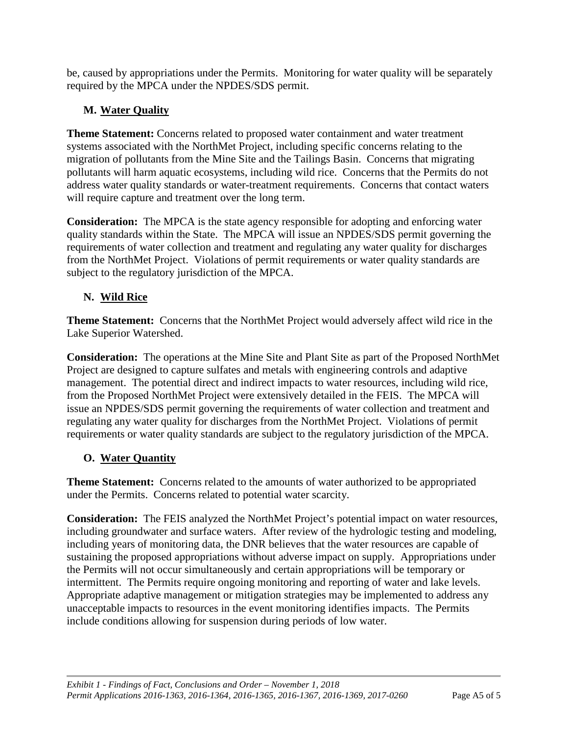be, caused by appropriations under the Permits. Monitoring for water quality will be separately required by the MPCA under the NPDES/SDS permit.

### M. Water Quality

**Theme Statement:** Concerns related to proposed water containment and water treatment systems associated with the NorthMet Project, including specific concerns relating to the migration of pollutants from the Mine Site and the Tailings Basin. Concerns that migrating pollutants will harm aquatic ecosystems, including wild rice. Concerns that the Permits do not address water quality standards or water-treatment requirements. Concerns that contact waters will require capture and treatment over the long term.

**Consideration:** The MPCA is the state agency responsible for adopting and enforcing water quality standards within the State. The MPCA will issue an NPDES/SDS permit governing the requirements of water collection and treatment and regulating any water quality for discharges from the NorthMet Project. Violations of permit requirements or water quality standards are subject to the regulatory jurisdiction of the MPCA.

### N. Wild Rice

**Theme Statement:** Concerns that the NorthMet Project would adversely affect wild rice in the Lake Superior Watershed.

**Consideration:** The operations at the Mine Site and Plant Site as part of the Proposed NorthMet Project are designed to capture sulfates and metals with engineering controls and adaptive management. The potential direct and indirect impacts to water resources, including wild rice, from the Proposed NorthMet Project were extensively detailed in the FEIS. The MPCA will issue an NPDES/SDS permit governing the requirements of water collection and treatment and regulating any water quality for discharges from the NorthMet Project. Violations of permit requirements or water quality standards are subject to the regulatory jurisdiction of the MPCA.

### O. Water Quantity

**Theme Statement:** Concerns related to the amounts of water authorized to be appropriated under the Permits. Concerns related to potential water scarcity.

**Consideration:** The FEIS analyzed the NorthMet Project's potential impact on water resources, including groundwater and surface waters. After review of the hydrologic testing and modeling, including years of monitoring data, the DNR believes that the water resources are capable of sustaining the proposed appropriations without adverse impact on supply. Appropriations under the Permits will not occur simultaneously and certain appropriations will be temporary or intermittent. The Permits require ongoing monitoring and reporting of water and lake levels. Appropriate adaptive management or mitigation strategies may be implemented to address any unacceptable impacts to resources in the event monitoring identifies impacts. The Permits include conditions allowing for suspension during periods of low water.